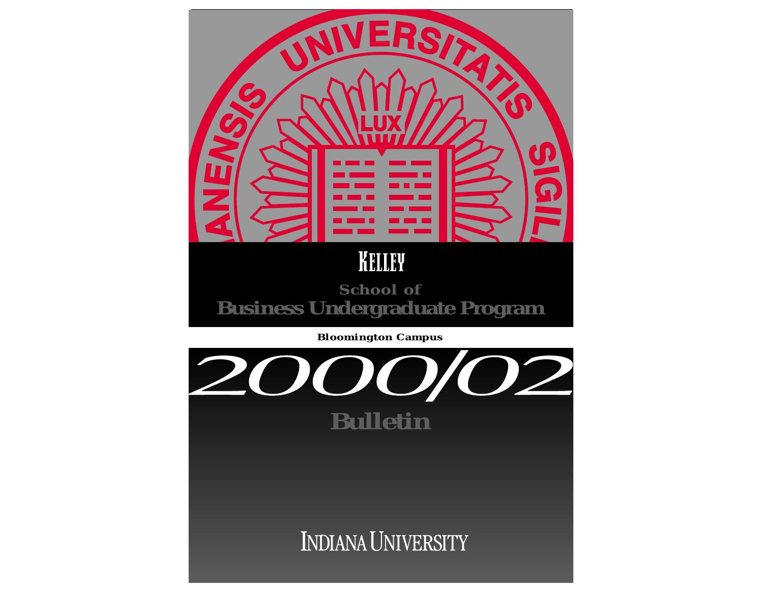# Kelley

## School of Business Undergraduate Program

**Bloomington Campus**

# 2000/02

## Bulletin

INDIANA UNIVERSITY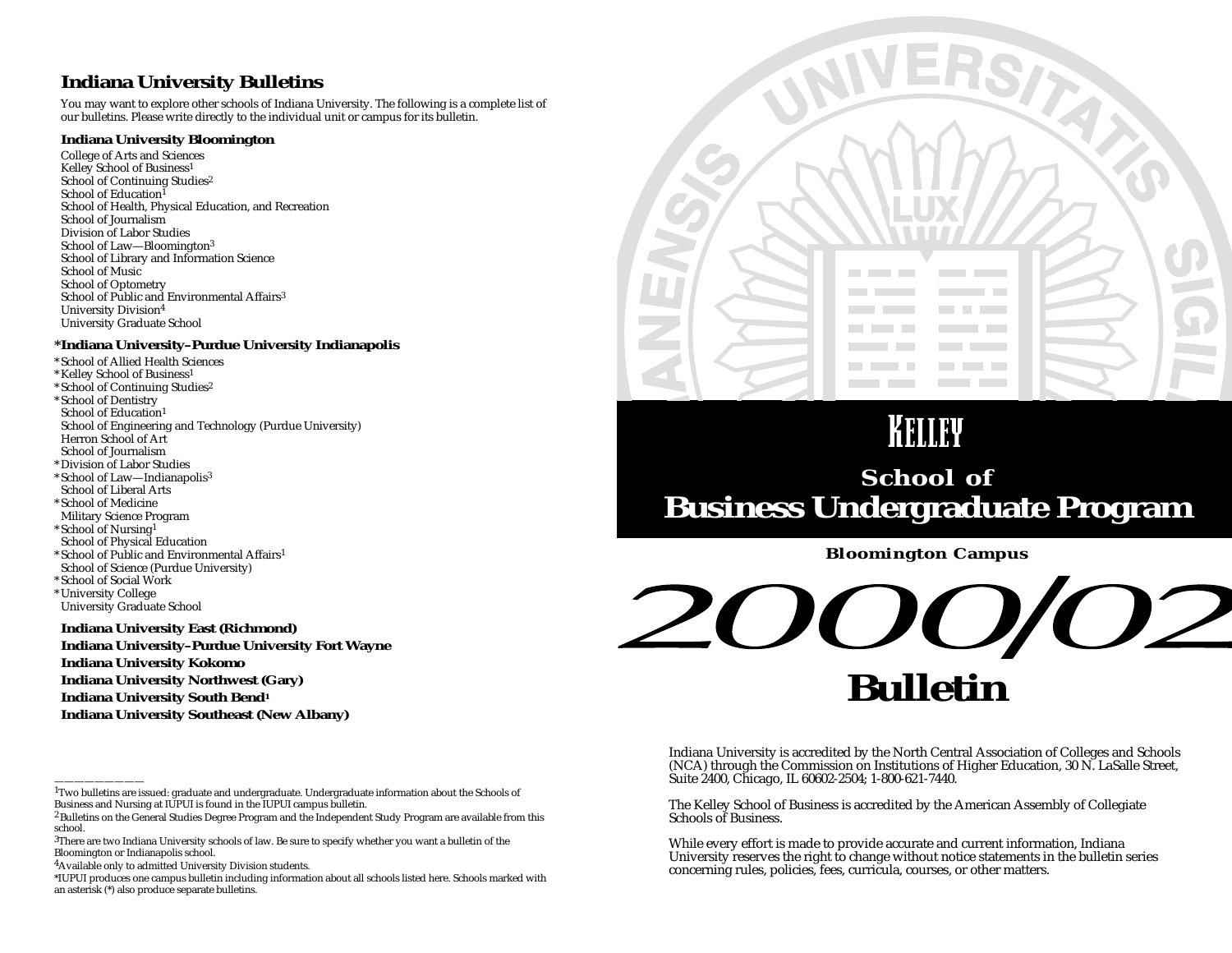# Indiana University Bulletins

You may want to explore other schools of Indiana University. The following is a complete list of our bulletins. Please write directly to the individual unit or campus for its bulletin.

### Indiana University Bloomington

College of Arts and Sciences
Kelley School of Business[1]
School of Continuing Studies[2]
School of Education[1]
School of Health, Physical Education, and Recreation
School of Journalism
Division of Labor Studies
School of Law—Bloomington[3]
School of Library and Information Science
School of Music
School of Optometry
School of Public and Environmental Affairs[3]
University Division[4]
University Graduate School

### *Indiana University–Purdue University Indianapolis

*School of Allied Health Sciences
*Kelley School of Business[1]
*School of Continuing Studies[2]
*School of Dentistry
School of Education[1]
School of Engineering and Technology (Purdue University)
Herron School of Art
School of Journalism
*Division of Labor Studies
*School of Law—Indianapolis[3]
School of Liberal Arts
*School of Medicine
Military Science Program
*School of Nursing[1]
School of Physical Education
*School of Public and Environmental Affairs[1]
School of Science (Purdue University)
*School of Social Work
*University College
University Graduate School

**Indiana University East (Richmond)**
**Indiana University–Purdue University Fort Wayne**
**Indiana University Kokomo**
**Indiana University Northwest (Gary)**
**Indiana University South Bend[1]**
**Indiana University Southeast (New Albany)**

---

[1]Two bulletins are issued: graduate and undergraduate. Undergraduate information about the Schools of Business and Nursing at IUPUI is found in the IUPUI campus bulletin.
[2]Bulletins on the General Studies Degree Program and the Independent Study Program are available from this school.
[3]There are two Indiana University schools of law. Be sure to specify whether you want a bulletin of the Bloomington or Indianapolis school.
[4]Available only to admitted University Division students.
*IUPUI produces one campus bulletin including information about all schools listed here. Schools marked with an asterisk (*) also produce separate bulletins.

# Kelley School of Business Undergraduate Program

**Bloomington Campus**

# 2000/02 Bulletin

Indiana University is accredited by the North Central Association of Colleges and Schools (NCA) through the Commission on Institutions of Higher Education, 30 N. LaSalle Street, Suite 2400, Chicago, IL 60602-2504; 1-800-621-7440.

The Kelley School of Business is accredited by the American Assembly of Collegiate Schools of Business.

While every effort is made to provide accurate and current information, Indiana University reserves the right to change without notice statements in the bulletin series concerning rules, policies, fees, curricula, courses, or other matters.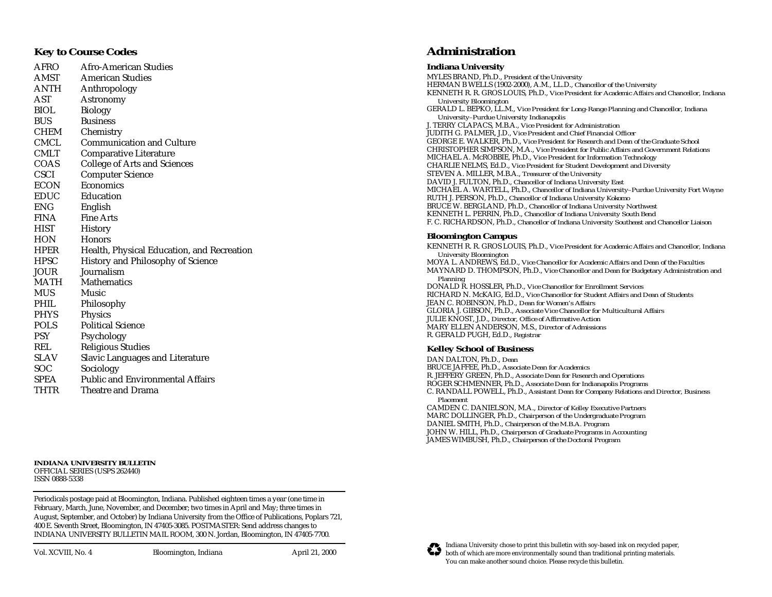## Key to Course Codes

| | |
|---|---|
| AFRO | Afro-American Studies |
| AMST | American Studies |
| ANTH | Anthropology |
| AST | Astronomy |
| BIOL | Biology |
| BUS | Business |
| CHEM | Chemistry |
| CMCL | Communication and Culture |
| CMLT | Comparative Literature |
| COAS | College of Arts and Sciences |
| CSCI | Computer Science |
| ECON | Economics |
| EDUC | Education |
| ENG | English |
| FINA | Fine Arts |
| HIST | History |
| HON | Honors |
| HPER | Health, Physical Education, and Recreation |
| HPSC | History and Philosophy of Science |
| JOUR | Journalism |
| MATH | Mathematics |
| MUS | Music |
| PHIL | Philosophy |
| PHYS | Physics |
| POLS | Political Science |
| PSY | Psychology |
| REL | Religious Studies |
| SLAV | Slavic Languages and Literature |
| SOC | Sociology |
| SPEA | Public and Environmental Affairs |
| THTR | Theatre and Drama |

**INDIANA UNIVERSITY BULLETIN**
OFFICIAL SERIES (USPS 262440)
ISSN 0888-5338

Periodicals postage paid at Bloomington, Indiana. Published eighteen times a year (one time in February, March, June, November, and December; two times in April and May; three times in August, September, and October) by Indiana University from the Office of Publications, Poplars 721, 400 E. Seventh Street, Bloomington, IN 47405-3085. POSTMASTER: Send address changes to INDIANA UNIVERSITY BULLETIN MAIL ROOM, 300 N. Jordan, Bloomington, IN 47405-7700.

Vol. XCVIII, No. 4 Bloomington, Indiana April 21, 2000

# Administration

### Indiana University

MYLES BRAND, Ph.D., *President of the University*
HERMAN B WELLS (1902-2000), A.M., LL.D., *Chancellor of the University*
KENNETH R. R. GROS LOUIS, Ph.D., *Vice President for Academic Affairs and Chancellor, Indiana University Bloomington*
GERALD L. BEPKO, LL.M., *Vice President for Long-Range Planning and Chancellor, Indiana University–Purdue University Indianapolis*
J. TERRY CLAPACS, M.B.A., *Vice President for Administration*
JUDITH G. PALMER, J.D., *Vice President and Chief Financial Officer*
GEORGE E. WALKER, Ph.D., *Vice President for Research and Dean of the Graduate School*
CHRISTOPHER SIMPSON, M.A., *Vice President for Public Affairs and Government Relations*
MICHAEL A. McROBBIE, Ph.D., *Vice President for Information Technology*
CHARLIE NELMS, Ed.D., *Vice President for Student Development and Diversity*
STEVEN A. MILLER, M.B.A., *Treasurer of the University*
DAVID J. FULTON, Ph.D., *Chancellor of Indiana University East*
MICHAEL A. WARTELL, Ph.D., *Chancellor of Indiana University–Purdue University Fort Wayne*
RUTH J. PERSON, Ph.D., *Chancellor of Indiana University Kokomo*
BRUCE W. BERGLAND, Ph.D., *Chancellor of Indiana University Northwest*
KENNETH L. PERRIN, Ph.D., *Chancellor of Indiana University South Bend*
F. C. RICHARDSON, Ph.D., *Chancellor of Indiana University Southeast and Chancellor Liaison*

### Bloomington Campus

KENNETH R. R. GROS LOUIS, Ph.D., *Vice President for Academic Affairs and Chancellor, Indiana University Bloomington*
MOYA L. ANDREWS, Ed.D., *Vice Chancellor for Academic Affairs and Dean of the Faculties*
MAYNARD D. THOMPSON, Ph.D., *Vice Chancellor and Dean for Budgetary Administration and Planning*
DONALD R. HOSSLER, Ph.D., *Vice Chancellor for Enrollment Services*
RICHARD N. McKAIG, Ed.D., *Vice Chancellor for Student Affairs and Dean of Students*
JEAN C. ROBINSON, Ph.D., *Dean for Women's Affairs*
GLORIA J. GIBSON, Ph.D., *Associate Vice Chancellor for Multicultural Affairs*
JULIE KNOST, J.D., *Director, Office of Affirmative Action*
MARY ELLEN ANDERSON, M.S., *Director of Admissions*
R. GERALD PUGH, Ed.D., *Registrar*

### Kelley School of Business

DAN DALTON, Ph.D., *Dean*
BRUCE JAFFEE, Ph.D., *Associate Dean for Academics*
R. JEFFERY GREEN, Ph.D., *Associate Dean for Research and Operations*
ROGER SCHMENNER, Ph.D., *Associate Dean for Indianapolis Programs*
C. RANDALL POWELL, Ph.D., *Assistant Dean for Company Relations and Director, Business Placement*
CAMDEN C. DANIELSON, M.A., *Director of Kelley Executive Partners*
MARC DOLLINGER, Ph.D., *Chairperson of the Undergraduate Program*
DANIEL SMITH, Ph.D., *Chairperson of the M.B.A. Program*
JOHN W. HILL, Ph.D., *Chairperson of Graduate Programs in Accounting*
JAMES WIMBUSH, Ph.D., *Chairperson of the Doctoral Program*

Indiana University chose to print this bulletin with soy-based ink on recycled paper, both of which are more environmentally sound than traditional printing materials. You can make another sound choice. Please recycle this bulletin.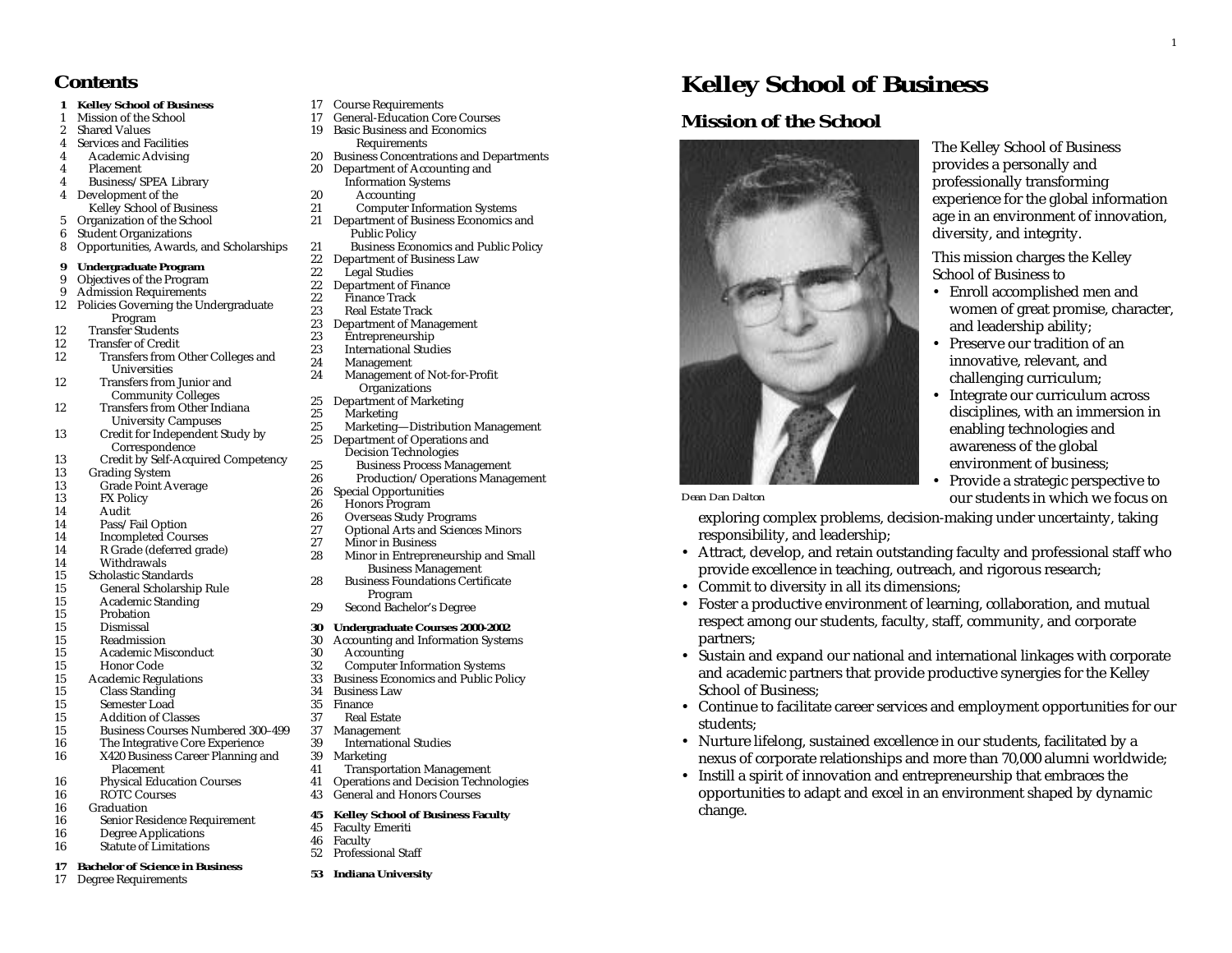## Contents

**1 Kelley School of Business**
1 Mission of the School
2 Shared Values
4 Services and Facilities
4 Academic Advising
4 Placement
4 Business/SPEA Library
4 Development of the Kelley School of Business
5 Organization of the School
6 Student Organizations
8 Opportunities, Awards, and Scholarships

**9 Undergraduate Program**
9 Objectives of the Program
9 Admission Requirements
12 Policies Governing the Undergraduate Program
12 Transfer Students
12 Transfer of Credit
12 Transfers from Other Colleges and Universities
12 Transfers from Junior and Community Colleges
12 Transfers from Other Indiana University Campuses
13 Credit for Independent Study by Correspondence
13 Credit by Self-Acquired Competency
13 Grading System
13 Grade Point Average
13 FX Policy
14 Audit
14 Pass/Fail Option
14 Incompleted Courses
14 R Grade (deferred grade)
14 Withdrawals
15 Scholastic Standards
15 General Scholarship Rule
15 Academic Standing
15 Probation
15 Dismissal
15 Readmission
15 Academic Misconduct
15 Honor Code
15 Academic Regulations
15 Class Standing
15 Semester Load
15 Addition of Classes
15 Business Courses Numbered 300–499
16 The Integrative Core Experience
16 X420 Business Career Planning and Placement
16 Physical Education Courses
16 ROTC Courses
16 Graduation
16 Senior Residence Requirement
16 Degree Applications
16 Statute of Limitations

**17 Bachelor of Science in Business**
17 Degree Requirements
17 Course Requirements
17 General-Education Core Courses
19 Basic Business and Economics Requirements
20 Business Concentrations and Departments
20 Department of Accounting and Information Systems
20 Accounting
21 Computer Information Systems
21 Department of Business Economics and Public Policy
21 Business Economics and Public Policy
22 Department of Business Law
22 Legal Studies
22 Department of Finance
22 Finance Track
23 Real Estate Track
23 Department of Management
23 Entrepreneurship
23 International Studies
24 Management
24 Management of Not-for-Profit Organizations
25 Department of Marketing
25 Marketing
25 Marketing—Distribution Management
25 Department of Operations and Decision Technologies
25 Business Process Management
26 Production/Operations Management
26 Special Opportunities
26 Honors Program
26 Overseas Study Programs
27 Optional Arts and Sciences Minors
27 Minor in Business
28 Minor in Entrepreneurship and Small Business Management
28 Business Foundations Certificate Program
29 Second Bachelor's Degree

**30 Undergraduate Courses 2000-2002**
30 Accounting and Information Systems
30 Accounting
32 Computer Information Systems
33 Business Economics and Public Policy
34 Business Law
35 Finance
37 Real Estate
37 Management
39 International Studies
39 Marketing
41 Transportation Management
41 Operations and Decision Technologies
43 General and Honors Courses

**45 Kelley School of Business Faculty**
45 Faculty Emeriti
46 Faculty
52 Professional Staff

**53 Indiana University**

# Kelley School of Business

## Mission of the School

*Dean Dan Dalton*

The Kelley School of Business provides a personally and professionally transforming experience for the global information age in an environment of innovation, diversity, and integrity.

This mission charges the Kelley School of Business to

- Enroll accomplished men and women of great promise, character, and leadership ability;
- Preserve our tradition of an innovative, relevant, and challenging curriculum;
- Integrate our curriculum across disciplines, with an immersion in enabling technologies and awareness of the global environment of business;
- Provide a strategic perspective to our students in which we focus on exploring complex problems, decision-making under uncertainty, taking responsibility, and leadership;
- Attract, develop, and retain outstanding faculty and professional staff who provide excellence in teaching, outreach, and rigorous research;
- Commit to diversity in all its dimensions;
- Foster a productive environment of learning, collaboration, and mutual respect among our students, faculty, staff, community, and corporate partners;
- Sustain and expand our national and international linkages with corporate and academic partners that provide productive synergies for the Kelley School of Business;
- Continue to facilitate career services and employment opportunities for our students;
- Nurture lifelong, sustained excellence in our students, facilitated by a nexus of corporate relationships and more than 70,000 alumni worldwide;
- Instill a spirit of innovation and entrepreneurship that embraces the opportunities to adapt and excel in an environment shaped by dynamic change.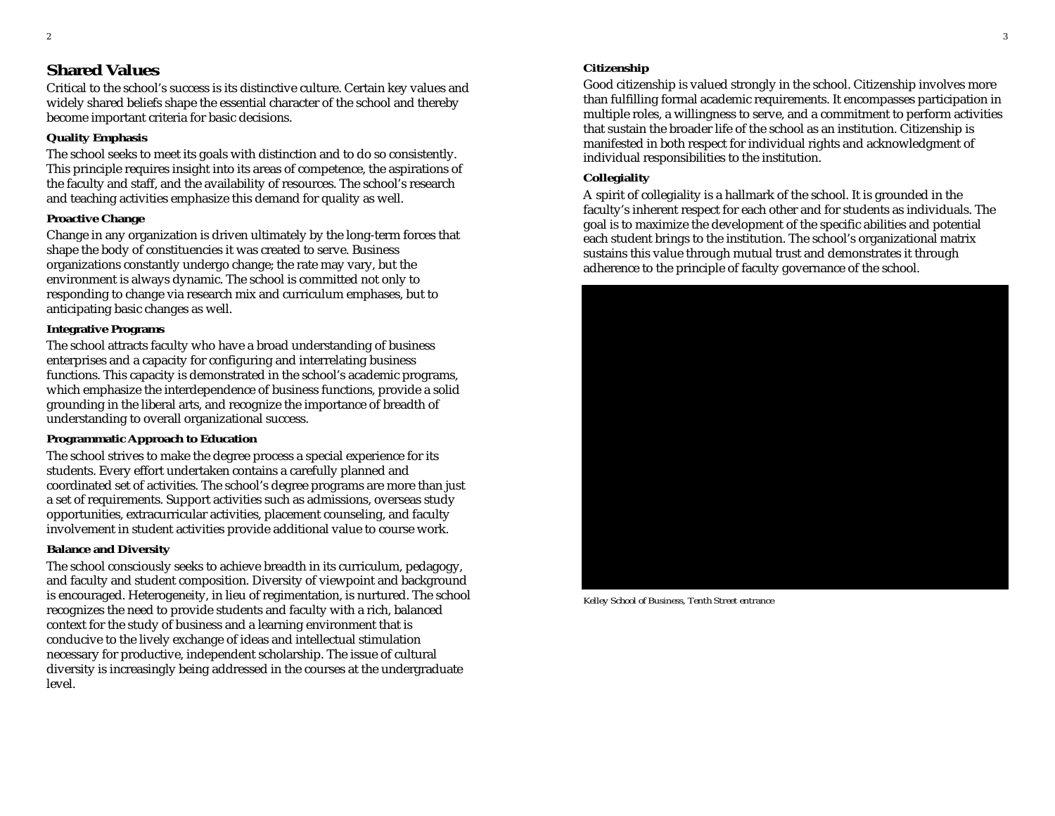## Shared Values

Critical to the school's success is its distinctive culture. Certain key values and widely shared beliefs shape the essential character of the school and thereby become important criteria for basic decisions.

### Quality Emphasis

The school seeks to meet its goals with distinction and to do so consistently. This principle requires insight into its areas of competence, the aspirations of the faculty and staff, and the availability of resources. The school's research and teaching activities emphasize this demand for quality as well.

### Proactive Change

Change in any organization is driven ultimately by the long-term forces that shape the body of constituencies it was created to serve. Business organizations constantly undergo change; the rate may vary, but the environment is always dynamic. The school is committed not only to responding to change via research mix and curriculum emphases, but to anticipating basic changes as well.

### Integrative Programs

The school attracts faculty who have a broad understanding of business enterprises and a capacity for configuring and interrelating business functions. This capacity is demonstrated in the school's academic programs, which emphasize the interdependence of business functions, provide a solid grounding in the liberal arts, and recognize the importance of breadth of understanding to overall organizational success.

### Programmatic Approach to Education

The school strives to make the degree process a special experience for its students. Every effort undertaken contains a carefully planned and coordinated set of activities. The school's degree programs are more than just a set of requirements. Support activities such as admissions, overseas study opportunities, extracurricular activities, placement counseling, and faculty involvement in student activities provide additional value to course work.

### Balance and Diversity

The school consciously seeks to achieve breadth in its curriculum, pedagogy, and faculty and student composition. Diversity of viewpoint and background is encouraged. Heterogeneity, in lieu of regimentation, is nurtured. The school recognizes the need to provide students and faculty with a rich, balanced context for the study of business and a learning environment that is conducive to the lively exchange of ideas and intellectual stimulation necessary for productive, independent scholarship. The issue of cultural diversity is increasingly being addressed in the courses at the undergraduate level.

### Citizenship

Good citizenship is valued strongly in the school. Citizenship involves more than fulfilling formal academic requirements. It encompasses participation in multiple roles, a willingness to serve, and a commitment to perform activities that sustain the broader life of the school as an institution. Citizenship is manifested in both respect for individual rights and acknowledgment of individual responsibilities to the institution.

### Collegiality

A spirit of collegiality is a hallmark of the school. It is grounded in the faculty's inherent respect for each other and for students as individuals. The goal is to maximize the development of the specific abilities and potential each student brings to the institution. The school's organizational matrix sustains this value through mutual trust and demonstrates it through adherence to the principle of faculty governance of the school.

*Kelley School of Business, Tenth Street entrance*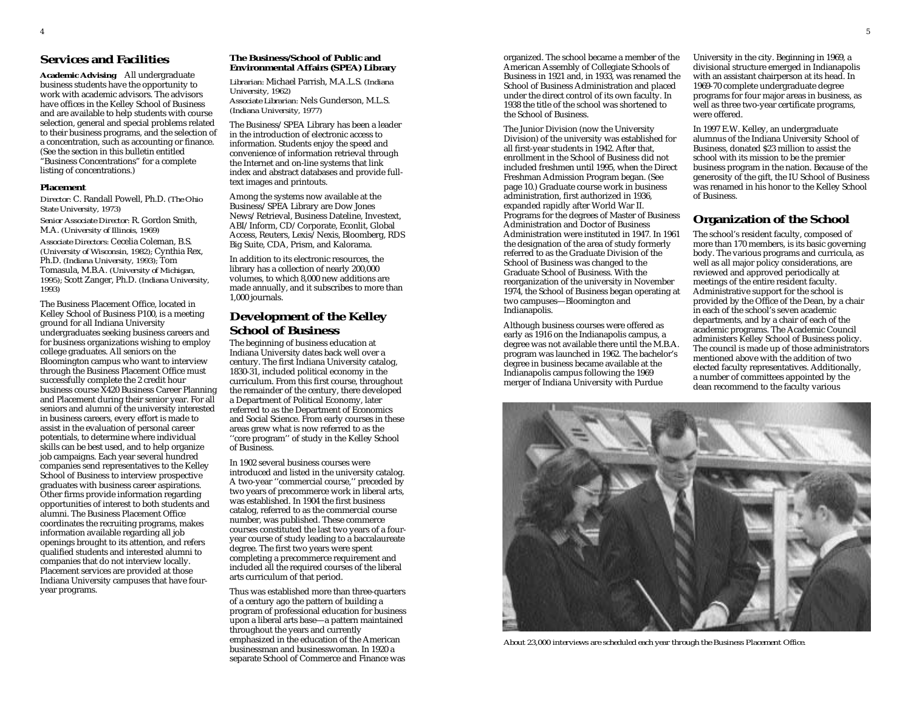## Services and Facilities

**Academic Advising** All undergraduate business students have the opportunity to work with academic advisors. The advisors have offices in the Kelley School of Business and are available to help students with course selection, general and special problems related to their business programs, and the selection of a concentration, such as accounting or finance. (See the section in this bulletin entitled "Business Concentrations" for a complete listing of concentrations.)

### Placement

*Director:* C. Randall Powell, Ph.D. *(The Ohio State University, 1973)*

*Senior Associate Director:* R. Gordon Smith, M.A. *(University of Illinois, 1969)*

*Associate Directors:* Cecelia Coleman, B.S. *(University of Wisconsin, 1982)*; Cynthia Rex, Ph.D. *(Indiana University, 1993)*; Tom Tomasula, M.B.A. *(University of Michigan, 1995)*; Scott Zanger, Ph.D. *(Indiana University, 1993)*

The Business Placement Office, located in Kelley School of Business P100, is a meeting ground for all Indiana University undergraduates seeking business careers and for business organizations wishing to employ college graduates. All seniors on the Bloomington campus who want to interview through the Business Placement Office must successfully complete the 2 credit hour business course X420 Business Career Planning and Placement during their senior year. For all seniors and alumni of the university interested in business careers, every effort is made to assist in the evaluation of personal career potentials, to determine where individual skills can be best used, and to help organize job campaigns. Each year several hundred companies send representatives to the Kelley School of Business to interview prospective graduates with business career aspirations. Other firms provide information regarding opportunities of interest to both students and alumni. The Business Placement Office coordinates the recruiting programs, makes information available regarding all job openings brought to its attention, and refers qualified students and interested alumni to companies that do not interview locally. Placement services are provided at those Indiana University campuses that have four-year programs.

### The Business/School of Public and Environmental Affairs (SPEA) Library

*Librarian:* Michael Parrish, M.A.L.S. *(Indiana University, 1962)*

*Associate Librarian:* Nels Gunderson, M.L.S. *(Indiana University, 1977)*

The Business/SPEA Library has been a leader in the introduction of electronic access to information. Students enjoy the speed and convenience of information retrieval through the Internet and on-line systems that link index and abstract databases and provide full-text images and printouts.

Among the systems now available at the Business/SPEA Library are Dow Jones News/Retrieval, Business Dateline, Investext, ABI/Inform, CD/Corporate, Econlit, Global Access, Reuters, Lexis/Nexis, Bloomberg, RDS Big Suite, CDA, Prism, and Kalorama.

In addition to its electronic resources, the library has a collection of nearly 200,000 volumes, to which 8,000 new additions are made annually, and it subscribes to more than 1,000 journals.

## Development of the Kelley School of Business

The beginning of business education at Indiana University dates back well over a century. The first Indiana University catalog, 1830-31, included political economy in the curriculum. From this first course, throughout the remainder of the century, there developed a Department of Political Economy, later referred to as the Department of Economics and Social Science. From early courses in these areas grew what is now referred to as the "core program" of study in the Kelley School of Business.

In 1902 several business courses were introduced and listed in the university catalog. A two-year "commercial course," preceded by two years of precommerce work in liberal arts, was established. In 1904 the first business catalog, referred to as the commercial course number, was published. These commerce courses constituted the last two years of a four-year course of study leading to a baccalaureate degree. The first two years were spent completing a precommerce requirement and included all the required courses of the liberal arts curriculum of that period.

Thus was established more than three-quarters of a century ago the pattern of building a program of professional education for business upon a liberal arts base—a pattern maintained throughout the years and currently emphasized in the education of the American businessman and businesswoman. In 1920 a separate School of Commerce and Finance was organized. The school became a member of the American Assembly of Collegiate Schools of Business in 1921 and, in 1933, was renamed the School of Business Administration and placed under the direct control of its own faculty. In 1938 the title of the school was shortened to the School of Business.

The Junior Division (now the University Division) of the university was established for all first-year students in 1942. After that, enrollment in the School of Business did not include freshmen until 1995, when the Direct Freshman Admission Program began. (See page 10.) Graduate course work in business administration, first authorized in 1936, expanded rapidly after World War II. Programs for the degrees of Master of Business Administration and Doctor of Business Administration were instituted in 1947. In 1961 the designation of the area of study formerly referred to as the Graduate Division of the School of Business was changed to the Graduate School of Business. With the reorganization of the university in November 1974, the School of Business began operating at two campuses—Bloomington and Indianapolis.

Although business courses were offered as early as 1916 on the Indianapolis campus, a degree was not available there until the M.B.A. program was launched in 1962. The bachelor's degree in business became available at the Indianapolis campus following the 1969 merger of Indiana University with Purdue University in the city. Beginning in 1969, a divisional structure emerged in Indianapolis with an assistant chairperson at its head. In 1969-70 complete undergraduate degree programs for four major areas in business, as well as three two-year certificate programs, were offered.

In 1997 E.W. Kelley, an undergraduate alumnus of the Indiana University School of Business, donated $23 million to assist the school with its mission to be the premier business program in the nation. Because of the generosity of the gift, the IU School of Business was renamed in his honor to the Kelley School of Business.

## Organization of the School

The school's resident faculty, composed of more than 170 members, is its basic governing body. The various programs and curricula, as well as all major policy considerations, are reviewed and approved periodically at meetings of the entire resident faculty. Administrative support for the school is provided by the Office of the Dean, by a chair in each of the school's seven academic departments, and by a chair of each of the academic programs. The Academic Council administers Kelley School of Business policy. The council is made up of those administrators mentioned above with the addition of two elected faculty representatives. Additionally, a number of committees appointed by the dean recommend to the faculty various

*About 23,000 interviews are scheduled each year through the Business Placement Office.*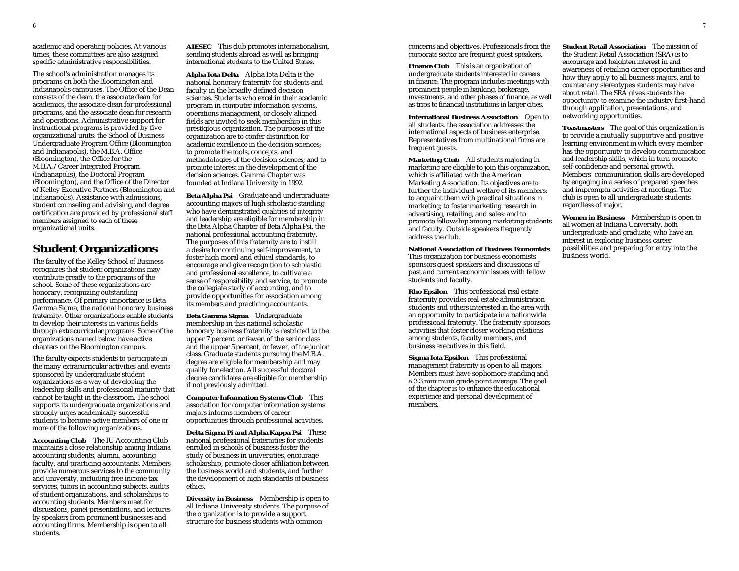academic and operating policies. At various times, these committees are also assigned specific administrative responsibilities.

The school's administration manages its programs on both the Bloomington and Indianapolis campuses. The Office of the Dean consists of the dean, the associate dean for academics, the associate dean for professional programs, and the associate dean for research and operations. Administrative support for instructional programs is provided by five organizational units: the School of Business Undergraduate Program Office (Bloomington and Indianapolis), the M.B.A. Office (Bloomington), the Office for the M.B.A./Career Integrated Program (Indianapolis), the Doctoral Program (Bloomington), and the Office of the Director of Kelley Executive Partners (Bloomington and Indianapolis). Assistance with admissions, student counseling and advising, and degree certification are provided by professional staff members assigned to each of these organizational units.

## Student Organizations

The faculty of the Kelley School of Business recognizes that student organizations may contribute greatly to the programs of the school. Some of these organizations are honorary, recognizing outstanding performance. Of primary importance is Beta Gamma Sigma, the national honorary business fraternity. Other organizations enable students to develop their interests in various fields through extracurricular programs. Some of the organizations named below have active chapters on the Bloomington campus.

The faculty expects students to participate in the many extracurricular activities and events sponsored by undergraduate student organizations as a way of developing the leadership skills and professional maturity that cannot be taught in the classroom. The school supports its undergraduate organizations and strongly urges academically successful students to become active members of one or more of the following organizations.

**Accounting Club** The IU Accounting Club maintains a close relationship among Indiana accounting students, alumni, accounting faculty, and practicing accountants. Members provide numerous services to the community and university, including free income tax services, tutors in accounting subjects, audits of student organizations, and scholarships to accounting students. Members meet for discussions, panel presentations, and lectures by speakers from prominent businesses and accounting firms. Membership is open to all students.

**AIESEC** This club promotes internationalism, sending students abroad as well as bringing international students to the United States.

**Alpha Iota Delta** Alpha Iota Delta is the national honorary fraternity for students and faculty in the broadly defined decision sciences. Students who excel in their academic program in computer information systems, operations management, or closely aligned fields are invited to seek membership in this prestigious organization. The purposes of the organization are to confer distinction for academic excellence in the decision sciences; to promote the tools, concepts, and methodologies of the decision sciences; and to promote interest in the development of the decision sciences. Gamma Chapter was founded at Indiana University in 1992.

**Beta Alpha Psi** Graduate and undergraduate accounting majors of high scholastic standing who have demonstrated qualities of integrity and leadership are eligible for membership in the Beta Alpha Chapter of Beta Alpha Psi, the national professional accounting fraternity. The purposes of this fraternity are to instill a desire for continuing self-improvement, to foster high moral and ethical standards, to encourage and give recognition to scholastic and professional excellence, to cultivate a sense of responsibility and service, to promote the collegiate study of accounting, and to provide opportunities for association among its members and practicing accountants.

**Beta Gamma Sigma** Undergraduate membership in this national scholastic honorary business fraternity is restricted to the upper 7 percent, or fewer, of the senior class and the upper 5 percent, or fewer, of the junior class. Graduate students pursuing the M.B.A. degree are eligible for membership and may qualify for election. All successful doctoral degree candidates are eligible for membership if not previously admitted.

**Computer Information Systems Club** This association for computer information systems majors informs members of career opportunities through professional activities.

**Delta Sigma Pi and Alpha Kappa Psi** These national professional fraternities for students enrolled in schools of business foster the study of business in universities, encourage scholarship, promote closer affiliation between the business world and students, and further the development of high standards of business ethics.

**Diversity in Business** Membership is open to all Indiana University students. The purpose of the organization is to provide a support structure for business students with common concerns and objectives. Professionals from the corporate sector are frequent guest speakers.

**Finance Club** This is an organization of undergraduate students interested in careers in finance. The program includes meetings with prominent people in banking, brokerage, investments, and other phases of finance, as well as trips to financial institutions in larger cities.

**International Business Association** Open to all students, the association addresses the international aspects of business enterprise. Representatives from multinational firms are frequent guests.

**Marketing Club** All students majoring in marketing are eligible to join this organization, which is affiliated with the American Marketing Association. Its objectives are to further the individual welfare of its members; to acquaint them with practical situations in marketing; to foster marketing research in advertising, retailing, and sales; and to promote fellowship among marketing students and faculty. Outside speakers frequently address the club.

**National Association of Business Economists** This organization for business economists sponsors guest speakers and discussions of past and current economic issues with fellow students and faculty.

**Rho Epsilon** This professional real estate fraternity provides real estate administration students and others interested in the area with an opportunity to participate in a nationwide professional fraternity. The fraternity sponsors activities that foster closer working relations among students, faculty members, and business executives in this field.

**Sigma Iota Epsilon** This professional management fraternity is open to all majors. Members must have sophomore standing and a 3.3 minimum grade point average. The goal of the chapter is to enhance the educational experience and personal development of members.

**Student Retail Association** The mission of the Student Retail Association (SRA) is to encourage and heighten interest in and awareness of retailing career opportunities and how they apply to all business majors, and to counter any stereotypes students may have about retail. The SRA gives students the opportunity to examine the industry first-hand through application, presentations, and networking opportunities.

**Toastmasters** The goal of this organization is to provide a mutually supportive and positive learning environment in which every member has the opportunity to develop communication and leadership skills, which in turn promote self-confidence and personal growth. Members' communication skills are developed by engaging in a series of prepared speeches and impromptu activities at meetings. The club is open to all undergraduate students regardless of major.

**Women in Business** Membership is open to all women at Indiana University, both undergraduate and graduate, who have an interest in exploring business career possibilities and preparing for entry into the business world.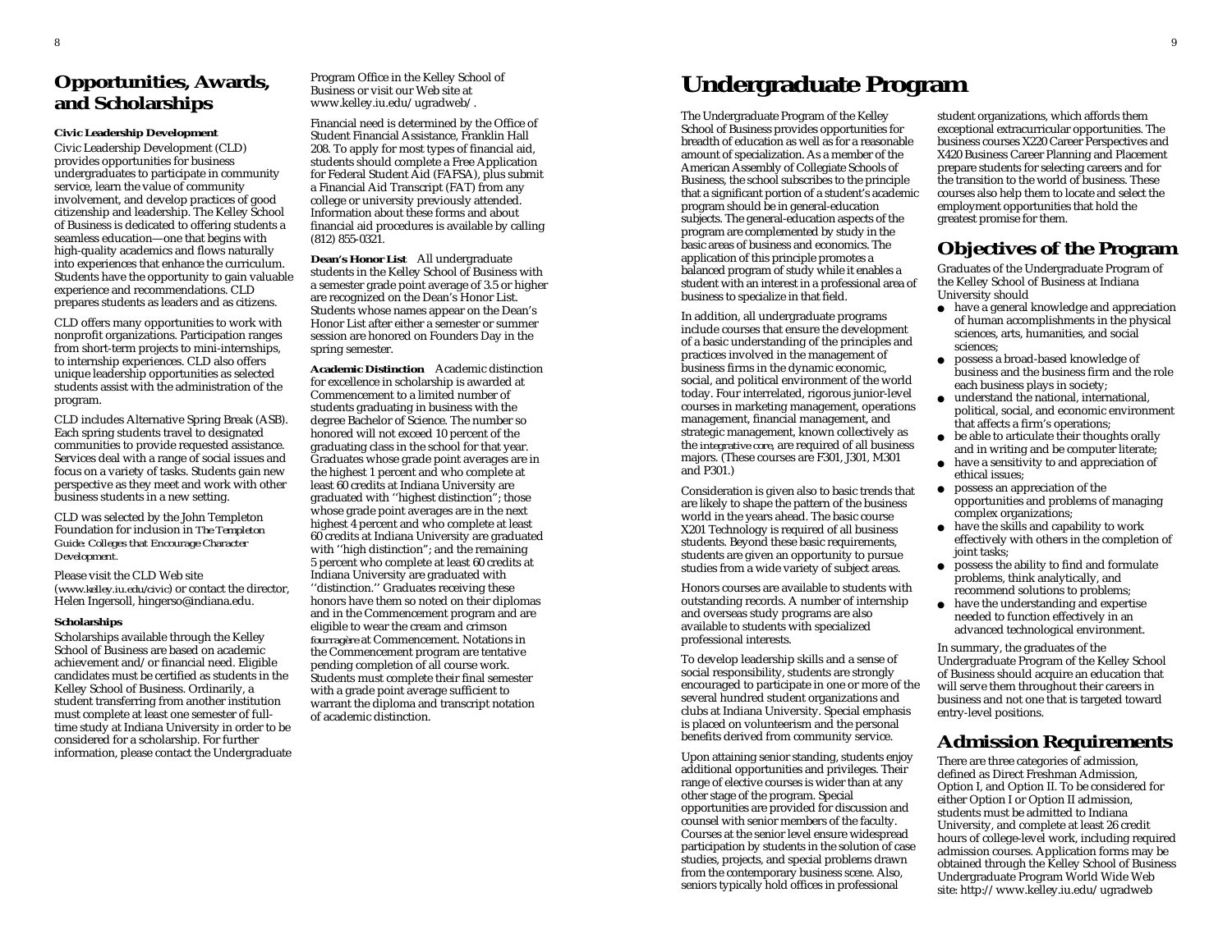## Opportunities, Awards, and Scholarships

**Civic Leadership Development**

Civic Leadership Development (CLD) provides opportunities for business undergraduates to participate in community service, learn the value of community involvement, and develop practices of good citizenship and leadership. The Kelley School of Business is dedicated to offering students a seamless education—one that begins with high-quality academics and flows naturally into experiences that enhance the curriculum. Students have the opportunity to gain valuable experience and recommendations. CLD prepares students as leaders and as citizens.

CLD offers many opportunities to work with nonprofit organizations. Participation ranges from short-term projects to mini-internships, to internship experiences. CLD also offers unique leadership opportunities as selected students assist with the administration of the program.

CLD includes Alternative Spring Break (ASB). Each spring students travel to designated communities to provide requested assistance. Services deal with a range of social issues and focus on a variety of tasks. Students gain new perspective as they meet and work with other business students in a new setting.

CLD was selected by the John Templeton Foundation for inclusion in *The Templeton Guide: Colleges that Encourage Character Development*.

Please visit the CLD Web site (*www.kelley.iu.edu/civic*) or contact the director, Helen Ingersoll, hingerso@indiana.edu.

**Scholarships**

Scholarships available through the Kelley School of Business are based on academic achievement and/or financial need. Eligible candidates must be certified as students in the Kelley School of Business. Ordinarily, a student transferring from another institution must complete at least one semester of full-time study at Indiana University in order to be considered for a scholarship. For further information, please contact the Undergraduate Program Office in the Kelley School of Business or visit our Web site at www.kelley.iu.edu/ugradweb/.

Financial need is determined by the Office of Student Financial Assistance, Franklin Hall 208. To apply for most types of financial aid, students should complete a Free Application for Federal Student Aid (FAFSA), plus submit a Financial Aid Transcript (FAT) from any college or university previously attended. Information about these forms and about financial aid procedures is available by calling (812) 855-0321.

**Dean's Honor List** All undergraduate students in the Kelley School of Business with a semester grade point average of 3.5 or higher are recognized on the Dean's Honor List. Students whose names appear on the Dean's Honor List after either a semester or summer session are honored on Founders Day in the spring semester.

**Academic Distinction** Academic distinction for excellence in scholarship is awarded at Commencement to a limited number of students graduating in business with the degree Bachelor of Science. The number so honored will not exceed 10 percent of the graduating class in the school for that year. Graduates whose grade point averages are in the highest 1 percent and who complete at least 60 credits at Indiana University are graduated with ''highest distinction''; those whose grade point averages are in the next highest 4 percent and who complete at least 60 credits at Indiana University are graduated with ''high distinction''; and the remaining 5 percent who complete at least 60 credits at Indiana University are graduated with ''distinction.'' Graduates receiving these honors have them so noted on their diplomas and in the Commencement program and are eligible to wear the cream and crimson *fourragère* at Commencement. Notations in the Commencement program are tentative pending completion of all course work. Students must complete their final semester with a grade point average sufficient to warrant the diploma and transcript notation of academic distinction.

# Undergraduate Program

The Undergraduate Program of the Kelley School of Business provides opportunities for breadth of education as well as for a reasonable amount of specialization. As a member of the American Assembly of Collegiate Schools of Business, the school subscribes to the principle that a significant portion of a student's academic program should be in general-education subjects. The general-education aspects of the program are complemented by study in the basic areas of business and economics. The application of this principle promotes a balanced program of study while it enables a student with an interest in a professional area of business to specialize in that field.

In addition, all undergraduate programs include courses that ensure the development of a basic understanding of the principles and practices involved in the management of business firms in the dynamic economic, social, and political environment of the world today. Four interrelated, rigorous junior-level courses in marketing management, operations management, financial management, and strategic management, known collectively as the *integrative core*, are required of all business majors. (These courses are F301, J301, M301 and P301.)

Consideration is given also to basic trends that are likely to shape the pattern of the business world in the years ahead. The basic course X201 Technology is required of all business students. Beyond these basic requirements, students are given an opportunity to pursue studies from a wide variety of subject areas.

Honors courses are available to students with outstanding records. A number of internship and overseas study programs are also available to students with specialized professional interests.

To develop leadership skills and a sense of social responsibility, students are strongly encouraged to participate in one or more of the several hundred student organizations and clubs at Indiana University. Special emphasis is placed on volunteerism and the personal benefits derived from community service.

Upon attaining senior standing, students enjoy additional opportunities and privileges. Their range of elective courses is wider than at any other stage of the program. Special opportunities are provided for discussion and counsel with senior members of the faculty. Courses at the senior level ensure widespread participation by students in the solution of case studies, projects, and special problems drawn from the contemporary business scene. Also, seniors typically hold offices in professional student organizations, which affords them exceptional extracurricular opportunities. The business courses X220 Career Perspectives and X420 Business Career Planning and Placement prepare students for selecting careers and for the transition to the world of business. These courses also help them to locate and select the employment opportunities that hold the greatest promise for them.

## Objectives of the Program

Graduates of the Undergraduate Program of the Kelley School of Business at Indiana University should

- have a general knowledge and appreciation of human accomplishments in the physical sciences, arts, humanities, and social sciences;
- possess a broad-based knowledge of business and the business firm and the role each business plays in society;
- understand the national, international, political, social, and economic environment that affects a firm's operations;
- be able to articulate their thoughts orally and in writing and be computer literate;
- have a sensitivity to and appreciation of ethical issues;
- possess an appreciation of the opportunities and problems of managing complex organizations;
- have the skills and capability to work effectively with others in the completion of joint tasks;
- possess the ability to find and formulate problems, think analytically, and recommend solutions to problems;
- have the understanding and expertise needed to function effectively in an advanced technological environment.

In summary, the graduates of the Undergraduate Program of the Kelley School of Business should acquire an education that will serve them throughout their careers in business and not one that is targeted toward entry-level positions.

## Admission Requirements

There are three categories of admission, defined as Direct Freshman Admission, Option I, and Option II. To be considered for either Option I or Option II admission, students must be admitted to Indiana University, and complete at least 26 credit hours of college-level work, including required admission courses. Application forms may be obtained through the Kelley School of Business Undergraduate Program World Wide Web site: http://www.kelley.iu.edu/ugradweb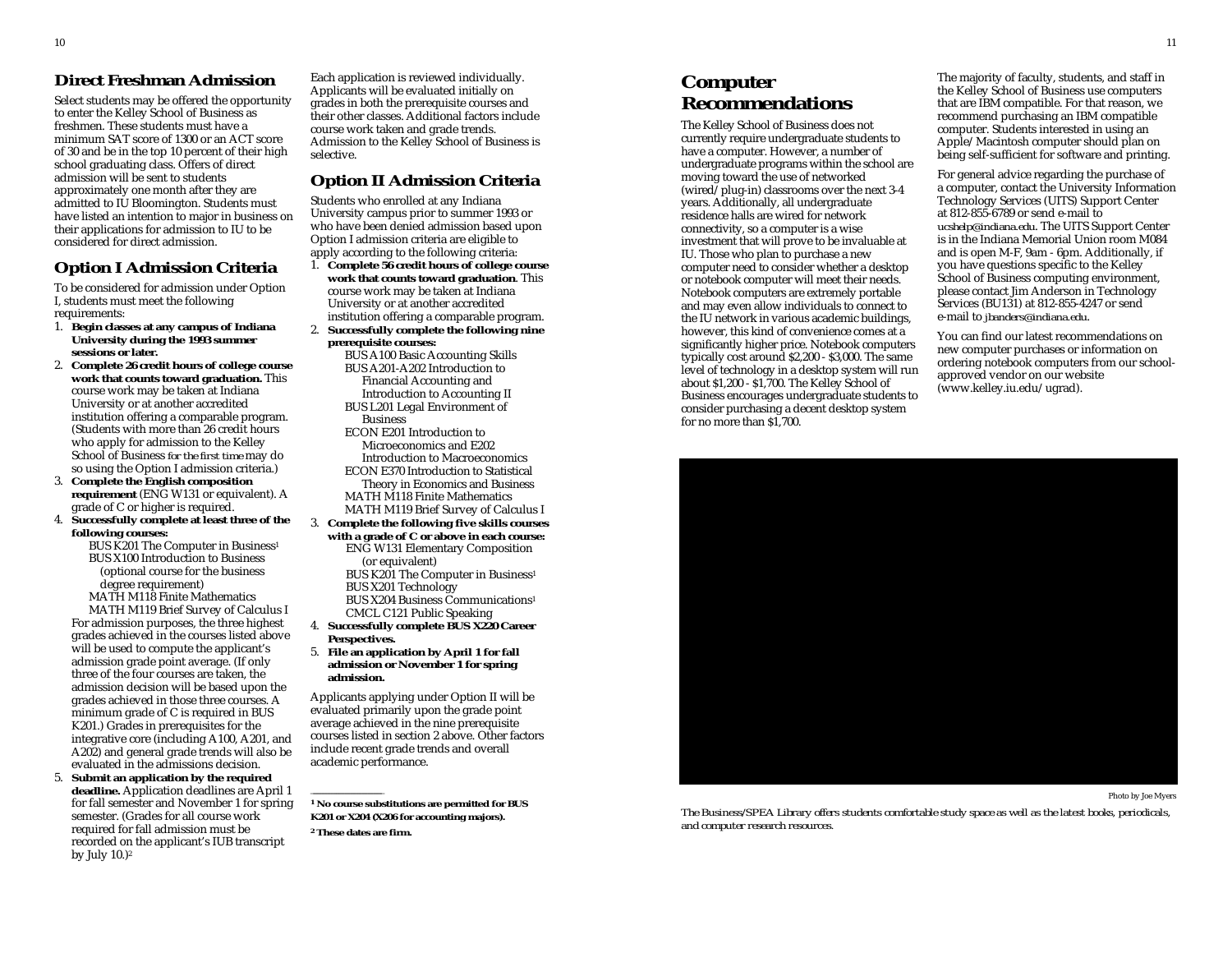## Direct Freshman Admission

Select students may be offered the opportunity to enter the Kelley School of Business as freshmen. These students must have a minimum SAT score of 1300 or an ACT score of 30 and be in the top 10 percent of their high school graduating class. Offers of direct admission will be sent to students approximately one month after they are admitted to IU Bloomington. Students must have listed an intention to major in business on their applications for admission to IU to be considered for direct admission.

## Option I Admission Criteria

To be considered for admission under Option I, students must meet the following requirements:

1. **Begin classes at any campus of Indiana University during the 1993 summer sessions or later.**
2. **Complete 26 credit hours of college course work that counts toward graduation.** This course work may be taken at Indiana University or at another accredited institution offering a comparable program. (Students with more than 26 credit hours who apply for admission to the Kelley School of Business *for the first time* may do so using the Option I admission criteria.)
3. **Complete the English composition requirement** (ENG W131 or equivalent). A grade of C or higher is required.
4. **Successfully complete at least three of the following courses:**
   - BUS K201 The Computer in Business[1]
   - BUS X100 Introduction to Business (optional course for the business degree requirement)
   - MATH M118 Finite Mathematics
   - MATH M119 Brief Survey of Calculus I

   For admission purposes, the three highest grades achieved in the courses listed above will be used to compute the applicant's admission grade point average. (If only three of the four courses are taken, the admission decision will be based upon the grades achieved in those three courses. A minimum grade of C is required in BUS K201.) Grades in prerequisites for the integrative core (including A100, A201, and A202) and general grade trends will also be evaluated in the admissions decision.
5. **Submit an application by the required deadline.** Application deadlines are April 1 for fall semester and November 1 for spring semester. (Grades for all course work required for fall admission must be recorded on the applicant's IUB transcript by July 10.)[2]

Each application is reviewed individually. Applicants will be evaluated initially on grades in both the prerequisite courses and their other classes. Additional factors include course work taken and grade trends. Admission to the Kelley School of Business is selective.

## Option II Admission Criteria

Students who enrolled at any Indiana University campus prior to summer 1993 or who have been denied admission based upon Option I admission criteria are eligible to apply according to the following criteria:

1. **Complete 56 credit hours of college course work that counts toward graduation.** This course work may be taken at Indiana University or at another accredited institution offering a comparable program.
2. **Successfully complete the following nine prerequisite courses:**
   - BUS A100 Basic Accounting Skills
   - BUS A201-A202 Introduction to Financial Accounting and Introduction to Accounting II
   - BUS L201 Legal Environment of Business
   - ECON E201 Introduction to Microeconomics and E202 Introduction to Macroeconomics
   - ECON E370 Introduction to Statistical Theory in Economics and Business
   - MATH M118 Finite Mathematics
   - MATH M119 Brief Survey of Calculus I
3. **Complete the following five skills courses with a grade of C or above in each course:**
   - ENG W131 Elementary Composition (or equivalent)
   - BUS K201 The Computer in Business[1]
   - BUS X201 Technology
   - BUS X204 Business Communications[1]
   - CMCL C121 Public Speaking
4. **Successfully complete BUS X220 Career Perspectives.**
5. **File an application by April 1 for fall admission or November 1 for spring admission.**

Applicants applying under Option II will be evaluated primarily upon the grade point average achieved in the nine prerequisite courses listed in section 2 above. Other factors include recent grade trends and overall academic performance.

---

**[1] No course substitutions are permitted for BUS K201 or X204 (X206 for accounting majors).**

**[2] These dates are firm.**

# Computer Recommendations

The Kelley School of Business does not currently require undergraduate students to have a computer. However, a number of undergraduate programs within the school are moving toward the use of networked (wired/plug-in) classrooms over the next 3-4 years. Additionally, all undergraduate residence halls are wired for network connectivity, so a computer is a wise investment that will prove to be invaluable at IU. Those who plan to purchase a new computer need to consider whether a desktop or notebook computer will meet their needs. Notebook computers are extremely portable and may even allow individuals to connect to the IU network in various academic buildings, however, this kind of convenience comes at a significantly higher price. Notebook computers typically cost around $2,200 - $3,000. The same level of technology in a desktop system will run about $1,200 - $1,700. The Kelley School of Business encourages undergraduate students to consider purchasing a decent desktop system for no more than $1,700.

The majority of faculty, students, and staff in the Kelley School of Business use computers that are IBM compatible. For that reason, we recommend purchasing an IBM compatible computer. Students interested in using an Apple/Macintosh computer should plan on being self-sufficient for software and printing.

For general advice regarding the purchase of a computer, contact the University Information Technology Services (UITS) Support Center at 812-855-6789 or send e-mail to ucshelp@indiana.edu. The UITS Support Center is in the Indiana Memorial Union room M084 and is open M-F, 9am - 6pm. Additionally, if you have questions specific to the Kelley School of Business computing environment, please contact Jim Anderson in Technology Services (BU131) at 812-855-4247 or send e-mail to jbanders@indiana.edu.

You can find our latest recommendations on new computer purchases or information on ordering notebook computers from our school-approved vendor on our website (www.kelley.iu.edu/ugrad).

Photo by Joe Myers

*The Business/SPEA Library offers students comfortable study space as well as the latest books, periodicals, and computer research resources.*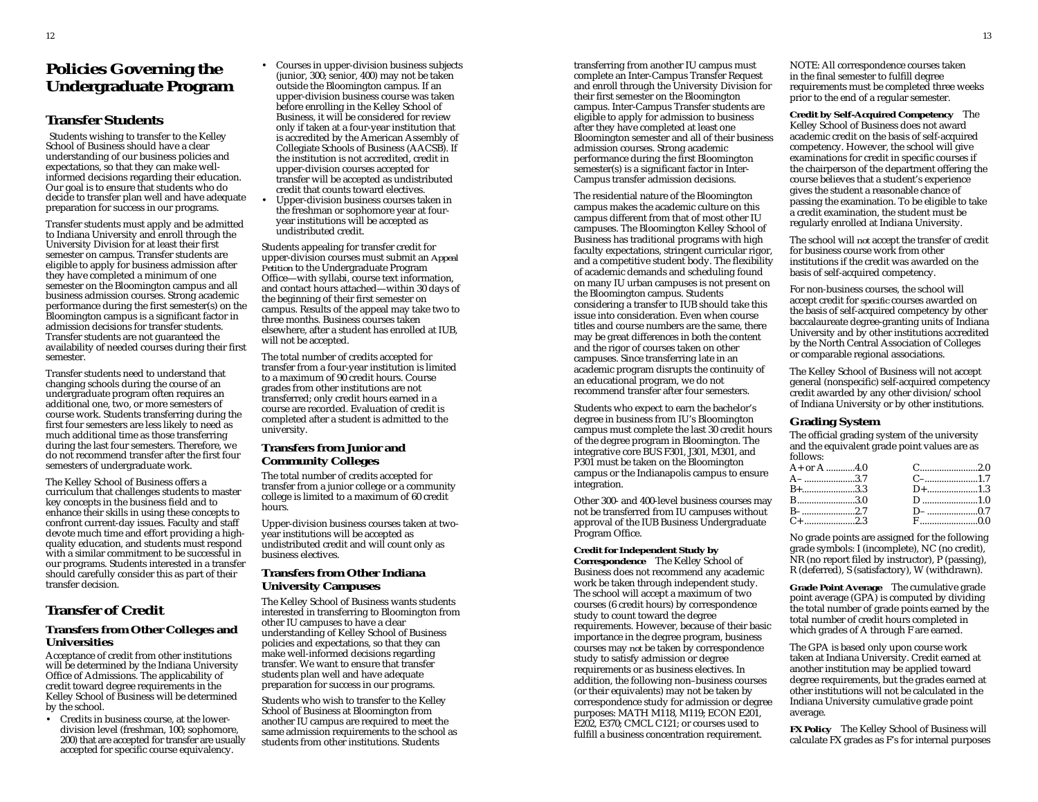# Policies Governing the Undergraduate Program

## Transfer Students

Students wishing to transfer to the Kelley School of Business should have a clear understanding of our business policies and expectations, so that they can make well-informed decisions regarding their education. Our goal is to ensure that students who do decide to transfer plan well and have adequate preparation for success in our programs.

Transfer students must apply and be admitted to Indiana University and enroll through the University Division for at least their first semester on campus. Transfer students are eligible to apply for business admission after they have completed a minimum of one semester on the Bloomington campus and all business admission courses. Strong academic performance during the first semester(s) on the Bloomington campus is a significant factor in admission decisions for transfer students. Transfer students are not guaranteed the availability of needed courses during their first semester.

Transfer students need to understand that changing schools during the course of an undergraduate program often requires an additional one, two, or more semesters of course work. Students transferring during the first four semesters are less likely to need as much additional time as those transferring during the last four semesters. Therefore, we do not recommend transfer after the first four semesters of undergraduate work.

The Kelley School of Business offers a curriculum that challenges students to master key concepts in the business field and to enhance their skills in using these concepts to confront current-day issues. Faculty and staff devote much time and effort providing a high-quality education, and students must respond with a similar commitment to be successful in our programs. Students interested in a transfer should carefully consider this as part of their transfer decision.

## Transfer of Credit

### Transfers from Other Colleges and Universities

Acceptance of credit from other institutions will be determined by the Indiana University Office of Admissions. The applicability of credit toward degree requirements in the Kelley School of Business will be determined by the school.

- Credits in business course, at the lower-division level (freshman, 100; sophomore, 200) that are accepted for transfer are usually accepted for specific course equivalency.
- Courses in upper-division business subjects (junior, 300; senior, 400) may not be taken outside the Bloomington campus. If an upper-division business course was taken before enrolling in the Kelley School of Business, it will be considered for review only if taken at a four-year institution that is accredited by the American Assembly of Collegiate Schools of Business (AACSB). If the institution is not accredited, credit in upper-division courses accepted for transfer will be accepted as undistributed credit that counts toward electives.
- Upper-division business courses taken in the freshman or sophomore year at four-year institutions will be accepted as undistributed credit.

Students appealing for transfer credit for upper-division courses must submit an *Appeal Petition* to the Undergraduate Program Office—with syllabi, course text information, and contact hours attached—within 30 days of the beginning of their first semester on campus. Results of the appeal may take two to three months. Business courses taken elsewhere, after a student has enrolled at IUB, will not be accepted.

The total number of credits accepted for transfer from a four-year institution is limited to a maximum of 90 credit hours. Course grades from other institutions are not transferred; only credit hours earned in a course are recorded. Evaluation of credit is completed after a student is admitted to the university.

### Transfers from Junior and Community Colleges

The total number of credits accepted for transfer from a junior college or a community college is limited to a maximum of 60 credit hours.

Upper-division business courses taken at two-year institutions will be accepted as undistributed credit and will count only as business electives.

### Transfers from Other Indiana University Campuses

The Kelley School of Business wants students interested in transferring to Bloomington from other IU campuses to have a clear understanding of Kelley School of Business policies and expectations, so that they can make well-informed decisions regarding transfer. We want to ensure that transfer students plan well and have adequate preparation for success in our programs.

Students who wish to transfer to the Kelley School of Business at Bloomington from another IU campus are required to meet the same admission requirements to the school as students from other institutions. Students transferring from another IU campus must complete an Inter-Campus Transfer Request and enroll through the University Division for their first semester on the Bloomington campus. Inter-Campus Transfer students are eligible to apply for admission to business after they have completed at least one Bloomington semester and all of their business admission courses. Strong academic performance during the first Bloomington semester(s) is a significant factor in Inter-Campus transfer admission decisions.

The residential nature of the Bloomington campus makes the academic culture on this campus different from that of most other IU campuses. The Bloomington Kelley School of Business has traditional programs with high faculty expectations, stringent curricular rigor, and a competitive student body. The flexibility of academic demands and scheduling found on many IU urban campuses is not present on the Bloomington campus. Students considering a transfer to IUB should take this issue into consideration. Even when course titles and course numbers are the same, there may be great differences in both the content and the rigor of courses taken on other campuses. Since transferring late in an academic program disrupts the continuity of an educational program, we do not recommend transfer after four semesters.

Students who expect to earn the bachelor's degree in business from IU's Bloomington campus must complete the last 30 credit hours of the degree program in Bloomington. The integrative core BUS F301, J301, M301, and P301 must be taken on the Bloomington campus or the Indianapolis campus to ensure integration.

Other 300- and 400-level business courses may not be transferred from IU campuses without approval of the IUB Business Undergraduate Program Office.

**Credit for Independent Study by Correspondence** The Kelley School of Business does not recommend any academic work be taken through independent study. The school will accept a maximum of two courses (6 credit hours) by correspondence study to count toward the degree requirements. However, because of their basic importance in the degree program, business courses may *not* be taken by correspondence study to satisfy admission or degree requirements or as business electives. In addition, the following non–business courses (or their equivalents) may not be taken by correspondence study for admission or degree purposes: MATH M118, M119; ECON E201, E202, E370; CMCL C121; or courses used to fulfill a business concentration requirement.

NOTE: All correspondence courses taken in the final semester to fulfill degree requirements must be completed three weeks prior to the end of a regular semester.

**Credit by Self-Acquired Competency** The Kelley School of Business does not award academic credit on the basis of self-acquired competency. However, the school will give examinations for credit in specific courses if the chairperson of the department offering the course believes that a student's experience gives the student a reasonable chance of passing the examination. To be eligible to take a credit examination, the student must be regularly enrolled at Indiana University.

The school will *not* accept the transfer of credit for business course work from other institutions if the credit was awarded on the basis of self-acquired competency.

For non-business courses, the school will accept credit for *specific* courses awarded on the basis of self-acquired competency by other baccalaureate degree-granting units of Indiana University and by other institutions accredited by the North Central Association of Colleges or comparable regional associations.

The Kelley School of Business will not accept general (nonspecific) self-acquired competency credit awarded by any other division/school of Indiana University or by other institutions.

### Grading System

The official grading system of the university and the equivalent grade point values are as follows:

| Grade | Points | Grade | Points |
|---|---|---|---|
| A+ or A | 4.0 | C | 2.0 |
| A– | 3.7 | C– | 1.7 |
| B+ | 3.3 | D+ | 1.3 |
| B | 3.0 | D | 1.0 |
| B– | 2.7 | D– | 0.7 |
| C+ | 2.3 | F | 0.0 |

No grade points are assigned for the following grade symbols: I (incomplete), NC (no credit), NR (no report filed by instructor), P (passing), R (deferred), S (satisfactory), W (withdrawn).

**Grade Point Average** The cumulative grade point average (GPA) is computed by dividing the total number of grade points earned by the total number of credit hours completed in which grades of A through F are earned.

The GPA is based only upon course work taken at Indiana University. Credit earned at another institution may be applied toward degree requirements, but the grades earned at other institutions will not be calculated in the Indiana University cumulative grade point average.

**FX Policy** The Kelley School of Business will calculate FX grades as F's for internal purposes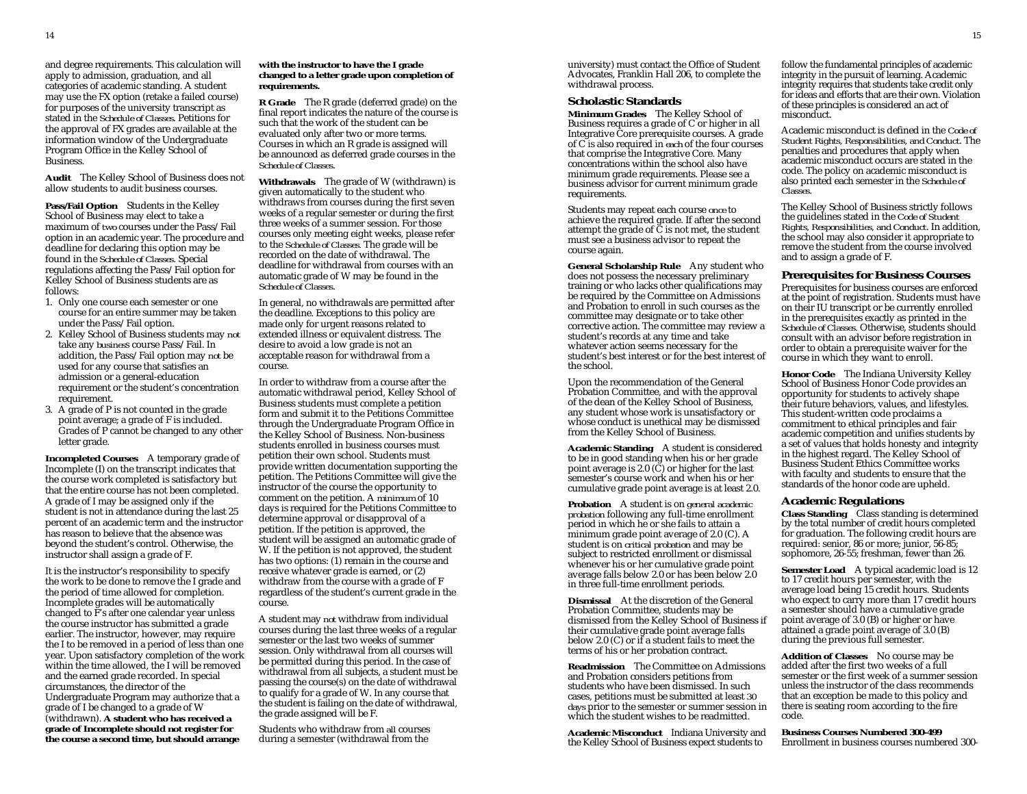and degree requirements. This calculation will apply to admission, graduation, and all categories of academic standing. A student may use the FX option (retake a failed course) for purposes of the university transcript as stated in the *Schedule of Classes*. Petitions for the approval of FX grades are available at the information window of the Undergraduate Program Office in the Kelley School of Business.

**Audit** The Kelley School of Business does not allow students to audit business courses.

**Pass/Fail Option** Students in the Kelley School of Business may elect to take a maximum of *two* courses under the Pass/Fail option in an academic year. The procedure and deadline for declaring this option may be found in the *Schedule of Classes*. Special regulations affecting the Pass/Fail option for Kelley School of Business students are as follows:

1. Only one course each semester or one course for an entire summer may be taken under the Pass/Fail option.
2. Kelley School of Business students may *not* take any *business* course Pass/Fail. In addition, the Pass/Fail option may *not* be used for any course that satisfies an admission or a general-education requirement or the student's concentration requirement.
3. A grade of P is not counted in the grade point average; a grade of F is included. Grades of P cannot be changed to any other letter grade.

**Incompleted Courses** A temporary grade of Incomplete (I) on the transcript indicates that the course work completed is satisfactory but that the entire course has not been completed. A grade of I may be assigned only if the student is not in attendance during the last 25 percent of an academic term and the instructor has reason to believe that the absence was beyond the student's control. Otherwise, the instructor shall assign a grade of F.

It is the instructor's responsibility to specify the work to be done to remove the I grade and the period of time allowed for completion. Incomplete grades will be automatically changed to F's after one calendar year unless the course instructor has submitted a grade earlier. The instructor, however, may require the I to be removed in a period of less than one year. Upon satisfactory completion of the work within the time allowed, the I will be removed and the earned grade recorded. In special circumstances, the director of the Undergraduate Program may authorize that a grade of I be changed to a grade of W (withdrawn). **A student who has received a grade of Incomplete should not register for the course a second time, but should arrange with the instructor to have the I grade changed to a letter grade upon completion of requirements.**

**R Grade** The R grade (deferred grade) on the final report indicates the nature of the course is such that the work of the student can be evaluated only after two or more terms. Courses in which an R grade is assigned will be announced as deferred grade courses in the *Schedule of Classes*.

**Withdrawals** The grade of W (withdrawn) is given automatically to the student who withdraws from courses during the first seven weeks of a regular semester or during the first three weeks of a summer session. For those courses only meeting eight weeks, please refer to the *Schedule of Classes*. The grade will be recorded on the date of withdrawal. The deadline for withdrawal from courses with an automatic grade of W may be found in the *Schedule of Classes*.

In general, no withdrawals are permitted after the deadline. Exceptions to this policy are made only for urgent reasons related to extended illness or equivalent distress. The desire to avoid a low grade is not an acceptable reason for withdrawal from a course.

In order to withdraw from a course after the automatic withdrawal period, Kelley School of Business students must complete a petition form and submit it to the Petitions Committee through the Undergraduate Program Office in the Kelley School of Business. Non-business students enrolled in business courses must petition their own school. Students must provide written documentation supporting the petition. The Petitions Committee will give the instructor of the course the opportunity to comment on the petition. A *minimum* of 10 days is required for the Petitions Committee to determine approval or disapproval of a petition. If the petition is approved, the student will be assigned an automatic grade of W. If the petition is not approved, the student has two options: (1) remain in the course and receive whatever grade is earned, or (2) withdraw from the course with a grade of F regardless of the student's current grade in the course.

A student may *not* withdraw from individual courses during the last three weeks of a regular semester or the last two weeks of summer session. Only withdrawal from all courses will be permitted during this period. In the case of withdrawal from all subjects, a student must be passing the course(s) on the date of withdrawal to qualify for a grade of W. In any course that the student is failing on the date of withdrawal, the grade assigned will be F.

Students who withdraw from *all* courses during a semester (withdrawal from the university) must contact the Office of Student Advocates, Franklin Hall 206, to complete the withdrawal process.

## Scholastic Standards

**Minimum Grades** The Kelley School of Business requires a grade of C or higher in all Integrative Core prerequisite courses. A grade of C is also required in *each* of the four courses that comprise the Integrative Core. Many concentrations within the school also have minimum grade requirements. Please see a business advisor for current minimum grade requirements.

Students may repeat each course *once* to achieve the required grade. If after the second attempt the grade of C is not met, the student must see a business advisor to repeat the course again.

**General Scholarship Rule** Any student who does not possess the necessary preliminary training or who lacks other qualifications may be required by the Committee on Admissions and Probation to enroll in such courses as the committee may designate or to take other corrective action. The committee may review a student's records at any time and take whatever action seems necessary for the student's best interest or for the best interest of the school.

Upon the recommendation of the General Probation Committee, and with the approval of the dean of the Kelley School of Business, any student whose work is unsatisfactory or whose conduct is unethical may be dismissed from the Kelley School of Business.

**Academic Standing** A student is considered to be in good standing when his or her grade point average is 2.0 (C) or higher for the last semester's course work and when his or her cumulative grade point average is at least 2.0.

**Probation** A student is on *general academic probation* following any full-time enrollment period in which he or she fails to attain a minimum grade point average of 2.0 (C). A student is on *critical probation* and may be subject to restricted enrollment or dismissal whenever his or her cumulative grade point average falls below 2.0 or has been below 2.0 in three full-time enrollment periods.

**Dismissal** At the discretion of the General Probation Committee, students may be dismissed from the Kelley School of Business if their cumulative grade point average falls below 2.0 (C) or if a student fails to meet the terms of his or her probation contract.

**Readmission** The Committee on Admissions and Probation considers petitions from students who have been dismissed. In such cases, petitions must be submitted at least *30 days* prior to the semester or summer session in which the student wishes to be readmitted.

**Academic Misconduct** Indiana University and the Kelley School of Business expect students to follow the fundamental principles of academic integrity in the pursuit of learning. Academic integrity requires that students take credit only for ideas and efforts that are their own. Violation of these principles is considered an act of misconduct.

Academic misconduct is defined in the *Code of Student Rights, Responsibilities, and Conduct*. The penalties and procedures that apply when academic misconduct occurs are stated in the code. The policy on academic misconduct is also printed each semester in the *Schedule of Classes*.

The Kelley School of Business strictly follows the guidelines stated in the *Code of Student Rights, Responsibilities, and Conduct*. In addition, the school may also consider it appropriate to remove the student from the course involved and to assign a grade of F.

## Prerequisites for Business Courses

Prerequisites for business courses are enforced at the point of registration. Students must have on their IU transcript or be currently enrolled in the prerequisites exactly as printed in the *Schedule of Classes*. Otherwise, students should consult with an advisor before registration in order to obtain a prerequisite waiver for the course in which they want to enroll.

**Honor Code** The Indiana University Kelley School of Business Honor Code provides an opportunity for students to actively shape their future behaviors, values, and lifestyles. This student-written code proclaims a commitment to ethical principles and fair academic competition and unifies students by a set of values that holds honesty and integrity in the highest regard. The Kelley School of Business Student Ethics Committee works with faculty and students to ensure that the standards of the honor code are upheld.

## Academic Regulations

**Class Standing** Class standing is determined by the total number of credit hours completed for graduation. The following credit hours are required: senior, 86 or more; junior, 56-85; sophomore, 26-55; freshman, fewer than 26.

**Semester Load** A typical academic load is 12 to 17 credit hours per semester, with the average load being 15 credit hours. Students who expect to carry more than 17 credit hours a semester should have a cumulative grade point average of 3.0 (B) or higher or have attained a grade point average of 3.0 (B) during the previous full semester.

**Addition of Classes** No course may be added after the first two weeks of a full semester or the first week of a summer session unless the instructor of the class recommends that an exception be made to this policy and there is seating room according to the fire code.

**Business Courses Numbered 300-499**
Enrollment in business courses numbered 300-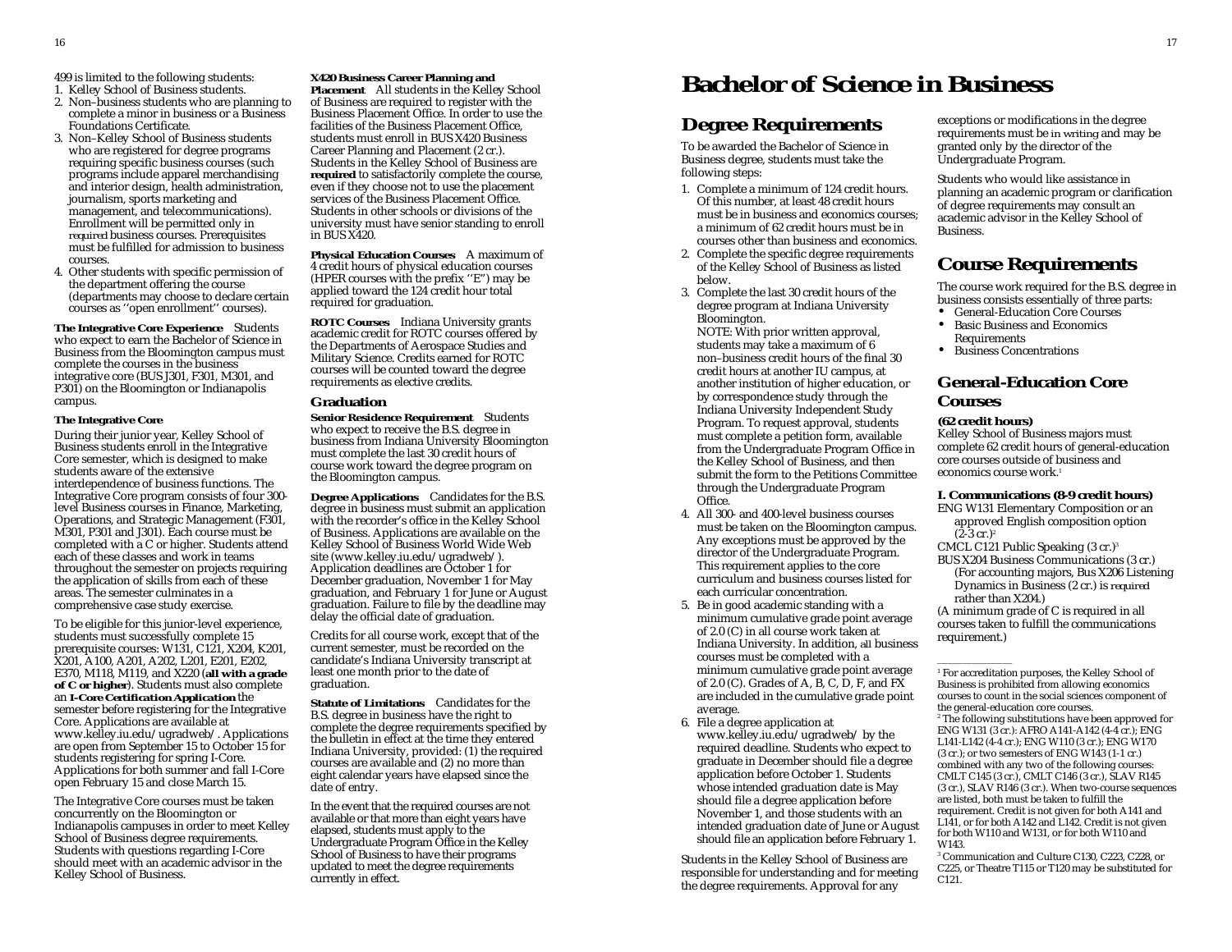499 is limited to the following students:

1. Kelley School of Business students.
2. Non–business students who are planning to complete a minor in business or a Business Foundations Certificate.
3. Non–Kelley School of Business students who are registered for degree programs requiring specific business courses (such programs include apparel merchandising and interior design, health administration, journalism, sports marketing and management, and telecommunications). Enrollment will be permitted only in *required* business courses. Prerequisites must be fulfilled for admission to business courses.
4. Other students with specific permission of the department offering the course (departments may choose to declare certain courses as ''open enrollment'' courses).

**The Integrative Core Experience** Students who expect to earn the Bachelor of Science in Business from the Bloomington campus must complete the courses in the business integrative core (BUS J301, F301, M301, and P301) on the Bloomington or Indianapolis campus.

**The Integrative Core**

During their junior year, Kelley School of Business students enroll in the Integrative Core semester, which is designed to make students aware of the extensive interdependence of business functions. The Integrative Core program consists of four 300-level Business courses in Finance, Marketing, Operations, and Strategic Management (F301, M301, P301 and J301). Each course must be completed with a C or higher. Students attend each of these classes and work in teams throughout the semester on projects requiring the application of skills from each of these areas. The semester culminates in a comprehensive case study exercise.

To be eligible for this junior-level experience, students must successfully complete 15 prerequisite courses: W131, C121, X204, K201, X201, A100, A201, A202, L201, E201, E202, E370, M118, M119, and X220 (**all with a grade of C or higher**). Students must also complete an **I-Core Certification Application** the semester before registering for the Integrative Core. Applications are available at www.kelley.iu.edu/ugradweb/. Applications are open from September 15 to October 15 for students registering for spring I-Core. Applications for both summer and fall I-Core open February 15 and close March 15.

The Integrative Core courses must be taken concurrently on the Bloomington or Indianapolis campuses in order to meet Kelley School of Business degree requirements. Students with questions regarding I-Core should meet with an academic advisor in the Kelley School of Business.

**X420 Business Career Planning and Placement** All students in the Kelley School of Business are required to register with the Business Placement Office. In order to use the facilities of the Business Placement Office, students must enroll in BUS X420 Business Career Planning and Placement (2 cr.). Students in the Kelley School of Business are **required** to satisfactorily complete the course, even if they choose not to use the placement services of the Business Placement Office. Students in other schools or divisions of the university must have senior standing to enroll in BUS X420.

**Physical Education Courses** A maximum of 4 credit hours of physical education courses (HPER courses with the prefix ''E'') may be applied toward the 124 credit hour total required for graduation.

**ROTC Courses** Indiana University grants academic credit for ROTC courses offered by the Departments of Aerospace Studies and Military Science. Credits earned for ROTC courses will be counted toward the degree requirements as elective credits.

### Graduation

**Senior Residence Requirement** Students who expect to receive the B.S. degree in business from Indiana University Bloomington must complete the last 30 credit hours of course work toward the degree program on the Bloomington campus.

**Degree Applications** Candidates for the B.S. degree in business must submit an application with the recorder's office in the Kelley School of Business. Applications are available on the Kelley School of Business World Wide Web site (www.kelley.iu.edu/ugradweb/). Application deadlines are October 1 for December graduation, November 1 for May graduation, and February 1 for June or August graduation. Failure to file by the deadline may delay the official date of graduation.

Credits for all course work, except that of the current semester, must be recorded on the candidate's Indiana University transcript at least one month prior to the date of graduation.

**Statute of Limitations** Candidates for the B.S. degree in business have the right to complete the degree requirements specified by the bulletin in effect at the time they entered Indiana University, provided: (1) the required courses are available and (2) no more than eight calendar years have elapsed since the date of entry.

In the event that the required courses are not available or that more than eight years have elapsed, students must apply to the Undergraduate Program Office in the Kelley School of Business to have their programs updated to meet the degree requirements currently in effect.

# Bachelor of Science in Business

## Degree Requirements

To be awarded the Bachelor of Science in Business degree, students must take the following steps:

1. Complete a minimum of 124 credit hours. Of this number, at least 48 credit hours must be in business and economics courses; a minimum of 62 credit hours must be in courses other than business and economics.
2. Complete the specific degree requirements of the Kelley School of Business as listed below.
3. Complete the last 30 credit hours of the degree program at Indiana University Bloomington.
   NOTE: With prior written approval, students may take a maximum of 6 non–business credit hours of the final 30 credit hours at another IU campus, at another institution of higher education, or by correspondence study through the Indiana University Independent Study Program. To request approval, students must complete a petition form, available from the Undergraduate Program Office in the Kelley School of Business, and then submit the form to the Petitions Committee through the Undergraduate Program Office.
4. All 300- and 400-level business courses must be taken on the Bloomington campus. Any exceptions must be approved by the director of the Undergraduate Program. This requirement applies to the core curriculum and business courses listed for each curricular concentration.
5. Be in good academic standing with a minimum cumulative grade point average of 2.0 (C) in all course work taken at Indiana University. In addition, *all* business courses must be completed with a minimum cumulative grade point average of 2.0 (C). Grades of A, B, C, D, F, and FX are included in the cumulative grade point average.
6. File a degree application at www.kelley.iu.edu/ugradweb/ by the required deadline. Students who expect to graduate in December should file a degree application before October 1. Students whose intended graduation date is May should file a degree application before November 1, and those students with an intended graduation date of June or August should file an application before February 1.

Students in the Kelley School of Business are responsible for understanding and for meeting the degree requirements. Approval for any exceptions or modifications in the degree requirements must be *in writing* and may be granted only by the director of the Undergraduate Program.

Students who would like assistance in planning an academic program or clarification of degree requirements may consult an academic advisor in the Kelley School of Business.

## Course Requirements

The course work required for the B.S. degree in business consists essentially of three parts:

- General-Education Core Courses
- Basic Business and Economics Requirements
- Business Concentrations

### General-Education Core Courses

**(62 credit hours)**

Kelley School of Business majors must complete 62 credit hours of general-education core courses outside of business and economics course work.[1]

**I. Communications (8-9 credit hours)**

ENG W131 Elementary Composition or an approved English composition option (2-3 cr.)[2]

CMCL C121 Public Speaking (3 cr.)[3]

BUS X204 Business Communications (3 cr.) (For accounting majors, Bus X206 Listening Dynamics in Business (2 cr.) is *required* rather than X204.)

(A minimum grade of C is required in all courses taken to fulfill the communications requirement.)

---

[1] For accreditation purposes, the Kelley School of Business is prohibited from allowing economics courses to count in the social sciences component of the general-education core courses.

[2] The following substitutions have been approved for ENG W131 (3 cr.): AFRO A141-A142 (4-4 cr.); ENG L141-L142 (4-4 cr.); ENG W110 (3 cr.); ENG W170 (3 cr.); or two semesters of ENG W143 (1-1 cr.) combined with any two of the following courses: CMLT C145 (3 cr.), CMLT C146 (3 cr.), SLAV R145 (3 cr.), SLAV R146 (3 cr.). When two-course sequences are listed, both must be taken to fulfill the requirement. Credit is not given for both A141 and L141, or for both A142 and L142. Credit is not given for both W110 and W131, or for both W110 and W143.

[3] Communication and Culture C130, C223, C228, or C225, or Theatre T115 or T120 may be substituted for C121.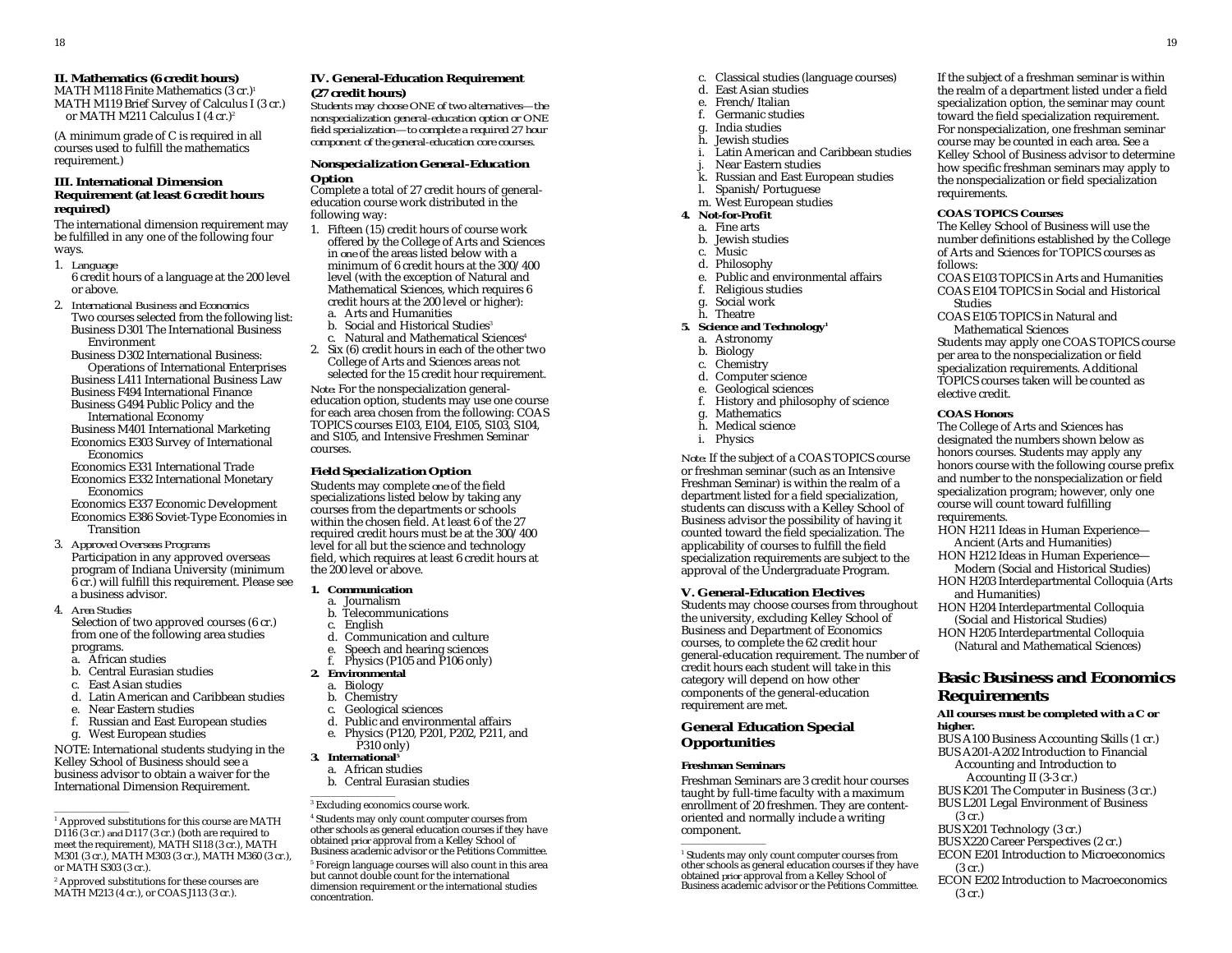### II. Mathematics (6 credit hours)

MATH M118 Finite Mathematics (3 cr.)[1]
MATH M119 Brief Survey of Calculus I (3 cr.) or MATH M211 Calculus I (4 cr.)[2]

(A minimum grade of C is required in all courses used to fulfill the mathematics requirement.)

### III. International Dimension Requirement (at least 6 credit hours required)

The international dimension requirement may be fulfilled in any one of the following four ways.

1. *Language*
   6 credit hours of a language at the 200 level or above.
2. *International Business and Economics*
   Two courses selected from the following list:
   Business D301 The International Business Environment
   Business D302 International Business: Operations of International Enterprises
   Business L411 International Business Law
   Business F494 International Finance
   Business G494 Public Policy and the International Economy
   Business M401 International Marketing
   Economics E303 Survey of International Economics
   Economics E331 International Trade
   Economics E332 International Monetary Economics
   Economics E337 Economic Development
   Economics E386 Soviet-Type Economies in Transition
3. *Approved Overseas Programs*
   Participation in any approved overseas program of Indiana University (minimum 6 cr.) will fulfill this requirement. Please see a business advisor.
4. *Area Studies*
   Selection of two approved courses (6 cr.) from one of the following area studies programs.
   a. African studies
   b. Central Eurasian studies
   c. East Asian studies
   d. Latin American and Caribbean studies
   e. Near Eastern studies
   f. Russian and East European studies
   g. West European studies

NOTE: International students studying in the Kelley School of Business should see a business advisor to obtain a waiver for the International Dimension Requirement.

[1] Approved substitutions for this course are MATH D116 (3 cr.) *and* D117 (3 cr.) (both are required to meet the requirement), MATH S118 (3 cr.), MATH M301 (3 cr.), MATH M303 (3 cr.), MATH M360 (3 cr.), or MATH S303 (3 cr.).

[2] Approved substitutions for these courses are MATH M213 (4 cr.), or COAS J113 (3 cr.).

### IV. General-Education Requirement (27 credit hours)

*Students may choose ONE of two alternatives—the nonspecialization general-education option or ONE field specialization—to complete a required 27 hour component of the general-education core courses.*

#### Nonspecialization General-Education Option

Complete a total of 27 credit hours of general-education course work distributed in the following way:

1. Fifteen (15) credit hours of course work offered by the College of Arts and Sciences in *one* of the areas listed below with a minimum of 6 credit hours at the 300/400 level (with the exception of Natural and Mathematical Sciences, which requires 6 credit hours at the 200 level or higher):
   a. Arts and Humanities
   b. Social and Historical Studies[3]
   c. Natural and Mathematical Sciences[4]
2. Six (6) credit hours in each of the other two College of Arts and Sciences areas not selected for the 15 credit hour requirement.

*Note:* For the nonspecialization general-education option, students may use one course for each area chosen from the following: COAS TOPICS courses E103, E104, E105, S103, S104, and S105, and Intensive Freshmen Seminar courses.

#### Field Specialization Option

Students may complete *one* of the field specializations listed below by taking any courses from the departments or schools within the chosen field. At least 6 of the 27 required credit hours must be at the 300/400 level for all but the science and technology field, which requires at least 6 credit hours at the 200 level or above.

1. **Communication**
   a. Journalism
   b. Telecommunications
   c. English
   d. Communication and culture
   e. Speech and hearing sciences
   f. Physics (P105 and P106 only)
2. **Environmental**
   a. Biology
   b. Chemistry
   c. Geological sciences
   d. Public and environmental affairs
   e. Physics (P120, P201, P202, P211, and P310 only)
3. **International**[5]
   a. African studies
   b. Central Eurasian studies
   c. Classical studies (language courses)
   d. East Asian studies
   e. French/Italian
   f. Germanic studies
   g. India studies
   h. Jewish studies
   i. Latin American and Caribbean studies
   j. Near Eastern studies
   k. Russian and East European studies
   l. Spanish/Portuguese
   m. West European studies
4. **Not-for-Profit**
   a. Fine arts
   b. Jewish studies
   c. Music
   d. Philosophy
   e. Public and environmental affairs
   f. Religious studies
   g. Social work
   h. Theatre
5. **Science and Technology**[1]
   a. Astronomy
   b. Biology
   c. Chemistry
   d. Computer science
   e. Geological sciences
   f. History and philosophy of science
   g. Mathematics
   h. Medical science
   i. Physics

*Note:* If the subject of a COAS TOPICS course or freshman seminar (such as an Intensive Freshman Seminar) is within the realm of a department listed for a field specialization, students can discuss with a Kelley School of Business advisor the possibility of having it counted toward the field specialization. The applicability of courses to fulfill the field specialization requirements are subject to the approval of the Undergraduate Program.

[3] Excluding economics course work.

[4] Students may only count computer courses from other schools as general education courses if they have obtained *prior* approval from a Kelley School of Business academic advisor or the Petitions Committee.

[5] Foreign language courses will also count in this area but cannot double count for the international dimension requirement or the international studies concentration.

### V. General-Education Electives

Students may choose courses from throughout the university, excluding Kelley School of Business and Department of Economics courses, to complete the 62 credit hour general-education requirement. The number of credit hours each student will take in this category will depend on how other components of the general-education requirement are met.

## General Education Special Opportunities

#### Freshman Seminars

Freshman Seminars are 3 credit hour courses taught by full-time faculty with a maximum enrollment of 20 freshmen. They are content-oriented and normally include a writing component.

If the subject of a freshman seminar is within the realm of a department listed under a field specialization option, the seminar may count toward the field specialization requirement. For nonspecialization, one freshman seminar course may be counted in each area. See a Kelley School of Business advisor to determine how specific freshman seminars may apply to the nonspecialization or field specialization requirements.

[1] Students may only count computer courses from other schools as general education courses if they have obtained *prior* approval from a Kelley School of Business academic advisor or the Petitions Committee.

#### COAS TOPICS Courses

The Kelley School of Business will use the number definitions established by the College of Arts and Sciences for TOPICS courses as follows:

COAS E103 TOPICS in Arts and Humanities
COAS E104 TOPICS in Social and Historical Studies
COAS E105 TOPICS in Natural and Mathematical Sciences

Students may apply one COAS TOPICS course per area to the nonspecialization or field specialization requirements. Additional TOPICS courses taken will be counted as elective credit.

#### COAS Honors

The College of Arts and Sciences has designated the numbers shown below as honors courses. Students may apply any honors course with the following course prefix and number to the nonspecialization or field specialization program; however, only one course will count toward fulfilling requirements.

HON H211 Ideas in Human Experience—Ancient (Arts and Humanities)
HON H212 Ideas in Human Experience—Modern (Social and Historical Studies)
HON H203 Interdepartmental Colloquia (Arts and Humanities)
HON H204 Interdepartmental Colloquia (Social and Historical Studies)
HON H205 Interdepartmental Colloquia (Natural and Mathematical Sciences)

## Basic Business and Economics Requirements

**All courses must be completed with a C or higher.**

BUS A100 Business Accounting Skills (1 cr.)
BUS A201-A202 Introduction to Financial Accounting and Introduction to Accounting II (3-3 cr.)
BUS K201 The Computer in Business (3 cr.)
BUS L201 Legal Environment of Business (3 cr.)
BUS X201 Technology (3 cr.)
BUS X220 Career Perspectives (2 cr.)
ECON E201 Introduction to Microeconomics (3 cr.)
ECON E202 Introduction to Macroeconomics (3 cr.)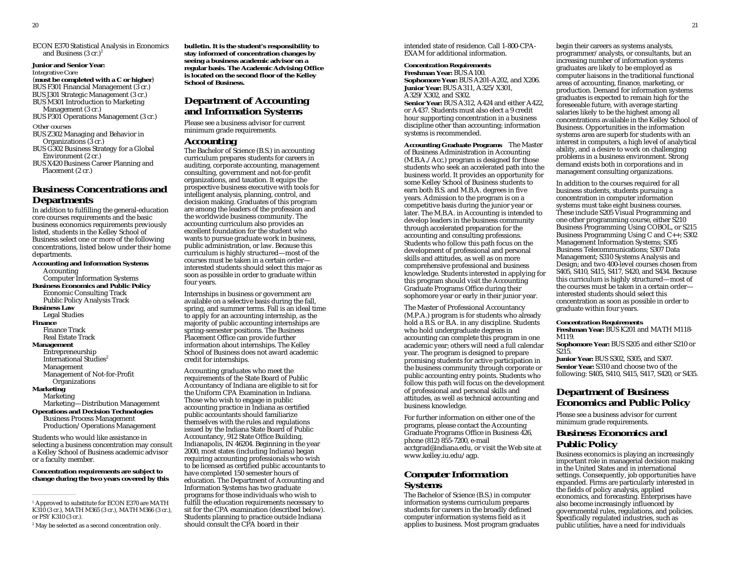ECON E370 Statistical Analysis in Economics and Business (3 cr.)[1]

**Junior and Senior Year:**

*Integrative Core*

(**must be completed with a C or higher**)

BUS F301 Financial Management (3 cr.)

BUS J301 Strategic Management (3 cr.)

BUS M301 Introduction to Marketing Management (3 cr.)

BUS P301 Operations Management (3 cr.)

*Other courses*

BUS Z302 Managing and Behavior in Organizations (3 cr.)

BUS G302 Business Strategy for a Global Environment (2 cr.)

BUS X420 Business Career Planning and Placement (2 cr.)

## Business Concentrations and Departments

In addition to fulfilling the general-education core courses requirements and the basic business economics requirements previously listed, students in the Kelley School of Business select one or more of the following concentrations, listed below under their home departments.

**Accounting and Information Systems**
- Accounting
- Computer Information Systems

**Business Economics and Public Policy**
- Economic Consulting Track
- Public Policy Analysis Track

**Business Law**
- Legal Studies

**Finance**
- Finance Track
- Real Estate Track

**Management**
- Entrepreneurship
- International Studies[2]
- Management
- Management of Not-for-Profit Organizations

**Marketing**
- Marketing
- Marketing—Distribution Management

**Operations and Decision Technologies**
- Business Process Management
- Production/Operations Management

Students who would like assistance in selecting a business concentration may consult a Kelley School of Business academic advisor or a faculty member.

**Concentration requirements are subject to change during the two years covered by this bulletin. It is the student's responsibility to stay informed of concentration changes by seeing a business academic advisor on a regular basis. The Academic Advising Office is located on the second floor of the Kelley School of Business.**

[1] Approved to substitute for ECON E370 are MATH K310 (3 cr.), MATH M365 (3 cr.), MATH M366 (3 cr.), or PSY K310 (3 cr.).

[2] May be selected as a second concentration only.

## Department of Accounting and Information Systems

Please see a business advisor for current minimum grade requirements.

### Accounting

The Bachelor of Science (B.S.) in accounting curriculum prepares students for careers in auditing, corporate accounting, management consulting, government and not-for-profit organizations, and taxation. It equips the prospective business executive with tools for intelligent analysis, planning, control, and decision making. Graduates of this program are among the leaders of the profession and the worldwide business community. The accounting curriculum also provides an excellent foundation for the student who wants to pursue graduate work in business, public administration, or law. Because this curriculum is highly structured—most of the courses must be taken in a certain order—interested students should select this major as soon as possible in order to graduate within four years.

Internships in business or government are available on a selective basis during the fall, spring, and summer terms. Fall is an ideal time to apply for an accounting internship, as the majority of public accounting internships are spring-semester positions. The Business Placement Office can provide further information about internships. The Kelley School of Business does not award academic credit for internships.

Accounting graduates who meet the requirements of the State Board of Public Accountancy of Indiana are eligible to sit for the Uniform CPA Examination in Indiana. Those who wish to engage in public accounting practice in Indiana as certified public accountants should familiarize themselves with the rules and regulations issued by the Indiana State Board of Public Accountancy, 912 State Office Building, Indianapolis, IN 46204. Beginning in the year 2000, most states (including Indiana) began requiring accounting professionals who wish to be licensed as certified public accountants to have completed 150 semester hours of education. The Department of Accounting and Information Systems has two graduate programs for those individuals who wish to fulfill the education requirements necessary to sit for the CPA examination (described below). Students planning to practice outside Indiana should consult the CPA board in their intended state of residence. Call 1-800-CPA-EXAM for additional information.

***Concentration Requirements***

**Freshman Year:** BUS A100.

**Sophomore Year:** BUS A201-A202, and X206.

**Junior Year:** BUS A311, A325/X301, A329/X302, and S302.

**Senior Year:** BUS A312, A424 and either A422, or A437. Students must also elect a 9 credit hour supporting concentration in a business discipline other than accounting; information systems is recommended.

**Accounting Graduate Programs** The Master of Business Administration in Accounting (M.B.A./Acc.) program is designed for those students who seek an accelerated path into the business world. It provides an opportunity for some Kelley School of Business students to earn both B.S. and M.B.A. degrees in five years. Admission to the program is on a competitive basis during the junior year or later. The M.B.A. in Accounting is intended to develop leaders in the business community through accelerated preparation for the accounting and consulting professions. Students who follow this path focus on the development of professional and personal skills and attitudes, as well as on more comprehensive professional and business knowledge. Students interested in applying for this program should visit the Accounting Graduate Programs Office during their sophomore year or early in their junior year.

The Master of Professional Accountancy (M.P.A.) program is for students who already hold a B.S. or B.A. in any discipline. Students who hold undergraduate degrees in accounting can complete this program in one academic year; others will need a full calendar year. The program is designed to prepare promising students for active participation in the business community through corporate or public accounting entry points. Students who follow this path will focus on the development of professional and personal skills and attitudes, as well as technical accounting and business knowledge.

For further information on either one of the programs, please contact the Accounting Graduate Programs Office in Business 426, phone (812) 855-7200, e-mail acctgrad@indiana.edu, or visit the Web site at www.kelley.iu.edu/agp.

### Computer Information Systems

The Bachelor of Science (B.S.) in computer information systems curriculum prepares students for careers in the broadly defined computer information systems field as it applies to business. Most program graduates begin their careers as systems analysts, programmer/analysts, or consultants, but an increasing number of information systems graduates are likely to be employed as computer liaisons in the traditional functional areas of accounting, finance, marketing, or production. Demand for information systems graduates is expected to remain high for the foreseeable future, with average starting salaries likely to be the highest among all concentrations available in the Kelley School of Business. Opportunities in the information systems area are superb for students with an interest in computers, a high level of analytical ability, and a desire to work on challenging problems in a business environment. Strong demand exists both in corporations and in management consulting organizations.

In addition to the courses required for all business students, students pursuing a concentration in computer information systems must take eight business courses. These include S205 Visual Programming and one other programming course, either S210 Business Programming Using COBOL, or S215 Business Programming Using C and C++; S302 Management Information Systems; S305 Business Telecommunications; S307 Data Management; S310 Systems Analysis and Design; and two 400-level courses chosen from S405, S410, S415, S417, S420, and S434. Because this curriculum is highly structured—most of the courses must be taken in a certain order—interested students should select this concentration as soon as possible in order to graduate within four years.

***Concentration Requirements***

**Freshman Year:** BUS K201 and MATH M118-M119.

**Sophomore Year:** BUS S205 and either S210 or S215.

**Junior Year:** BUS S302, S305, and S307.

**Senior Year:** S310 and choose two of the following: S405, S410, S415, S417, S420, or S435.

## Department of Business Economics and Public Policy

Please see a business advisor for current minimum grade requirements.

### Business Economics and Public Policy

Business economics is playing an increasingly important role in managerial decision making in the United States and in international settings. Consequently, job opportunities have expanded. Firms are particularly interested in the fields of policy analysis, applied economics, and forecasting. Enterprises have also become increasingly influenced by governmental rules, regulations, and policies. Specifically regulated industries, such as public utilities, have a need for individuals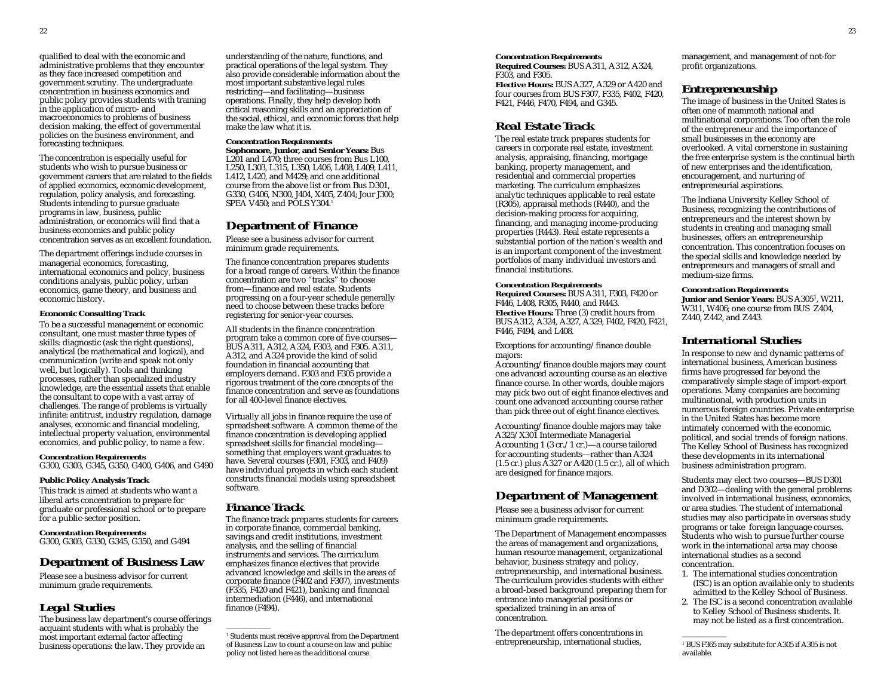qualified to deal with the economic and administrative problems that they encounter as they face increased competition and government scrutiny. The undergraduate concentration in business economics and public policy provides students with training in the application of micro- and macroeconomics to problems of business decision making, the effect of governmental policies on the business environment, and forecasting techniques.

The concentration is especially useful for students who wish to pursue business or government careers that are related to the fields of applied economics, economic development, regulation, policy analysis, and forecasting. Students intending to pursue graduate programs in law, business, public administration, or economics will find that a business economics and public policy concentration serves as an excellent foundation.

The department offerings include courses in managerial economics, forecasting, international economics and policy, business conditions analysis, public policy, urban economics, game theory, and business and economic history.

#### Economic Consulting Track

To be a successful management or economic consultant, one must master three types of skills: diagnostic (ask the right questions), analytical (be mathematical and logical), and communication (write and speak not only well, but logically). Tools and thinking processes, rather than specialized industry knowledge, are the essential assets that enable the consultant to cope with a vast array of challenges. The range of problems is virtually infinite: antitrust, industry regulation, damage analyses, economic and financial modeling, intellectual property valuation, environmental economics, and public policy, to name a few.

**Concentration Requirements**
G300, G303, G345, G350, G400, G406, and G490

#### Public Policy Analysis Track

This track is aimed at students who want a liberal arts concentration to prepare for graduate or professional school or to prepare for a public-sector position.

**Concentration Requirements**
G300, G303, G330, G345, G350, and G494

## Department of Business Law

Please see a business advisor for current minimum grade requirements.

### Legal Studies

The business law department's course offerings acquaint students with what is probably the most important external factor affecting business operations: the law. They provide an understanding of the nature, functions, and practical operations of the legal system. They also provide considerable information about the most important substantive legal rules restricting—and facilitating—business operations. Finally, they help develop both critical reasoning skills and an appreciation of the social, ethical, and economic forces that help make the law what it is.

**Concentration Requirements**
**Sophomore, Junior, and Senior Years:** Bus L201 and L470; three courses from Bus L100, L250, L303, L315, L350, L406, L408, L409, L411, L412, L420, and M429; and one additional course from the above list or from Bus D301, G330, G406, N300, J404, X405, Z404; Jour J300; SPEA V450; and POLS Y304.[1]

[1] Students must receive approval from the Department of Business Law to count a course on law and public policy not listed here as the additional course.

## Department of Finance

Please see a business advisor for current minimum grade requirements.

The finance concentration prepares students for a broad range of careers. Within the finance concentration are two "tracks" to choose from—finance and real estate. Students progressing on a four-year schedule generally need to choose between these tracks before registering for senior-year courses.

All students in the finance concentration program take a common core of five courses—BUS A311, A312, A324, F303, and F305. A311, A312, and A324 provide the kind of solid foundation in financial accounting that employers demand. F303 and F305 provide a rigorous treatment of the core concepts of the finance concentration and serve as foundations for all 400-level finance electives.

Virtually all jobs in finance require the use of spreadsheet software. A common theme of the finance concentration is developing applied spreadsheet skills for financial modeling—something that employers want graduates to have. Several courses (F301, F303, and F409) have individual projects in which each student constructs financial models using spreadsheet software.

### Finance Track

The finance track prepares students for careers in corporate finance, commercial banking, savings and credit institutions, investment analysis, and the selling of financial instruments and services. The curriculum emphasizes finance electives that provide advanced knowledge and skills in the areas of corporate finance (F402 and F307), investments (F335, F420 and F421), banking and financial intermediation (F446), and international finance (F494).

**Concentration Requirements**
**Required Courses:** BUS A311, A312, A324, F303, and F305.
**Elective Hours:** BUS A327, A329 or A420 and four courses from BUS F307, F335, F402, F420, F421, F446, F470, F494, and G345.

### Real Estate Track

The real estate track prepares students for careers in corporate real estate, investment analysis, appraising, financing, mortgage banking, property management, and residential and commercial properties marketing. The curriculum emphasizes analytic techniques applicable to real estate (R305), appraisal methods (R440), and the decision-making process for acquiring, financing, and managing income-producing properties (R443). Real estate represents a substantial portion of the nation's wealth and is an important component of the investment portfolios of many individual investors and financial institutions.

**Concentration Requirements**
**Required Courses:** BUS A311, F303, F420 or F446, L408, R305, R440, and R443.
**Elective Hours:** Three (3) credit hours from BUS A312, A324, A327, A329, F402, F420, F421, F446, F494, and L408.

Exceptions for accounting/finance double majors:
Accounting/finance double majors may count one advanced accounting course as an elective finance course. In other words, double majors may pick two out of eight finance electives and count one advanced accounting course rather than pick three out of eight finance electives.

Accounting/finance double majors may take A325/X301 Intermediate Managerial Accounting 1 (3 cr./1 cr.)—a course tailored for accounting students—rather than A324 (1.5 cr.) plus A327 or A420 (1.5 cr.), all of which are designed for finance majors.

## Department of Management

Please see a business advisor for current minimum grade requirements.

The Department of Management encompasses the areas of management and organizations, human resource management, organizational behavior, business strategy and policy, entrepreneurship, and international business. The curriculum provides students with either a broad-based background preparing them for entrance into managerial positions or specialized training in an area of concentration.

The department offers concentrations in entrepreneurship, international studies, management, and management of not-for profit organizations.

### Entrepreneurship

The image of business in the United States is often one of mammoth national and multinational corporations. Too often the role of the entrepreneur and the importance of small businesses in the economy are overlooked. A vital cornerstone in sustaining the free enterprise system is the continual birth of new enterprises and the identification, encouragement, and nurturing of entrepreneurial aspirations.

The Indiana University Kelley School of Business, recognizing the contributions of entrepreneurs and the interest shown by students in creating and managing small businesses, offers an entrepreneurship concentration. This concentration focuses on the special skills and knowledge needed by entrepreneurs and managers of small and medium-size firms.

**Concentration Requirements**
**Junior and Senior Years:** BUS A305[1], W211, W311, W406; one course from BUS Z404, Z440, Z442, and Z443.

[1] BUS F365 may substitute for A305 if A305 is not available.

### International Studies

In response to new and dynamic patterns of international business, American business firms have progressed far beyond the comparatively simple stage of import-export operations. Many companies are becoming multinational, with production units in numerous foreign countries. Private enterprise in the United States has become more intimately concerned with the economic, political, and social trends of foreign nations. The Kelley School of Business has recognized these developments in its international business administration program.

Students may elect two courses—BUS D301 and D302—dealing with the general problems involved in international business, economics, or area studies. The student of international studies may also participate in overseas study programs or take foreign language courses. Students who wish to pursue further course work in the international area may choose international studies as a second concentration.

1. The international studies concentration (ISC) is an option available only to students admitted to the Kelley School of Business.
2. The ISC is a second concentration available to Kelley School of Business students. It may not be listed as a first concentration.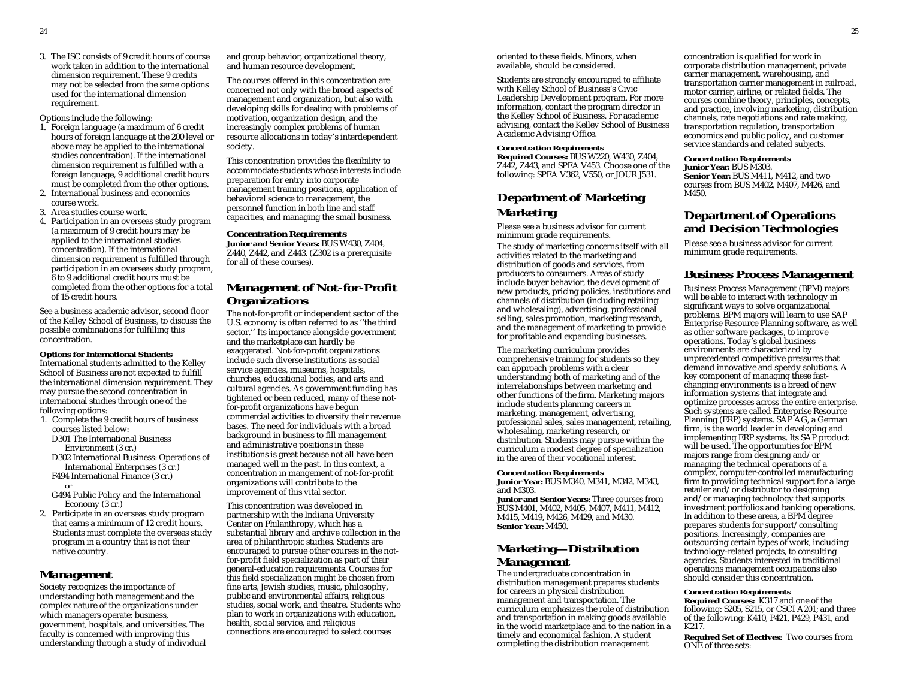3. The ISC consists of 9 credit hours of course work taken in addition to the international dimension requirement. These 9 credits may not be selected from the same options used for the international dimension requirement.

Options include the following:

1. Foreign language (a maximum of 6 credit hours of foreign language at the 200 level or above may be applied to the international studies concentration). If the international dimension requirement is fulfilled with a foreign language, 9 additional credit hours must be completed from the other options.
2. International business and economics course work.
3. Area studies course work.
4. Participation in an overseas study program (a maximum of 9 credit hours may be applied to the international studies concentration). If the international dimension requirement is fulfilled through participation in an overseas study program, 6 to 9 additional credit hours must be completed from the other options for a total of 15 credit hours.

See a business academic advisor, second floor of the Kelley School of Business, to discuss the possible combinations for fulfilling this concentration.

**Options for International Students**
International students admitted to the Kelley School of Business are not expected to fulfill the international dimension requirement. They may pursue the second concentration in international studies through one of the following options:

1. Complete the 9 credit hours of business courses listed below:
   - D301 The International Business Environment (3 cr.)
   - D302 International Business: Operations of International Enterprises (3 cr.)
   - F494 International Finance (3 cr.)
     *or*
   - G494 Public Policy and the International Economy (3 cr.)
2. Participate in an overseas study program that earns a minimum of 12 credit hours. Students must complete the overseas study program in a country that is not their native country.

## Management

Society recognizes the importance of understanding both management and the complex nature of the organizations under which managers operate: business, government, hospitals, and universities. The faculty is concerned with improving this understanding through a study of individual and group behavior, organizational theory, and human resource development.

The courses offered in this concentration are concerned not only with the broad aspects of management and organization, but also with developing skills for dealing with problems of motivation, organization design, and the increasingly complex problems of human resource allocations in today's interdependent society.

This concentration provides the flexibility to accommodate students whose interests include preparation for entry into corporate management training positions, application of behavioral science to management, the personnel function in both line and staff capacities, and managing the small business.

**Concentration Requirements**
**Junior and Senior Years:** BUS W430, Z404, Z440, Z442, and Z443. (Z302 is a prerequisite for all of these courses).

## Management of Not-for-Profit Organizations

The not-for-profit or independent sector of the U.S. economy is often referred to as "the third sector." Its importance alongside government and the marketplace can hardly be exaggerated. Not-for-profit organizations include such diverse institutions as social service agencies, museums, hospitals, churches, educational bodies, and arts and cultural agencies. As government funding has tightened or been reduced, many of these not-for-profit organizations have begun commercial activities to diversify their revenue bases. The need for individuals with a broad background in business to fill management and administrative positions in these institutions is great because not all have been managed well in the past. In this context, a concentration in mangement of not-for-profit organizations will contribute to the improvement of this vital sector.

This concentration was developed in partnership with the Indiana University Center on Philanthropy, which has a substantial library and archive collection in the area of philanthropic studies. Students are encouraged to pursue other courses in the not-for-profit field specialization as part of their general-education requirements. Courses for this field specialization might be chosen from fine arts, Jewish studies, music, philosophy, public and environmental affairs, religious studies, social work, and theatre. Students who plan to work in organizations with education, health, social service, and religious connections are encouraged to select courses oriented to these fields. Minors, when available, should be considered.

Students are strongly encouraged to affiliate with Kelley School of Business's Civic Leadership Development program. For more information, contact the program director in the Kelley School of Business. For academic advising, contact the Kelley School of Business Academic Advising Office.

**Concentration Requirements**
**Required Courses:** BUS W220, W430, Z404, Z442, Z443, and SPEA V453. Choose one of the following: SPEA V362, V550, or JOUR J531.

# Department of Marketing

## Marketing

Please see a business advisor for current minimum grade requirements.

The study of marketing concerns itself with all activities related to the marketing and distribution of goods and services, from producers to consumers. Areas of study include buyer behavior, the development of new products, pricing policies, institutions and channels of distribution (including retailing and wholesaling), advertising, professional selling, sales promotion, marketing research, and the management of marketing to provide for profitable and expanding businesses.

The marketing curriculum provides comprehensive training for students so they can approach problems with a clear understanding both of marketing and of the interrelationships between marketing and other functions of the firm. Marketing majors include students planning careers in marketing, management, advertising, professional sales, sales management, retailing, wholesaling, marketing research, or distribution. Students may pursue within the curriculum a modest degree of specialization in the area of their vocational interest.

**Concentration Requirements**
**Junior Year:** BUS M340, M341, M342, M343, and M303.
**Junior and Senior Years:** Three courses from BUS M401, M402, M405, M407, M411, M412, M415, M419, M426, M429, and M430.
**Senior Year:** M450.

## Marketing—Distribution Management

The undergraduate concentration in distribution management prepares students for careers in physical distribution management and transportation. The curriculum emphasizes the role of distribution and transportation in making goods available in the world marketplace and to the nation in a timely and economical fashion. A student completing the distribution management concentration is qualified for work in corporate distribution management, private carrier management, warehousing, and transportation carrier management in railroad, motor carrier, airline, or related fields. The courses combine theory, principles, concepts, and practice, involving marketing, distribution channels, rate negotiations and rate making, transportation regulation, transportation economics and public policy, and customer service standards and related subjects.

**Concentration Requirements**
**Junior Year:** BUS M303.
**Senior Year:** BUS M411, M412, and two courses from BUS M402, M407, M426, and M450.

# Department of Operations and Decision Technologies

Please see a business advisor for current minimum grade requirements.

## Business Process Management

Business Process Management (BPM) majors will be able to interact with technology in significant ways to solve organizational problems. BPM majors will learn to use SAP Enterprise Resource Planning software, as well as other software packages, to improve operations. Today's global business environments are characterized by unprecedented competitive pressures that demand innovative and speedy solutions. A key component of managing these fast-changing environments is a breed of new information systems that integrate and optimize processes across the entire enterprise. Such systems are called Enterprise Resource Planning (ERP) systems. SAP AG, a German firm, is the world leader in developing and implementing ERP systems. Its SAP product will be used. The opportunities for BPM majors range from designing and/or managing the technical operations of a complex, computer-controlled manufacturing firm to providing technical support for a large retailer and/or distributor to designing and/or managing technology that supports investment portfolios and banking operations. In addition to these areas, a BPM degree prepares students for support/consulting positions. Increasingly, companies are outsourcing certain types of work, including technology-related projects, to consulting agencies. Students interested in traditional operations management occupations also should consider this concentration.

**Concentration Requirements**
**Required Courses:** K317 and one of the following: S205, S215, or CSCI A201; and three of the following: K410, P421, P429, P431, and K217.

**Required Set of Electives:** Two courses from ONE of three sets: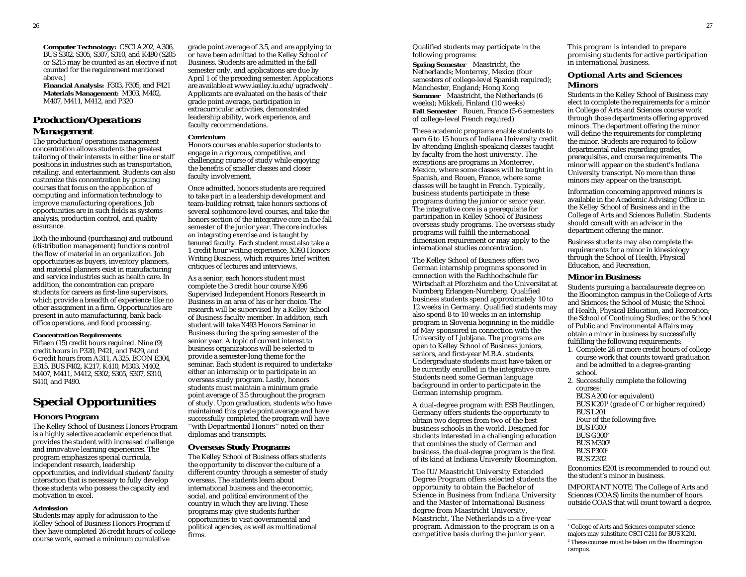**Computer Technology:** CSCI A202, A306, BUS S302, S305, S307, S310, and K490 (S205 or S215 may be counted as an elective if not counted for the requirement mentioned above.)
**Financial Analysis:** F303, F305, and F421
**Materials Management:** M303, M402, M407, M411, M412, and P320

## Production/Operations Management

The production/operations management concentration allows students the greatest tailoring of their interests in either line or staff positions in industries such as transportation, retailing, and entertainment. Students can also customize this concentration by pursuing courses that focus on the application of computing and information technology to improve manufacturing operations. Job opportunities are in such fields as systems analysis, production control, and quality assurance.

Both the inbound (purchasing) and outbound (distribution management) functions control the flow of material in an organization. Job opportunities as buyers, inventory planners, and material planners exist in manufacturing and service industries such as health care. In addition, the concentration can prepare students for careers as first-line supervisors, which provide a breadth of experience like no other assignment in a firm. Opportunities are present in auto manufacturing, bank back-office operations, and food processing.

#### Concentration Requirements

Fifteen (15) credit hours required. Nine (9) credit hours in P320, P421, and P429, and 6 credit hours from A311, A325, ECON E304, E315, BUS F402, K217, K410, M303, M402, M407, M411, M412, S302, S305, S307, S310, S410, and P490.

# Special Opportunities

## Honors Program

The Kelley School of Business Honors Program is a highly selective academic experience that provides the student with increased challenge and innovative learning experiences. The program emphasizes special curricula, independent research, leadership opportunities, and individual student/faculty interaction that is necessary to fully develop those students who possess the capacity and motivation to excel.

#### Admission

Students may apply for admission to the Kelley School of Business Honors Program if they have completed 26 credit hours of college course work, earned a minimum cumulative grade point average of 3.5, and are applying to or have been admitted to the Kelley School of Business. Students are admitted in the fall semester only, and applications are due by April 1 of the preceding semester. Applications are available at www.kelley.iu.edu/ugradweb/. Applicants are evaluated on the basis of their grade point average, participation in extracurricular activities, demonstrated leadership ability, work experience, and faculty recommendations.

#### Curriculum

Honors courses enable superior students to engage in a rigorous, competitive, and challenging course of study while enjoying the benefits of smaller classes and closer faculty involvement.

Once admitted, honors students are required to take part in a leadership development and team-building retreat, take honors sections of several sophomore-level courses, and take the honors section of the integrative core in the fall semester of the junior year. The core includes an integrating exercise and is taught by tenured faculty. Each student must also take a 1 credit hour writing experience, X393 Honors Writing Business, which requires brief written critiques of lectures and interviews.

As a senior, each honors student must complete the 3 credit hour course X496 Supervised Independent Honors Research in Business in an area of his or her choice. The research will be supervised by a Kelley School of Business faculty member. In addition, each student will take X493 Honors Seminar in Business during the spring semester of the senior year. A topic of current interest to business organizations will be selected to provide a semester-long theme for the seminar. Each student is required to undertake either an internship or to participate in an overseas study program. Lastly, honors students must maintain a minimum grade point average of 3.5 throughout the program of study. Upon graduation, students who have maintained this grade point average and have successfully completed the program will have ''with Departmental Honors'' noted on their diplomas and transcripts.

## Overseas Study Programs

The Kelley School of Business offers students the opportunity to discover the culture of a different country through a semester of study overseas. The students learn about international business and the economic, social, and political environment of the country in which they are living. These programs may give students further opportunities to visit governmental and political agencies, as well as multinational firms.

Qualified students may participate in the following programs:

**Spring Semester** Maastricht, the Netherlands; Monterrey, Mexico (four semesters of college-level Spanish required); Manchester, England; Hong Kong
**Summer** Maastricht, the Netherlands (6 weeks); Mikkeli, Finland (10 weeks)
**Fall Semester** Rouen, France (5-6 semesters of college-level French required)

These academic programs enable students to earn 6 to 15 hours of Indiana University credit by attending English-speaking classes taught by faculty from the host university. The exceptions are programs in Monterrey, Mexico, where some classes will be taught in Spanish, and Rouen, France, where some classes will be taught in French. Typically, business students participate in these programs during the junior or senior year. The integrative core is a prerequisite for participation in Kelley School of Business overseas study programs. The overseas study programs will fulfill the international dimension requirement or may apply to the international studies concentration.

The Kelley School of Business offers two German internship programs sponsored in connection with the Fachhochschule für Wirtschaft at Pforzheim and the Universitat at Nurnberg Erlangen-Nurnberg. Qualified business students spend approximately 10 to 12 weeks in Germany. Qualified students may also spend 8 to 10 weeks in an internship program in Slovenia beginning in the middle of May sponsored in connection with the University of Ljubljana. The programs are open to Kelley School of Business juniors, seniors, and first-year M.B.A. students. Undergraduate students must have taken or be currently enrolled in the integrative core. Students need some German language background in order to participate in the German internship program.

A dual-degree program with ESB Reutlingen, Germany offers students the opportunity to obtain two degrees from two of the best business schools in the world. Designed for students interested in a challenging education that combines the study of German and business, the dual-degree program is the first of its kind at Indiana University Bloomington.

The IU/Maastricht University Extended Degree Program offers selected students the opportunity to obtain the Bachelor of Science in Business from Indiana University and the Master of International Business degree from Maastricht University, Maastricht, The Netherlands in a five-year program. Admission to the program is on a competitive basis during the junior year. This program is intended to prepare promising students for active participation in international business.

## Optional Arts and Sciences Minors

Students in the Kelley School of Business may elect to complete the requirements for a minor in College of Arts and Sciences course work through those departments offering approved minors. The department offering the minor will define the requirements for completing the minor. Students are required to follow departmental rules regarding grades, prerequisites, and course requirements. The minor will appear on the student's Indiana University transcript. No more than three minors may appear on the transcript.

Information concerning approved minors is available in the Academic Advising Office in the Kelley School of Business and in the College of Arts and Sciences Bulletin. Students should consult with an advisor in the department offering the minor.

Business students may also complete the requirements for a minor in kinesiology through the School of Health, Physical Education, and Recreation.

## Minor in Business

Students pursuing a baccalaureate degree on the Bloomington campus in the College of Arts and Sciences; the School of Music; the School of Health, Physical Education, and Recreation; the School of Continuing Studies; or the School of Public and Environmental Affairs may obtain a minor in business by successfully fulfilling the following requirements:

1. Complete 26 or more credit hours of college course work that counts toward graduation and be admitted to a degree-granting school.
2. Successfully complete the following courses:
   BUS A200 (or equivalent)
   BUS K201[1] (grade of C or higher required)
   BUS L201
   Four of the following five:
   BUS F300[2]
   BUS G300[2]
   BUS M300[2]
   BUS P300[2]
   BUS Z302

Economics E201 is recommended to round out the student's minor in business.

IMPORTANT NOTE: The College of Arts and Sciences (COAS) limits the number of hours outside COAS that will count toward a degree.

---

[1] College of Arts and Sciences computer science majors may substitute CSCI C211 for BUS K201.
[2] These courses must be taken on the Bloomington campus.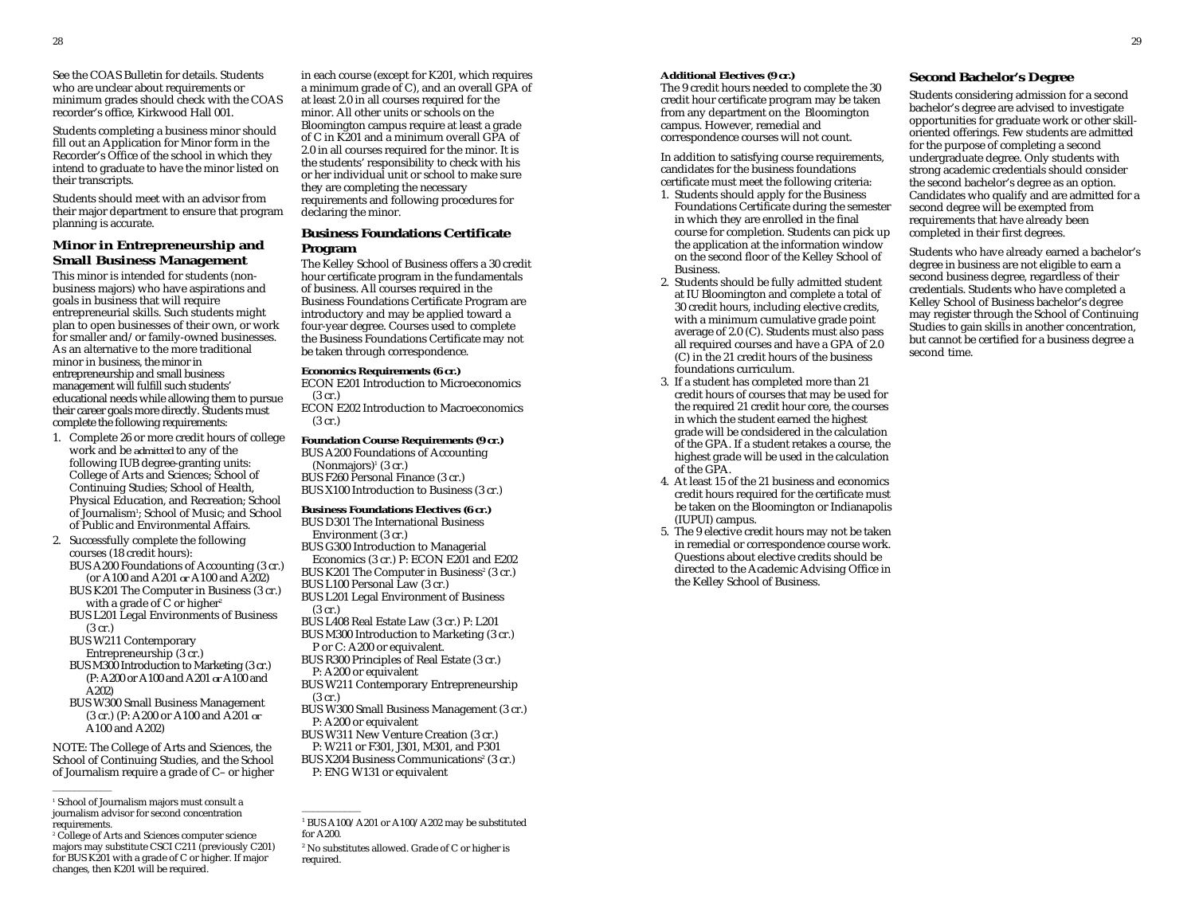See the COAS Bulletin for details. Students who are unclear about requirements or minimum grades should check with the COAS recorder's office, Kirkwood Hall 001.

Students completing a business minor should fill out an Application for Minor form in the Recorder's Office of the school in which they intend to graduate to have the minor listed on their transcripts.

Students should meet with an advisor from their major department to ensure that program planning is accurate.

### Minor in Entrepreneurship and Small Business Management

This minor is intended for students (non-business majors) who have aspirations and goals in business that will require entrepreneurial skills. Such students might plan to open businesses of their own, or work for smaller and/or family-owned businesses. As an alternative to the more traditional minor in business, the minor in entrepreneurship and small business management will fulfill such students' educational needs while allowing them to pursue their career goals more directly. Students must complete the following requirements:

1. Complete 26 or more credit hours of college work and be *admitted* to any of the following IUB degree-granting units: College of Arts and Sciences; School of Continuing Studies; School of Health, Physical Education, and Recreation; School of Journalism[1]; School of Music; and School of Public and Environmental Affairs.
2. Successfully complete the following courses (18 credit hours):
   - BUS A200 Foundations of Accounting (3 cr.) (or A100 and A201 *or* A100 and A202)
   - BUS K201 The Computer in Business (3 cr.) with a grade of C or higher[2]
   - BUS L201 Legal Environments of Business (3 cr.)
   - BUS W211 Contemporary Entrepreneurship (3 cr.)
   - BUS M300 Introduction to Marketing (3 cr.) (P: A200 or A100 and A201 *or* A100 and A202)
   - BUS W300 Small Business Management (3 cr.) (P: A200 or A100 and A201 *or* A100 and A202)

NOTE: The College of Arts and Sciences, the School of Continuing Studies, and the School of Journalism require a grade of C– or higher in each course (except for K201, which requires a minimum grade of C), and an overall GPA of at least 2.0 in all courses required for the minor. All other units or schools on the Bloomington campus require at least a grade of C in K201 and a minimum overall GPA of 2.0 in all courses required for the minor. It is the students' responsibility to check with his or her individual unit or school to make sure they are completing the necessary requirements and following procedures for declaring the minor.

[1] School of Journalism majors must consult a journalism advisor for second concentration requirements.

[2] College of Arts and Sciences computer science majors may substitute CSCI C211 (previously C201) for BUS K201 with a grade of C or higher. If major changes, then K201 will be required.

### Business Foundations Certificate Program

The Kelley School of Business offers a 30 credit hour certificate program in the fundamentals of business. All courses required in the Business Foundations Certificate Program are introductory and may be applied toward a four-year degree. Courses used to complete the Business Foundations Certificate may not be taken through correspondence.

**Economics Requirements (6 cr.)**

- ECON E201 Introduction to Microeconomics (3 cr.)
- ECON E202 Introduction to Macroeconomics (3 cr.)

**Foundation Course Requirements (9 cr.)**

- BUS A200 Foundations of Accounting (Nonmajors)[1] (3 cr.)
- BUS F260 Personal Finance (3 cr.)
- BUS X100 Introduction to Business (3 cr.)

**Business Foundations Electives (6 cr.)**

- BUS D301 The International Business Environment (3 cr.)
- BUS G300 Introduction to Managerial Economics (3 cr.) P: ECON E201 and E202
- BUS K201 The Computer in Business[2] (3 cr.)
- BUS L100 Personal Law (3 cr.)
- BUS L201 Legal Environment of Business (3 cr.)
- BUS L408 Real Estate Law (3 cr.) P: L201
- BUS M300 Introduction to Marketing (3 cr.) P or C: A200 or equivalent.
- BUS R300 Principles of Real Estate (3 cr.) P: A200 or equivalent
- BUS W211 Contemporary Entrepreneurship (3 cr.)
- BUS W300 Small Business Management (3 cr.) P: A200 or equivalent
- BUS W311 New Venture Creation (3 cr.) P: W211 or F301, J301, M301, and P301
- BUS X204 Business Communications[2] (3 cr.) P: ENG W131 or equivalent

[1] BUS A100/A201 or A100/A202 may be substituted for A200.

[2] No substitutes allowed. Grade of C or higher is required.

**Additional Electives (9 cr.)**

The 9 credit hours needed to complete the 30 credit hour certificate program may be taken from any department on the Bloomington campus. However, remedial and correspondence courses will not count.

In addition to satisfying course requirements, candidates for the business foundations certificate must meet the following criteria:

1. Students should apply for the Business Foundations Certificate during the semester in which they are enrolled in the final course for completion. Students can pick up the application at the information window on the second floor of the Kelley School of Business.
2. Students should be fully admitted student at IU Bloomington and complete a total of 30 credit hours, including elective credits, with a minimum cumulative grade point average of 2.0 (C). Students must also pass all required courses and have a GPA of 2.0 (C) in the 21 credit hours of the business foundations curriculum.
3. If a student has completed more than 21 credit hours of courses that may be used for the required 21 credit hour core, the courses in which the student earned the highest grade will be condsidered in the calculation of the GPA. If a student retakes a course, the highest grade will be used in the calculation of the GPA.
4. At least 15 of the 21 business and economics credit hours required for the certificate must be taken on the Bloomington or Indianapolis (IUPUI) campus.
5. The 9 elective credit hours may not be taken in remedial or correspondence course work. Questions about elective credits should be directed to the Academic Advising Office in the Kelley School of Business.

### Second Bachelor's Degree

Students considering admission for a second bachelor's degree are advised to investigate opportunities for graduate work or other skill-oriented offerings. Few students are admitted for the purpose of completing a second undergraduate degree. Only students with strong academic credentials should consider the second bachelor's degree as an option. Candidates who qualify and are admitted for a second degree will be exempted from requirements that have already been completed in their first degrees.

Students who have already earned a bachelor's degree in business are not eligible to earn a second business degree, regardless of their credentials. Students who have completed a Kelley School of Business bachelor's degree may register through the School of Continuing Studies to gain skills in another concentration, but cannot be certified for a business degree a second time.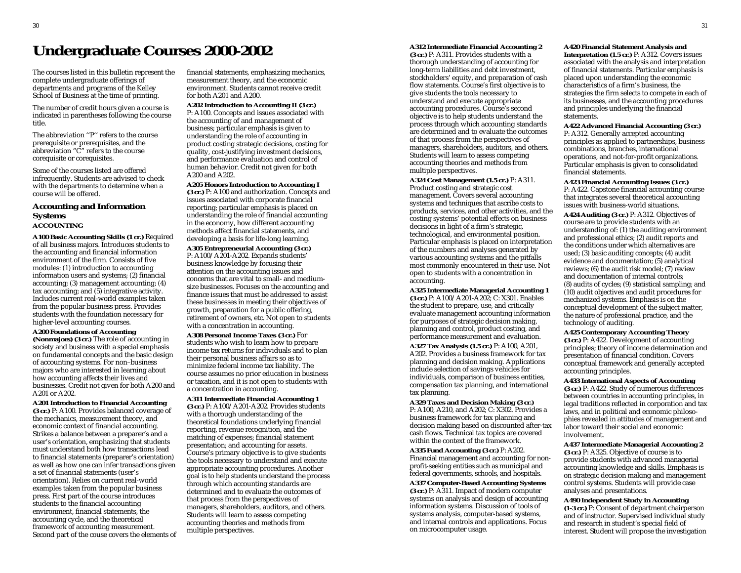# Undergraduate Courses 2000-2002

The courses listed in this bulletin represent the complete undergraduate offerings of departments and programs of the Kelley School of Business at the time of printing.

The number of credit hours given a course is indicated in parentheses following the course title.

The abbreviation ''P'' refers to the course prerequisite or prerequisites, and the abbreviation "C" refers to the course corequisite or corequisites.

Some of the courses listed are offered infrequently. Students are advised to check with the departments to determine when a course will be offered.

## Accounting and Information Systems

### ACCOUNTING

**A100 Basic Accounting Skills (1 cr.)** Required of all business majors. Introduces students to the accounting and financial information environment of the firm. Consists of five modules: (1) introduction to accounting information users and systems; (2) financial accounting; (3) management accounting; (4) tax accounting; and (5) integrative activity. Includes current real-world examples taken from the popular business press. Provides students with the foundation necessary for higher-level accounting courses.

**A200 Foundations of Accounting (Nonmajors) (3 cr.)** The role of accounting in society and business with a special emphasis on fundamental concepts and the basic design of accounting systems. For non–business majors who are interested in learning about how accounting affects their lives and businesses. Credit not given for both A200 and A201 or A202.

**A201 Introduction to Financial Accounting (3 cr.)** P: A100. Provides balanced coverage of the mechanics, measurement theory, and economic context of financial accounting. Strikes a balance between a preparer's and a user's orientation, emphasizing that students must understand both how transactions lead to financial statements (preparer's orientation) as well as how one can infer transactions given a set of financial statements (user's orientation). Relies on current real-world examples taken from the popular business press. First part of the course introduces students to the financial accounting environment, financial statements, the accounting cycle, and the theoretical framework of accounting measurement. Second part of the couse covers the elements of financial statements, emphasizing mechanics, measurement theory, and the economic environment. Students cannot receive credit for both A201 and A200.

**A202 Introduction to Accounting II (3 cr.)** P: A100. Concepts and issues associated with the accounting of and management of business; particular emphasis is given to understanding the role of accounting in product costing strategic decisions, costing for quality, cost-justifying investment decisions, and performance evaluation and control of human behavior. Credit not given for both A200 and A202.

**A205 Honors Introduction to Accounting I (3 cr.)** P: A100 and authorization. Concepts and issues associated with corporate financial reporting; particular emphasis is placed on understanding the role of financial accounting in the economy, how different accounting methods affect financial statements, and developing a basis for life-long learning.

**A305 Entrepreneurial Accounting (3 cr.)** P: A100/A201-A202. Expands students' business knowledge by focusing their attention on the accounting issues and concerns that are vital to small- and medium-size businesses. Focuses on the accounting and finance issues that must be addressed to assist these businesses in meeting their objectives of growth, preparation for a public offering, retirement of owners, etc. Not open to students with a concentration in accounting.

**A308 Personal Income Taxes (3 cr.)** For students who wish to learn how to prepare income tax returns for individuals and to plan their personal business affairs so as to minimize federal income tax liability. The course assumes no prior education in business or taxation, and it is not open to students with a concentration in accounting.

**A311 Intermediate Financial Accounting 1 (3 cr.)** P: A100/A201-A202. Provides students with a thorough understanding of the theoretical foundations underlying financial reporting, revenue recognition, and the matching of expenses; financial statement presentation; and accounting for assets. Course's primary objective is to give students the tools necessary to understand and execute appropriate accounting procedures. Another goal is to help students understand the process through which accounting standards are determined and to evaluate the outcomes of that process from the perspectives of managers, shareholders, auditors, and others. Students will learn to assess competing accounting theories and methods from multiple perspectives.

**A312 Intermediate Financial Accounting 2 (3 cr.)** P: A311. Provides students with a thorough understanding of accounting for long-term liabilities and debt investment, stockholders' equity, and preparation of cash flow statements. Course's first objective is to give students the tools necessary to understand and execute appropriate accounting procedures. Course's second objective is to help students understand the process through which accounting standards are determined and to evaluate the outcomes of that process from the perspectives of managers, shareholders, auditors, and others. Students will learn to assess competing accounting theories and methods from multiple perspectives.

**A324 Cost Management (1.5 cr.)** P: A311. Product costing and strategic cost management. Covers several accounting systems and techniques that ascribe costs to products, services, and other activities, and the costing systems' potential effects on business decisions in light of a firm's strategic, technological, and environmental position. Particular emphasis is placed on interpretation of the numbers and analyses generated by various accounting systems and the pitfalls most commonly encountered in their use. Not open to students with a concentration in accounting.

**A325 Intermediate Managerial Accounting 1 (3 cr.)** P: A100/A201-A202; C: X301. Enables the student to prepare, use, and critically evaluate management accounting information for purposes of strategic decision making, planning and control, product costing, and performance measurement and evaluation.

**A327 Tax Analysis (1.5 cr.)** P: A100, A201, A202. Provides a business framework for tax planning and decision making. Applications include selection of savings vehicles for individuals, comparison of business entities, compensation tax planning, and international tax planning.

**A329 Taxes and Decision Making (3 cr.)** P: A100, A210, and A202; C: X302. Provides a business framework for tax planning and decision making based on discounted after-tax cash flows. Technical tax topics are covered within the context of the framework.

**A335 Fund Accounting (3 cr.)** P: A202. Financial management and accounting for non-profit-seeking entities such as municipal and federal governments, schools, and hospitals.

**A337 Computer-Based Accounting Systems (3 cr.)** P: A311. Impact of modern computer systems on analysis and design of accounting information systems. Discussion of tools of systems analysis, computer-based systems, and internal controls and applications. Focus on microcomputer usage.

**A420 Financial Statement Analysis and Interpretation (1.5 cr.)** P: A312. Covers issues associated with the analysis and interpretation of financial statements. Particular emphasis is placed upon understanding the economic characteristics of a firm's business, the strategies the firm selects to compete in each of its businesses, and the accounting procedures and principles underlying the financial statements.

**A422 Advanced Financial Accounting (3 cr.)** P: A312. Generally accepted accounting principles as applied to partnerships, business combinations, branches, international operations, and not-for-profit organizations. Particular emphasis is given to consolidated financial statements.

**A423 Financial Accounting Issues (3 cr.)** P: A422. Capstone financial accounting course that integrates several theoretical accounting issues with business-world situations.

**A424 Auditing (3 cr.)** P: A312. Objectives of course are to provide students with an understanding of: (1) the auditing environment and professional ethics; (2) audit reports and the conditions under which alternatives are used; (3) basic auditing concepts; (4) audit evidence and documentation; (5) analytical reviews; (6) the audit risk model; (7) review and documentation of internal controls; (8) audits of cycles; (9) statistical sampling; and (10) audit objectives and audit procedures for mechanized systems. Emphasis is on the conceptual development of the subject matter, the nature of professional practice, and the technology of auditing.

**A425 Contemporary Accounting Theory (3 cr.)** P: A422. Development of accounting principles; theory of income determination and presentation of financial condition. Covers conceptual framework and generally accepted accounting principles.

**A433 International Aspects of Accounting (3 cr.)** P: A422. Study of numerous differences between countries in accounting principles, in legal traditions reflected in corporation and tax laws, and in political and economic philosophies revealed in attitudes of management and labor toward their social and economic involvement.

**A437 Intermediate Managerial Accounting 2 (3 cr.)** P: A325. Objective of course is to provide students with advanced managerial accounting knowledge and skills. Emphasis is on strategic decision making and management control systems. Students will provide case analyses and presentations.

**A490 Independent Study in Accounting (1-3 cr.)** P: Consent of department chairperson and of instructor. Supervised individual study and research in student's special field of interest. Student will propose the investigation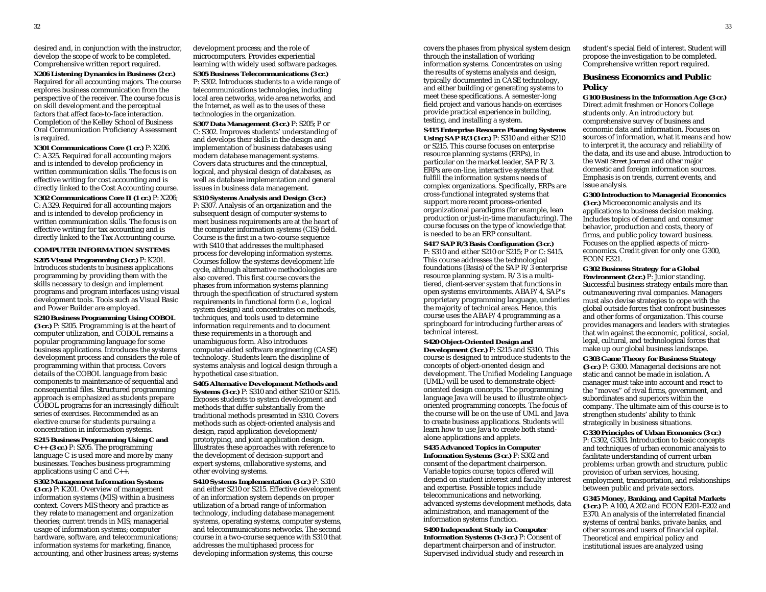desired and, in conjunction with the instructor, develop the scope of work to be completed. Comprehensive written report required.

**X206 Listening Dynamics in Business (2 cr.)** Required for all accounting majors. The course explores business communication from the perspective of the receiver. The course focus is on skill development and the perceptual factors that affect face-to-face interaction. Completion of the Kelley School of Business Oral Communication Proficiency Assessment is required.

**X301 Communications Core (1 cr.)** P: X206. C: A325. Required for all accounting majors and is intended to develop proficiency in written communication skills. The focus is on effective writing for cost accounting and is directly linked to the Cost Accounting course.

**X302 Communications Core II (1 cr.)** P: X206; C: A329. Required for all accounting majors and is intended to develop proficiency in written communication skills. The focus is on effective writing for tax accounting and is directly linked to the Tax Accounting course.

### COMPUTER INFORMATION SYSTEMS

**S205 Visual Programming (3 cr.)** P: K201. Introduces students to business applications programming by providing them with the skills necessary to design and implement programs and program interfaces using visual development tools. Tools such as Visual Basic and Power Builder are employed.

**S210 Business Programming Using COBOL (3 cr.)** P: S205. Programming is at the heart of computer utilization, and COBOL remains a popular programming language for some business applications. Introduces the systems development process and considers the role of programming within that process. Covers details of the COBOL language from basic components to maintenance of sequential and nonsequential files. Structured programming approach is emphasized as students prepare COBOL programs for an increasingly difficult series of exercises. Recommended as an elective course for students pursuing a concentration in information systems.

**S215 Business Programming Using C and C++ (3 cr.)** P: S205. The programming language C is used more and more by many businesses. Teaches business programming applications using C and C++.

**S302 Management Information Systems (3 cr.)** P: K201. Overview of management information systems (MIS) within a business context. Covers MIS theory and practice as they relate to management and organization theories; current trends in MIS; managerial usage of information systems; computer hardware, software, and telecommunications; information systems for marketing, finance, accounting, and other business areas; systems development process; and the role of microcomputers. Provides experiential learning with widely used software packages.

**S305 Business Telecommunications (3 cr.)** P: S302. Introduces students to a wide range of telecommunications technologies, including local area networks, wide area networks, and the Internet, as well as to the uses of these technologies in the organization.

**S307 Data Management (3 cr.)** P: S205; P or C: S302. Improves students' understanding of and develops their skills in the design and implementation of business databases using modern database management systems. Covers data structures and the conceptual, logical, and physical design of databases, as well as database implementation and general issues in business data management.

**S310 Systems Analysis and Design (3 cr.)** P: S307. Analysis of an organization and the subsequent design of computer systems to meet business requirements are at the heart of the computer information systems (CIS) field. Course is the first in a two-course sequence with S410 that addresses the multiphased process for developing information systems. Courses follow the systems development life cycle, although alternative methodologies are also covered. This first course covers the phases from information systems planning through the specification of structured system requirements in functional form (i.e., logical system design) and concentrates on methods, techniques, and tools used to determine information requirements and to document these requirements in a thorough and unambiguous form. Also introduces computer-aided software engineering (CASE) technology. Students learn the discipline of systems analysis and logical design through a hypothetical case situation.

**S405 Alternative Development Methods and Systems (3 cr.)** P: S310 and either S210 or S215. Exposes students to system development and methods that differ substantially from the traditional methods presented in S310. Covers methods such as object-oriented analysis and design, rapid application development/ prototyping, and joint application design. Illustrates these approaches with reference to the development of decision-support and expert systems, collaborative systems, and other evolving systems.

**S410 Systems Implementation (3 cr.)** P: S310 and either S210 or S215. Effective development of an information system depends on proper utilization of a broad range of information technology, including database management systems, operating systems, computer systems, and telecommunications networks. The second course in a two-course sequence with S310 that addresses the multiphased process for developing information systems, this course covers the phases from physical system design through the installation of working information systems. Concentrates on using the results of systems analysis and design, typically documented in CASE technology, and either building or generating systems to meet these specifications. A semester-long field project and various hands-on exercises provide practical experience in building, testing, and installing a system.

**S415 Enterprise Resource Planning Systems Using SAP R/3 (3 cr.)** P: S310 and either S210 or S215. This course focuses on enterprise resource planning systems (ERPs), in particular on the market leader, SAP R/3. ERPs are on-line, interactive systems that fulfill the information systems needs of complex organizations. Specifically, ERPs are cross-functional integrated systems that support more recent process-oriented organizational paradigms (for example, lean production or just-in-time manufacturing). The course focuses on the type of knowledge that is needed to be an ERP consultant.

**S417 SAP R/3 Basis Configuration (3 cr.)** P: S310 and either S210 or S215; P or C: S415. This course addresses the technological foundations (Basis) of the SAP R/3 enterprise resource planning system. R/3 is a multi-tiered, client-server system that functions in open systems environments. ABAP/4, SAP's proprietary programming language, underlies the majority of technical areas. Hence, this course uses the ABAP/4 programming as a springboard for introducing further areas of technical interest.

**S420 Object-Oriented Design and Development (3 cr.)** P: S215 and S310. This course is designed to introduce students to the concepts of object-oriented design and development. The Unified Modeling Language (UML) will be used to demonstrate object-oriented design concepts. The programming language Java will be used to illustrate object-oriented programming concepts. The focus of the course will be on the use of UML and Java to create business applications. Students will learn how to use Java to create both stand-alone applications and applets.

**S435 Advanced Topics in Computer Information Systems (3 cr.)** P: S302 and consent of the department chairperson. Variable topics course; topics offered will depend on student interest and faculty interest and expertise. Possible topics include telecommunications and networking, advanced systems development methods, data administration, and management of the information systems function.

**S490 Independent Study in Computer Information Systems (1-3 cr.)** P: Consent of department chairperson and of instructor. Supervised individual study and research in student's special field of interest. Student will propose the investigation to be completed. Comprehensive written report required.

### Business Economics and Public Policy

**G100 Business in the Information Age (3 cr.)** Direct admit freshmen or Honors College students only. An introductory but comprehensive survey of business and economic data and information. Focuses on sources of information, what it means and how to interpret it, the accuracy and reliability of the data, and its use and abuse. Introduction to the *Wall Street Journal* and other major domestic and foreign information sources. Emphasis is on trends, current events, and issue analysis.

**G300 Introduction to Managerial Economics (3 cr.)** Microeconomic analysis and its applications to business decision making. Includes topics of demand and consumer behavior, production and costs, theory of firms, and public policy toward business. Focuses on the applied aspects of micro-economics. Credit given for only one: G300, ECON E321.

**G302 Business Strategy for a Global Environment (2 cr.)** P: Junior standing. Successful business strategy entails more than outmaneuvering rival companies. Managers must also devise strategies to cope with the global outside forces that confront businesses and other forms of organization. This course provides managers and leaders with strategies that win against the economic, political, social, legal, cultural, and technological forces that make up our global business landscape.

**G303 Game Theory for Business Strategy (3 cr.)** P: G300. Managerial decisions are not static and cannot be made in isolation. A manager must take into account and react to the "moves" of rival firms, government, and subordinates and superiors within the company. The ultimate aim of this course is to strengthen students' ability to think strategically in business situations.

**G330 Principles of Urban Economics (3 cr.)** P: G302, G303. Introduction to basic concepts and techniques of urban economic analysis to facilitate understanding of current urban problems: urban growth and structure, public provision of urban services, housing, employment, transportation, and relationships between public and private sectors.

**G345 Money, Banking, and Capital Markets (3 cr.)** P: A100, A202 and ECON E201-E202 and E370. An analysis of the interrelated financial systems of central banks, private banks, and other sources and users of financial capital. Theoretical and empirical policy and institutional issues are analyzed using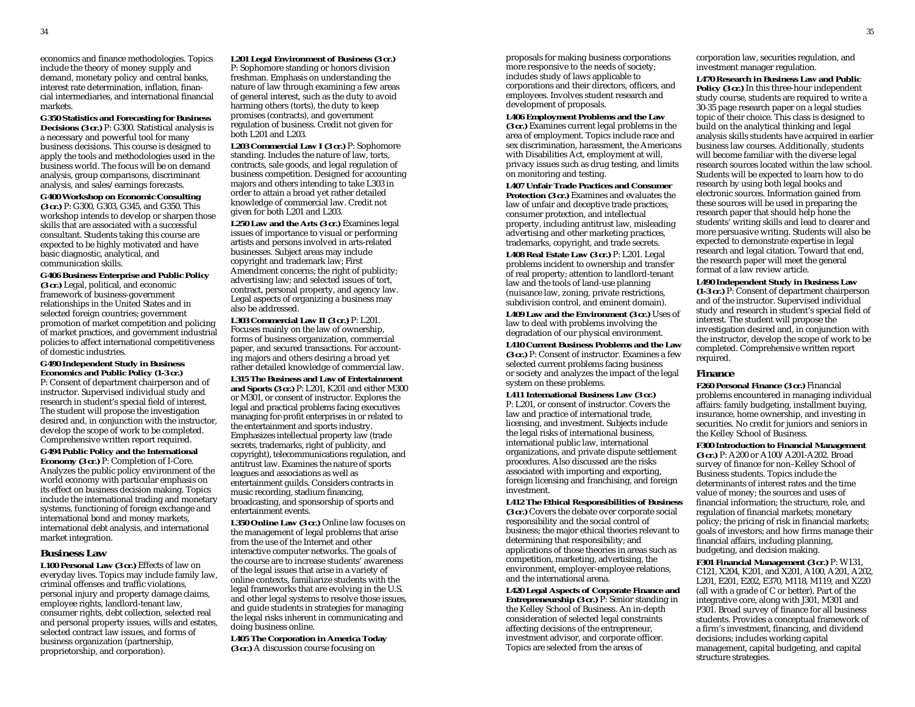economics and finance methodologies. Topics include the theory of money supply and demand, monetary policy and central banks, interest rate determination, inflation, financial intermediaries, and international financial markets.

**G350 Statistics and Forecasting for Business Decisions (3 cr.)** P: G300. Statistical analysis is a necessary and powerful tool for many business decisions. This course is designed to apply the tools and methodologies used in the business world. The focus will be on demand analysis, group comparisons, discriminant analysis, and sales/earnings forecasts.

**G400 Workshop on Economic Consulting (3 cr.)** P: G300, G303, G345, and G350. This workshop intends to develop or sharpen those skills that are associated with a successful consultant. Students taking this course are expected to be highly motivated and have basic diagnostic, analytical, and communication skills.

**G406 Business Enterprise and Public Policy (3 cr.)** Legal, political, and economic framework of business-government relationships in the United States and in selected foreign countries; government promotion of market competition and policing of market practices, and government industrial policies to affect international competitiveness of domestic industries.

**G490 Independent Study in Business Economics and Public Policy (1-3 cr.)** P: Consent of department chairperson and of instructor. Supervised individual study and research in student's special field of interest. The student will propose the investigation desired and, in conjunction with the instructor, develop the scope of work to be completed. Comprehensive written report required.

**G494 Public Policy and the International Economy (3 cr.)** P: Completion of I-Core. Analyzes the public policy environment of the world economy with particular emphasis on its effect on business decision making. Topics include the international trading and monetary systems, functioning of foreign exchange and international bond and money markets, international debt analysis, and international market integration.

## Business Law

**L100 Personal Law (3 cr.)** Effects of law on everyday lives. Topics may include family law, criminal offenses and traffic violations, personal injury and property damage claims, employee rights, landlord-tenant law, consumer rights, debt collection, selected real and personal property issues, wills and estates, selected contract law issues, and forms of business organization (partnership, proprietorship, and corporation).

**L201 Legal Environment of Business (3 cr.)** P: Sophomore standing or honors division freshman. Emphasis on understanding the nature of law through examining a few areas of general interest, such as the duty to avoid harming others (torts), the duty to keep promises (contracts), and government regulation of business. Credit not given for both L201 and L203.

**L203 Commercial Law I (3 cr.)** P: Sophomore standing. Includes the nature of law, torts, contracts, sale goods, and legal regulation of business competition. Designed for accounting majors and others intending to take L303 in order to attain a broad yet rather detailed knowledge of commercial law. Credit not given for both L201 and L203.

**L250 Law and the Arts (3 cr.)** Examines legal issues of importance to visual or performing artists and persons involved in arts-related businesses. Subject areas may include copyright and trademark law; First Amendment concerns; the right of publicity; advertising law; and selected issues of tort, contract, personal property, and agency law. Legal aspects of organizing a business may also be addressed.

**L303 Commercial Law II (3 cr.)** P: L201. Focuses mainly on the law of ownership, forms of business organization, commercial paper, and secured transactions. For accounting majors and others desiring a broad yet rather detailed knowledge of commercial law.

**L315 The Business and Law of Entertainment and Sports (3 cr.)** P: L201, K201 and either M300 or M301, or consent of instructor. Explores the legal and practical problems facing executives managing for-profit enterprises in or related to the entertainment and sports industry. Emphasizes intellectual property law (trade secrets, trademarks, right of publicity, and copyright), telecommunications regulation, and antitrust law. Examines the nature of sports leagues and associations as well as entertainment guilds. Considers contracts in music recording, stadium financing, broadcasting, and sponsorship of sports and entertainment events.

**L350 Online Law (3 cr.)** Online law focuses on the management of legal problems that arise from the use of the Internet and other interactive computer networks. The goals of the course are to increase students' awareness of the legal issues that arise in a variety of online contexts, familiarize students with the legal frameworks that are evolving in the U.S. and other legal systems to resolve those issues, and guide students in strategies for managing the legal risks inherent in communicating and doing business online.

**L405 The Corporation in America Today (3 cr.)** A discussion course focusing on proposals for making business corporations more responsive to the needs of society; includes study of laws applicable to corporations and their directors, officers, and employees. Involves student research and development of proposals.

**L406 Employment Problems and the Law (3 cr.)** Examines current legal problems in the area of employment. Topics include race and sex discrimination, harassment, the Americans with Disabilities Act, employment at will, privacy issues such as drug testing, and limits on monitoring and testing.

**L407 Unfair Trade Practices and Consumer Protection (3 cr.)** Examines and evaluates the law of unfair and deceptive trade practices, consumer protection, and intellectual property, including antitrust law, misleading advertising and other marketing practices, trademarks, copyright, and trade secrets.

**L408 Real Estate Law (3 cr.)** P: L201. Legal problems incident to ownership and transfer of real property; attention to landlord-tenant law and the tools of land-use planning (nuisance law, zoning, private restrictions, subdivision control, and eminent domain).

**L409 Law and the Environment (3 cr.)** Uses of law to deal with problems involving the degradation of our physical environment.

**L410 Current Business Problems and the Law (3 cr.)** P: Consent of instructor. Examines a few selected current problems facing business or society and analyzes the impact of the legal system on these problems.

**L411 International Business Law (3 cr.)** P: L201, or consent of instructor. Covers the law and practice of international trade, licensing, and investment. Subjects include the legal risks of international business, international public law, international organizations, and private dispute settlement procedures. Also discussed are the risks associated with importing and exporting, foreign licensing and franchising, and foreign investment.

**L412 The Ethical Responsibilities of Business (3 cr.)** Covers the debate over corporate social responsibility and the social control of business; the major ethical theories relevant to determining that responsibility; and applications of those theories in areas such as competition, marketing, advertising, the environment, employer-employee relations, and the international arena.

**L420 Legal Aspects of Corporate Finance and Entrepreneurship (3 cr.)** P: Senior standing in the Kelley School of Business. An in-depth consideration of selected legal constraints affecting decisions of the entrepreneur, investment advisor, and corporate officer. Topics are selected from the areas of corporation law, securities regulation, and investment manager regulation.

**L470 Research in Business Law and Public Policy (3 cr.)** In this three-hour independent study course, students are required to write a 30-35 page research paper on a legal studies topic of their choice. This class is designed to build on the analytical thinking and legal analysis skills students have acquired in earlier business law courses. Additionally, students will become familiar with the diverse legal research sources located within the law school. Students will be expected to learn how to do research by using both legal books and electronic sources. Information gained from these sources will be used in preparing the research paper that should help hone the students' writing skills and lead to clearer and more persuasive writing. Students will also be expected to demonstrate expertise in legal research and legal citation. Toward that end, the research paper will meet the general format of a law review article.

**L490 Independent Study in Business Law (1-3 cr.)** P: Consent of department chairperson and of the instructor. Supervised individual study and research in student's special field of interest. The student will propose the investigation desired and, in conjunction with the instructor, develop the scope of work to be completed. Comprehensive written report required.

## Finance

**F260 Personal Finance (3 cr.)** Financial problems encountered in managing individual affairs: family budgeting, installment buying, insurance, home ownership, and investing in securities. No credit for juniors and seniors in the Kelley School of Business.

**F300 Introduction to Financial Management (3 cr.)** P: A200 or A100/A201-A202. Broad survey of finance for non–Kelley School of Business students. Topics include the determinants of interest rates and the time value of money; the sources and uses of financial information; the structure, role, and regulation of financial markets; monetary policy; the pricing of risk in financial markets; goals of investors; and how firms manage their financial affairs, including planning, budgeting, and decision making.

**F301 Financial Management (3 cr.)** P: W131, C121, X204, K201, and X201, A100, A201, A202, L201, E201, E202, E370, M118, M119, and X220 (all with a grade of C or better). Part of the integrative core, along with J301, M301 and P301. Broad survey of finance for all business students. Provides a conceptual framework of a firm's investment, financing, and dividend decisions; includes working capital management, capital budgeting, and capital structure strategies.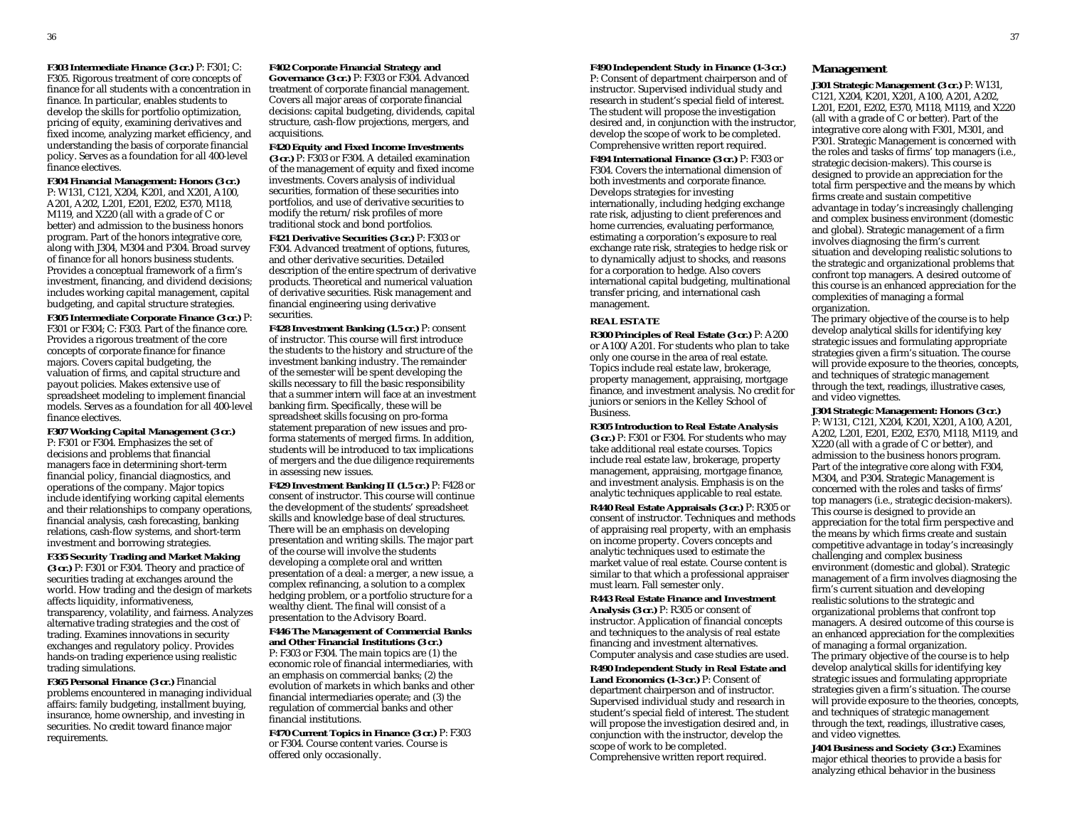**F303 Intermediate Finance (3 cr.)** P: F301; C: F305. Rigorous treatment of core concepts of finance for all students with a concentration in finance. In particular, enables students to develop the skills for portfolio optimization, pricing of equity, examining derivatives and fixed income, analyzing market efficiency, and understanding the basis of corporate financial policy. Serves as a foundation for all 400-level finance electives.

**F304 Financial Management: Honors (3 cr.)** P: W131, C121, X204, K201, and X201, A100, A201, A202, L201, E201, E202, E370, M118, M119, and X220 (all with a grade of C or better) and admission to the business honors program. Part of the honors integrative core, along with J304, M304 and P304. Broad survey of finance for all honors business students. Provides a conceptual framework of a firm's investment, financing, and dividend decisions; includes working capital management, capital budgeting, and capital structure strategies.

**F305 Intermediate Corporate Finance (3 cr.)** P: F301 or F304; C: F303. Part of the finance core. Provides a rigorous treatment of the core concepts of corporate finance for finance majors. Covers capital budgeting, the valuation of firms, and capital structure and payout policies. Makes extensive use of spreadsheet modeling to implement financial models. Serves as a foundation for all 400-level finance electives.

**F307 Working Capital Management (3 cr.)** P: F301 or F304. Emphasizes the set of decisions and problems that financial managers face in determining short-term financial policy, financial diagnostics, and operations of the company. Major topics include identifying working capital elements and their relationships to company operations, financial analysis, cash forecasting, banking relations, cash-flow systems, and short-term investment and borrowing strategies.

**F335 Security Trading and Market Making (3 cr.)** P: F301 or F304. Theory and practice of securities trading at exchanges around the world. How trading and the design of markets affects liquidity, informativeness, transparency, volatility, and fairness. Analyzes alternative trading strategies and the cost of trading. Examines innovations in security exchanges and regulatory policy. Provides hands-on trading experience using realistic trading simulations.

**F365 Personal Finance (3 cr.)** Financial problems encountered in managing individual affairs: family budgeting, installment buying, insurance, home ownership, and investing in securities. No credit toward finance major requirements.

**F402 Corporate Financial Strategy and Governance (3 cr.)** P: F303 or F304. Advanced treatment of corporate financial management. Covers all major areas of corporate financial decisions: capital budgeting, dividends, capital structure, cash-flow projections, mergers, and acquisitions.

**F420 Equity and Fixed Income Investments (3 cr.)** P: F303 or F304. A detailed examination of the management of equity and fixed income investments. Covers analysis of individual securities, formation of these securities into portfolios, and use of derivative securities to modify the return/risk profiles of more traditional stock and bond portfolios.

**F421 Derivative Securities (3 cr.)** P: F303 or F304. Advanced treatment of options, futures, and other derivative securities. Detailed description of the entire spectrum of derivative products. Theoretical and numerical valuation of derivative securities. Risk management and financial engineering using derivative securities.

**F428 Investment Banking (1.5 cr.)** P: consent of instructor. This course will first introduce the students to the history and structure of the investment banking industry. The remainder of the semester will be spent developing the skills necessary to fill the basic responsibility that a summer intern will face at an investment banking firm. Specifically, these will be spreadsheet skills focusing on pro-forma statement preparation of new issues and pro-forma statements of merged firms. In addition, students will be introduced to tax implications of mergers and the due diligence requirements in assessing new issues.

**F429 Investment Banking II (1.5 cr.)** P: F428 or consent of instructor. This course will continue the development of the students' spreadsheet skills and knowledge base of deal structures. There will be an emphasis on developing presentation and writing skills. The major part of the course will involve the students developing a complete oral and written presentation of a deal: a merger, a new issue, a complex refinancing, a solution to a complex hedging problem, or a portfolio structure for a wealthy client. The final will consist of a presentation to the Advisory Board.

**F446 The Management of Commercial Banks and Other Financial Institutions (3 cr.)** P: F303 or F304. The main topics are (1) the economic role of financial intermediaries, with an emphasis on commercial banks; (2) the evolution of markets in which banks and other financial intermediaries operate; and (3) the regulation of commercial banks and other financial institutions.

**F470 Current Topics in Finance (3 cr.)** P: F303 or F304. Course content varies. Course is offered only occasionally.

**F490 Independent Study in Finance (1-3 cr.)** P: Consent of department chairperson and of instructor. Supervised individual study and research in student's special field of interest. The student will propose the investigation desired and, in conjunction with the instructor, develop the scope of work to be completed. Comprehensive written report required.

**F494 International Finance (3 cr.)** P: F303 or F304. Covers the international dimension of both investments and corporate finance. Develops strategies for investing internationally, including hedging exchange rate risk, adjusting to client preferences and home currencies, evaluating performance, estimating a corporation's exposure to real exchange rate risk, strategies to hedge risk or to dynamically adjust to shocks, and reasons for a corporation to hedge. Also covers international capital budgeting, multinational transfer pricing, and international cash management.

**REAL ESTATE**

**R300 Principles of Real Estate (3 cr.)** P: A200 or A100/A201. For students who plan to take only one course in the area of real estate. Topics include real estate law, brokerage, property management, appraising, mortgage finance, and investment analysis. No credit for juniors or seniors in the Kelley School of Business.

**R305 Introduction to Real Estate Analysis (3 cr.)** P: F301 or F304. For students who may take additional real estate courses. Topics include real estate law, brokerage, property management, appraising, mortgage finance, and investment analysis. Emphasis is on the analytic techniques applicable to real estate.

**R440 Real Estate Appraisals (3 cr.)** P: R305 or consent of instructor. Techniques and methods of appraising real property, with an emphasis on income property. Covers concepts and analytic techniques used to estimate the market value of real estate. Course content is similar to that which a professional appraiser must learn. Fall semester only.

**R443 Real Estate Finance and Investment Analysis (3 cr.)** P: R305 or consent of instructor. Application of financial concepts and techniques to the analysis of real estate financing and investment alternatives. Computer analysis and case studies are used.

**R490 Independent Study in Real Estate and Land Economics (1-3 cr.)** P: Consent of department chairperson and of instructor. Supervised individual study and research in student's special field of interest. The student will propose the investigation desired and, in conjunction with the instructor, develop the scope of work to be completed. Comprehensive written report required.

## Management

**J301 Strategic Management (3 cr.)** P: W131, C121, X204, K201, X201, A100, A201, A202, L201, E201, E202, E370, M118, M119, and X220 (all with a grade of C or better). Part of the integrative core along with F301, M301, and P301. Strategic Management is concerned with the roles and tasks of firms' top managers (i.e., strategic decision-makers). This course is designed to provide an appreciation for the total firm perspective and the means by which firms create and sustain competitive advantage in today's increasingly challenging and complex business environment (domestic and global). Strategic management of a firm involves diagnosing the firm's current situation and developing realistic solutions to the strategic and organizational problems that confront top managers. A desired outcome of this course is an enhanced appreciation for the complexities of managing a formal organization.

The primary objective of the course is to help develop analytical skills for identifying key strategic issues and formulating appropriate strategies given a firm's situation. The course will provide exposure to the theories, concepts, and techniques of strategic management through the text, readings, illustrative cases, and video vignettes.

**J304 Strategic Management: Honors (3 cr.)** P: W131, C121, X204, K201, X201, A100, A201, A202, L201, E201, E202, E370, M118, M119, and X220 (all with a grade of C or better), and admission to the business honors program. Part of the integrative core along with F304, M304, and P304. Strategic Management is concerned with the roles and tasks of firms' top managers (i.e., strategic decision-makers). This course is designed to provide an appreciation for the total firm perspective and the means by which firms create and sustain competitive advantage in today's increasingly challenging and complex business environment (domestic and global). Strategic management of a firm involves diagnosing the firm's current situation and developing realistic solutions to the strategic and organizational problems that confront top managers. A desired outcome of this course is an enhanced appreciation for the complexities of managing a formal organization.

The primary objective of the course is to help develop analytical skills for identifying key strategic issues and formulating appropriate strategies given a firm's situation. The course will provide exposure to the theories, concepts, and techniques of strategic management through the text, readings, illustrative cases, and video vignettes.

**J404 Business and Society (3 cr.)** Examines major ethical theories to provide a basis for analyzing ethical behavior in the business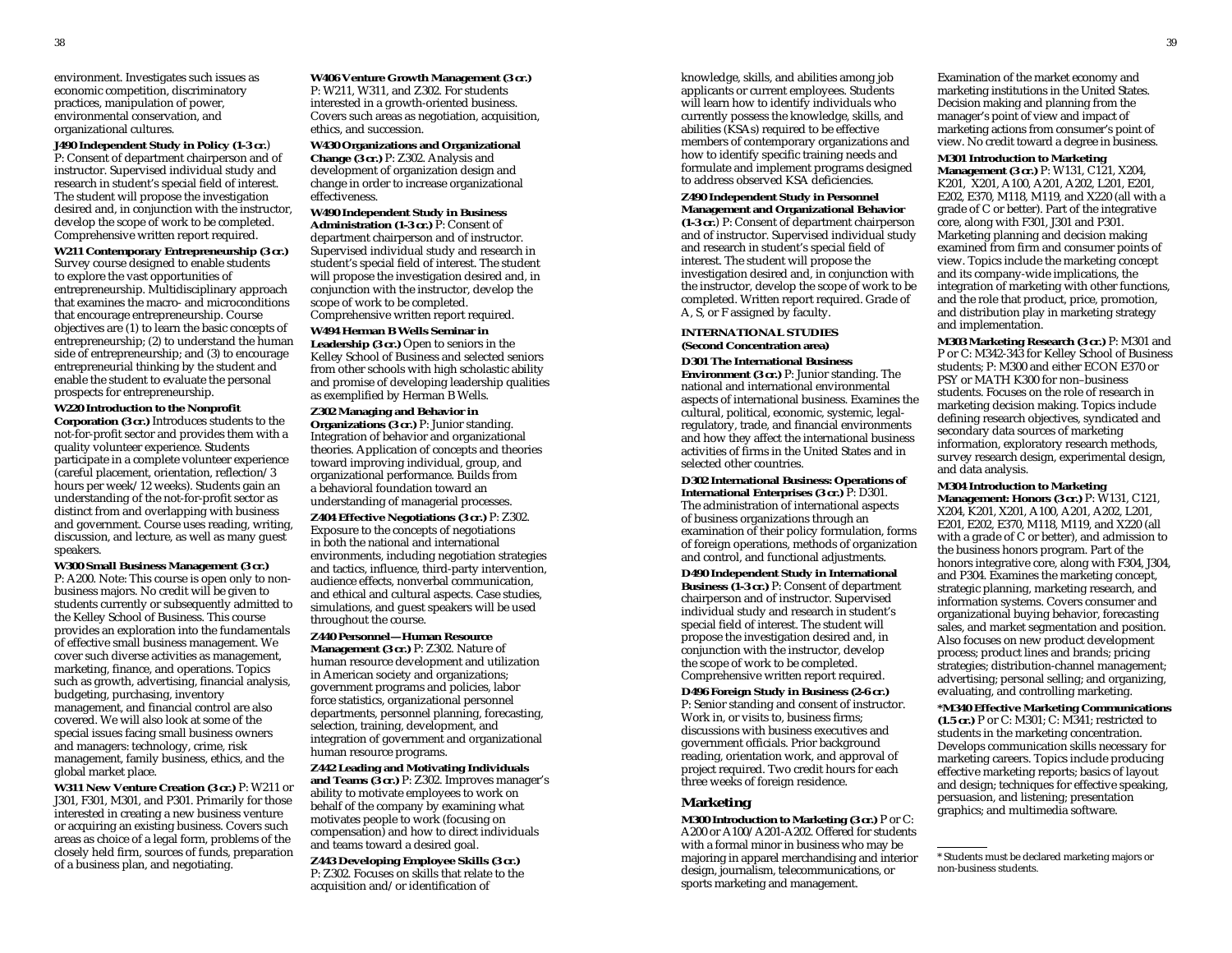environment. Investigates such issues as economic competition, discriminatory practices, manipulation of power, environmental conservation, and organizational cultures.

**J490 Independent Study in Policy (1-3 cr.)** P: Consent of department chairperson and of instructor. Supervised individual study and research in student's special field of interest. The student will propose the investigation desired and, in conjunction with the instructor, develop the scope of work to be completed. Comprehensive written report required.

**W211 Contemporary Entrepreneurship (3 cr.)** Survey course designed to enable students to explore the vast opportunities of entrepreneurship. Multidisciplinary approach that examines the macro- and microconditions that encourage entrepreneurship. Course objectives are (1) to learn the basic concepts of entrepreneurship; (2) to understand the human side of entrepreneurship; and (3) to encourage entrepreneurial thinking by the student and enable the student to evaluate the personal prospects for entrepreneurship.

**W220 Introduction to the Nonprofit Corporation (3 cr.)** Introduces students to the not-for-profit sector and provides them with a quality volunteer experience. Students participate in a complete volunteer experience (careful placement, orientation, reflection/3 hours per week/12 weeks). Students gain an understanding of the not-for-profit sector as distinct from and overlapping with business and government. Course uses reading, writing, discussion, and lecture, as well as many guest speakers.

**W300 Small Business Management (3 cr.)** P: A200. Note: This course is open only to non-business majors. No credit will be given to students currently or subsequently admitted to the Kelley School of Business. This course provides an exploration into the fundamentals of effective small business management. We cover such diverse activities as management, marketing, finance, and operations. Topics such as growth, advertising, financial analysis, budgeting, purchasing, inventory management, and financial control are also covered. We will also look at some of the special issues facing small business owners and managers: technology, crime, risk management, family business, ethics, and the global market place.

**W311 New Venture Creation (3 cr.)** P: W211 or J301, F301, M301, and P301. Primarily for those interested in creating a new business venture or acquiring an existing business. Covers such areas as choice of a legal form, problems of the closely held firm, sources of funds, preparation of a business plan, and negotiating.

**W406 Venture Growth Management (3 cr.)** P: W211, W311, and Z302. For students interested in a growth-oriented business. Covers such areas as negotiation, acquisition, ethics, and succession.

**W430 Organizations and Organizational Change (3 cr.)** P: Z302. Analysis and development of organization design and change in order to increase organizational effectiveness.

**W490 Independent Study in Business Administration (1-3 cr.)** P: Consent of department chairperson and of instructor. Supervised individual study and research in student's special field of interest. The student will propose the investigation desired and, in conjunction with the instructor, develop the scope of work to be completed. Comprehensive written report required.

**W494 Herman B Wells Seminar in Leadership (3 cr.)** Open to seniors in the Kelley School of Business and selected seniors from other schools with high scholastic ability and promise of developing leadership qualities as exemplified by Herman B Wells.

**Z302 Managing and Behavior in Organizations (3 cr.)** P: Junior standing. Integration of behavior and organizational theories. Application of concepts and theories toward improving individual, group, and organizational performance. Builds from a behavioral foundation toward an understanding of managerial processes.

**Z404 Effective Negotiations (3 cr.)** P: Z302. Exposure to the concepts of negotiations in both the national and international environments, including negotiation strategies and tactics, influence, third-party intervention, audience effects, nonverbal communication, and ethical and cultural aspects. Case studies, simulations, and guest speakers will be used throughout the course.

**Z440 Personnel—Human Resource Management (3 cr.)** P: Z302. Nature of human resource development and utilization in American society and organizations; government programs and policies, labor force statistics, organizational personnel departments, personnel planning, forecasting, selection, training, development, and integration of government and organizational human resource programs.

**Z442 Leading and Motivating Individuals and Teams (3 cr.)** P: Z302. Improves manager's ability to motivate employees to work on behalf of the company by examining what motivates people to work (focusing on compensation) and how to direct individuals and teams toward a desired goal.

**Z443 Developing Employee Skills (3 cr.)** P: Z302. Focuses on skills that relate to the acquisition and/or identification of knowledge, skills, and abilities among job applicants or current employees. Students will learn how to identify individuals who currently possess the knowledge, skills, and abilities (KSAs) required to be effective members of contemporary organizations and how to identify specific training needs and formulate and implement programs designed to address observed KSA deficiencies.

**Z490 Independent Study in Personnel Management and Organizational Behavior (1-3 cr.)** P: Consent of department chairperson and of instructor. Supervised individual study and research in student's special field of interest. The student will propose the investigation desired and, in conjunction with the instructor, develop the scope of work to be completed. Written report required. Grade of A, S, or F assigned by faculty.

**INTERNATIONAL STUDIES (Second Concentration area)**

**D301 The International Business Environment (3 cr.)** P: Junior standing. The national and international environmental aspects of international business. Examines the cultural, political, economic, systemic, legal-regulatory, trade, and financial environments and how they affect the international business activities of firms in the United States and in selected other countries.

**D302 International Business: Operations of International Enterprises (3 cr.)** P: D301. The administration of international aspects of business organizations through an examination of their policy formulation, forms of foreign operations, methods of organization and control, and functional adjustments.

**D490 Independent Study in International Business (1-3 cr.)** P: Consent of department chairperson and of instructor. Supervised individual study and research in student's special field of interest. The student will propose the investigation desired and, in conjunction with the instructor, develop the scope of work to be completed. Comprehensive written report required.

**D496 Foreign Study in Business (2-6 cr.)** P: Senior standing and consent of instructor. Work in, or visits to, business firms; discussions with business executives and government officials. Prior background reading, orientation work, and approval of project required. Two credit hours for each three weeks of foreign residence.

## Marketing

**M300 Introduction to Marketing (3 cr.)** P or C: A200 or A100/A201-A202. Offered for students with a formal minor in business who may be majoring in apparel merchandising and interior design, journalism, telecommunications, or sports marketing and management. Examination of the market economy and marketing institutions in the United States. Decision making and planning from the manager's point of view and impact of marketing actions from consumer's point of view. No credit toward a degree in business.

**M301 Introduction to Marketing Management (3 cr.)** P: W131, C121, X204, K201, X201, A100, A201, A202, L201, E201, E202, E370, M118, M119, and X220 (all with a grade of C or better). Part of the integrative core, along with F301, J301 and P301. Marketing planning and decision making examined from firm and consumer points of view. Topics include the marketing concept and its company-wide implications, the integration of marketing with other functions, and the role that product, price, promotion, and distribution play in marketing strategy and implementation.

**M303 Marketing Research (3 cr.)** P: M301 and P or C: M342-343 for Kelley School of Business students; P: M300 and either ECON E370 or PSY or MATH K300 for non–business students. Focuses on the role of research in marketing decision making. Topics include defining research objectives, syndicated and secondary data sources of marketing information, exploratory research methods, survey research design, experimental design, and data analysis.

**M304 Introduction to Marketing Management: Honors (3 cr.)** P: W131, C121, X204, K201, X201, A100, A201, A202, L201, E201, E202, E370, M118, M119, and X220 (all with a grade of C or better), and admission to the business honors program. Part of the honors integrative core, along with F304, J304, and P304. Examines the marketing concept, strategic planning, marketing research, and information systems. Covers consumer and organizational buying behavior, forecasting sales, and market segmentation and position. Also focuses on new product development process; product lines and brands; pricing strategies; distribution-channel management; advertising; personal selling; and organizing, evaluating, and controlling marketing.

**\*M340 Effective Marketing Communications (1.5 cr.)** P or C: M301; C: M341; restricted to students in the marketing concentration. Develops communication skills necessary for marketing careers. Topics include producing effective marketing reports; basics of layout and design; techniques for effective speaking, persuasion, and listening; presentation graphics; and multimedia software.

---

\* Students must be declared marketing majors or non-business students.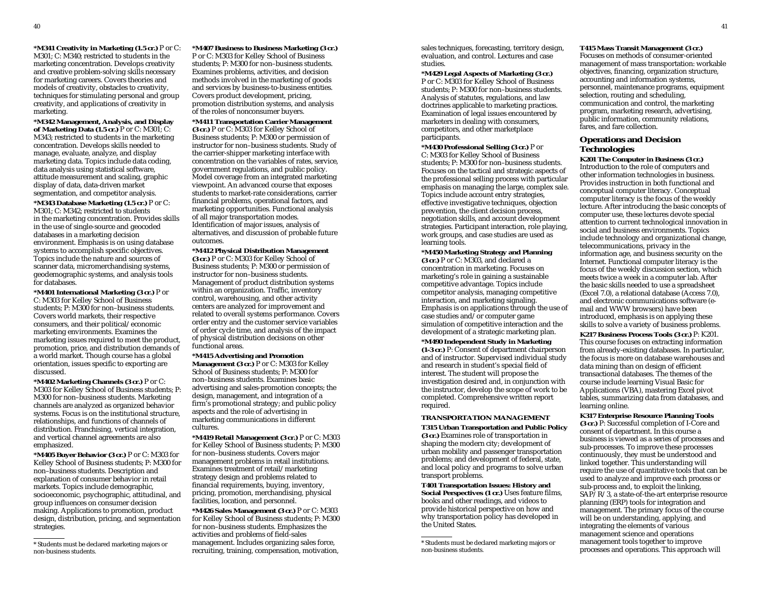**\*M341 Creativity in Marketing (1.5 cr.)** P or C: M301; C: M340; restricted to students in the marketing concentration. Develops creativity and creative problem-solving skills necessary for marketing careers. Covers theories and models of creativity, obstacles to creativity, techniques for stimulating personal and group creativity, and applications of creativity in marketing.

**\*M342 Management, Analysis, and Display of Marketing Data (1.5 cr.)** P or C: M301; C: M343; restricted to students in the marketing concentration. Develops skills needed to manage, evaluate, analyze, and display marketing data. Topics include data coding, data analysis using statistical software, attitude measurement and scaling, graphic display of data, data-driven market segmentation, and competitor analysis.

**\*M343 Database Marketing (1.5 cr.)** P or C: M301; C: M342; restricted to students in the marketing concentration. Provides skills in the use of single-source and geocoded databases in a marketing decision environment. Emphasis is on using database systems to accomplish specific objectives. Topics include the nature and sources of scanner data, micromerchandising systems, geodemographic systems, and analysis tools for databases.

**\*M401 International Marketing (3 cr.)** P or C: M303 for Kelley School of Business students; P: M300 for non–business students. Covers world markets, their respective consumers, and their political/economic marketing environments. Examines the marketing issues required to meet the product, promotion, price, and distribution demands of a world market. Though course has a global orientation, issues specific to exporting are discussed.

**\*M402 Marketing Channels (3 cr.)** P or C: M303 for Kelley School of Business students; P: M300 for non–business students. Marketing channels are analyzed as organized behavior systems. Focus is on the institutional structure, relationships, and functions of channels of distribution. Franchising, vertical integration, and vertical channel agreements are also emphasized.

**\*M405 Buyer Behavior (3 cr.)** P or C: M303 for Kelley School of Business students; P: M300 for non–business students. Description and explanation of consumer behavior in retail markets. Topics include demographic, socioeconomic, psychographic, attitudinal, and group influences on consumer decision making. Applications to promotion, product design, distribution, pricing, and segmentation strategies.

\* Students must be declared marketing majors or non-business students.

**\*M407 Business to Business Marketing (3 cr.)** P or C: M303 for Kelley School of Business students; P: M300 for non–business students. Examines problems, activities, and decision methods involved in the marketing of goods and services by business-to-business entities. Covers product development, pricing, promotion distribution systems, and analysis of the roles of nonconsumer buyers.

**\*M411 Transportation Carrier Management (3 cr.)** P or C: M303 for Kelley School of Business students; P: M300 or permission of instructor for non–business students. Study of the carrier-shipper marketing interface with concentration on the variables of rates, service, government regulations, and public policy. Model coverage from an integrated marketing viewpoint. An advanced course that exposes students to market-rate considerations, carrier financial problems, operational factors, and marketing opportunities. Functional analysis of all major transportation modes. Identification of major issues, analysis of alternatives, and discussion of probable future outcomes.

**\*M412 Physical Distribution Management (3 cr.)** P or C: M303 for Kelley School of Business students; P: M300 or permission of instructor for non–business students. Management of product distribution systems within an organization. Traffic, inventory control, warehousing, and other activity centers are analyzed for improvement and related to overall systems performance. Covers order entry and the customer service variables of order cycle time, and analysis of the impact of physical distribution decisions on other functional areas.

**\*M415 Advertising and Promotion Management (3 cr.)** P or C: M303 for Kelley School of Business students; P: M300 for non–business students. Examines basic advertising and sales-promotion concepts; the design, management, and integration of a firm's promotional strategy; and public policy aspects and the role of advertising in marketing communications in different cultures.

**\*M419 Retail Management (3 cr.)** P or C: M303 for Kelley School of Business students; P: M300 for non–business students. Covers major management problems in retail institutions. Examines treatment of retail/marketing strategy design and problems related to financial requirements, buying, inventory, pricing, promotion, merchandising, physical facilities, location, and personnel.

**\*M426 Sales Management (3 cr.)** P or C: M303 for Kelley School of Business students; P: M300 for non–business students. Emphasizes the activities and problems of field-sales management. Includes organizing sales force, recruiting, training, compensation, motivation, sales techniques, forecasting, territory design, evaluation, and control. Lectures and case studies.

**\*M429 Legal Aspects of Marketing (3 cr.)** P or C: M303 for Kelley School of Business students; P: M300 for non–business students. Analysis of statutes, regulations, and law doctrines applicable to marketing practices. Examination of legal issues encountered by marketers in dealing with consumers, competitors, and other marketplace participants.

**\*M430 Professional Selling (3 cr.)** P or C: M303 for Kelley School of Business students; P: M300 for non–business students. Focuses on the tactical and strategic aspects of the professional selling process with particular emphasis on managing the large, complex sale. Topics include account entry strategies, effective investigative techniques, objection prevention, the client decision process, negotiation skills, and account development strategies. Participant interaction, role playing, work groups, and case studies are used as learning tools.

**\*M450 Marketing Strategy and Planning (3 cr.)** P or C: M303, and declared a concentration in marketing. Focuses on marketing's role in gaining a sustainable competitive advantage. Topics include competitor analysis, managing competitive interaction, and marketing signaling. Emphasis is on applications through the use of case studies and/or computer game simulation of competitive interaction and the development of a strategic marketing plan.

**\*M490 Independent Study in Marketing (1-3 cr.)** P: Consent of department chairperson and of instructor. Supervised individual study and research in student's special field of interest. The student will propose the investigation desired and, in conjunction with the instructor, develop the scope of work to be completed. Comprehensive written report required.

### TRANSPORTATION MANAGEMENT

**T315 Urban Transportation and Public Policy (3 cr.)** Examines role of transportation in shaping the modern city; development of urban mobility and passenger transportation problems; and development of federal, state, and local policy and programs to solve urban transport problems.

**T401 Transportation Issues: History and Social Perspectives (1 cr.)** Uses feature films, books and other readings, and videos to provide historical perspective on how and why transportation policy has developed in the United States.

\* Students must be declared marketing majors or non-business students.

**T415 Mass Transit Management (3 cr.)** Focuses on methods of consumer-oriented management of mass transportation: workable objectives, financing, organization structure, accounting and information systems, personnel, maintenance programs, equipment selection, routing and scheduling, communication and control, the marketing program, marketing research, advertising, public information, community relations, fares, and fare collection.

## Operations and Decision Technologies

**K201 The Computer in Business (3 cr.)** Introduction to the role of computers and other information technologies in business. Provides instruction in both functional and conceptual computer literacy. Conceptual computer literacy is the focus of the weekly lecture. After introducing the basic concepts of computer use, these lectures devote special attention to current technological innovation in social and business environments. Topics include technology and organizational change, telecommunications, privacy in the information age, and business security on the Internet. Functional computer literacy is the focus of the weekly discussion section, which meets twice a week in a computer lab. After the basic skills needed to use a spreadsheet (Excel 7.0), a relational database (Access 7.0), and electronic communications software (e-mail and WWW browsers) have been introduced, emphasis is on applying these skills to solve a variety of business problems.

**K217 Business Process Tools (3 cr.)** P: K201. This course focuses on extracting information from already-existing databases. In particular, the focus is more on database warehouses and data mining than on design of efficient transactional databases. The themes of the course include learning Visual Basic for Applications (VBA), mastering Excel pivot tables, summarizing data from databases, and learning online.

**K317 Enterprise Resource Planning Tools (3 cr.)** P: Successful completion of I-Core and consent of department. In this course a business is viewed as a series of processes and sub-processes. To improve these processes continuously, they must be understood and linked together. This understanding will require the use of quantitative tools that can be used to analyze and improve each process or sub-process and, to exploit the linking, SAP/R/3, a state-of-the-art enterprise resource planning (ERP) tools for integration and management. The primary focus of the course will be on understanding, applying, and integrating the elements of various management science and operations management tools together to improve processes and operations. This approach will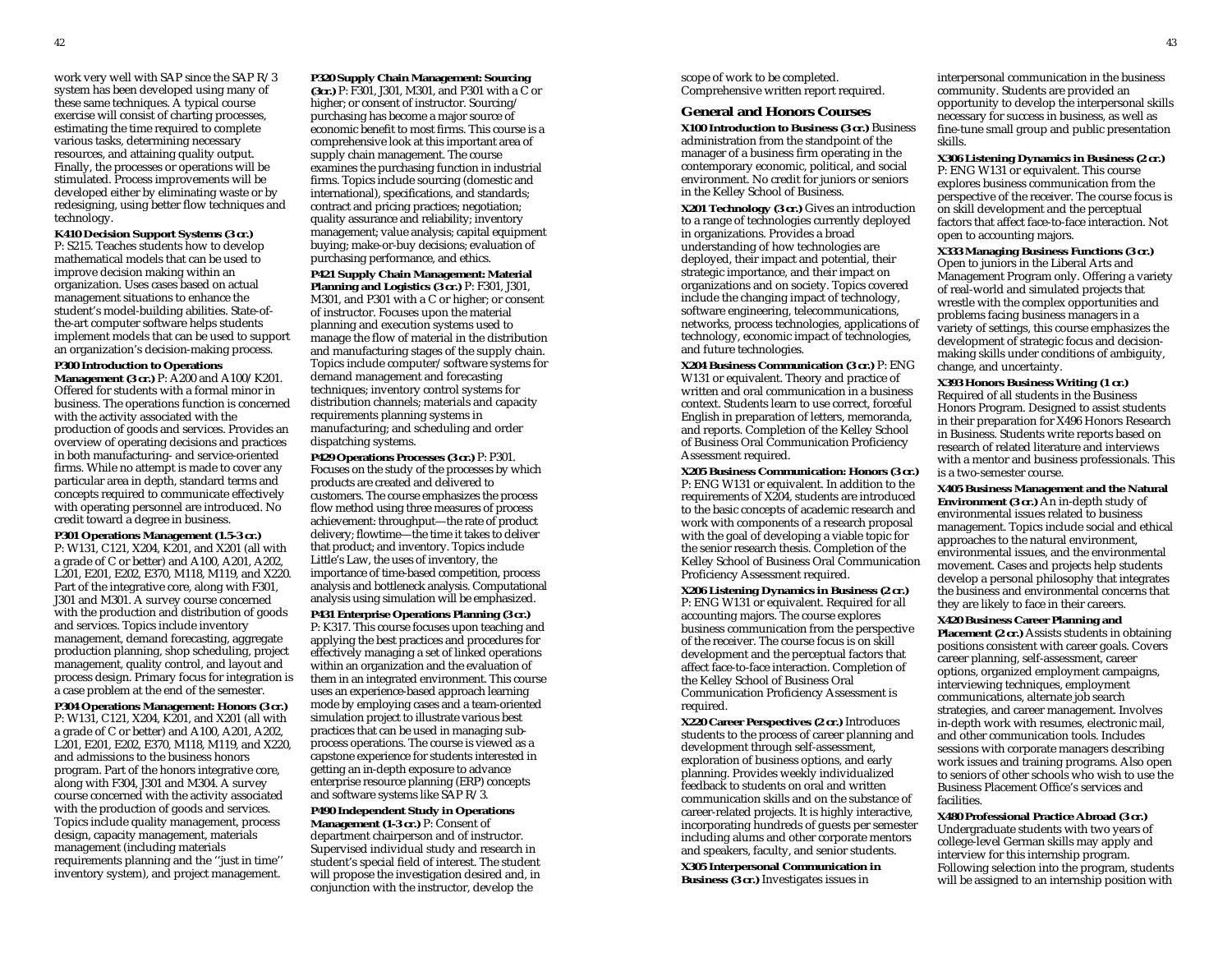work very well with SAP since the SAP R/3 system has been developed using many of these same techniques. A typical course exercise will consist of charting processes, estimating the time required to complete various tasks, determining necessary resources, and attaining quality output. Finally, the processes or operations will be stimulated. Process improvements will be developed either by eliminating waste or by redesigning, using better flow techniques and technology.

**K410 Decision Support Systems (3 cr.)** P: S215. Teaches students how to develop mathematical models that can be used to improve decision making within an organization. Uses cases based on actual management situations to enhance the student's model-building abilities. State-of-the-art computer software helps students implement models that can be used to support an organization's decision-making process.

**P300 Introduction to Operations Management (3 cr.)** P: A200 and A100/K201. Offered for students with a formal minor in business. The operations function is concerned with the activity associated with the production of goods and services. Provides an overview of operating decisions and practices in both manufacturing- and service-oriented firms. While no attempt is made to cover any particular area in depth, standard terms and concepts required to communicate effectively with operating personnel are introduced. No credit toward a degree in business.

**P301 Operations Management (1.5-3 cr.)** P: W131, C121, X204, K201, and X201 (all with a grade of C or better) and A100, A201, A202, L201, E201, E202, E370, M118, M119, and X220. Part of the integrative core, along with F301, J301 and M301. A survey course concerned with the production and distribution of goods and services. Topics include inventory management, demand forecasting, aggregate production planning, shop scheduling, project management, quality control, and layout and process design. Primary focus for integration is a case problem at the end of the semester.

**P304 Operations Management: Honors (3 cr.)** P: W131, C121, X204, K201, and X201 (all with a grade of C or better) and A100, A201, A202, L201, E201, E202, E370, M118, M119, and X220, and admissions to the business honors program. Part of the honors integrative core, along with F304, J301 and M304. A survey course concerned with the activity associated with the production of goods and services. Topics include quality management, process design, capacity management, materials management (including materials requirements planning and the ''just in time'' inventory system), and project management.

**P320 Supply Chain Management: Sourcing (3cr.)** P: F301, J301, M301, and P301 with a C or higher; or consent of instructor. Sourcing/purchasing has become a major source of economic benefit to most firms. This course is a comprehensive look at this important area of supply chain management. The course examines the purchasing function in industrial firms. Topics include sourcing (domestic and international), specifications, and standards; contract and pricing practices; negotiation; quality assurance and reliability; inventory management; value analysis; capital equipment buying; make-or-buy decisions; evaluation of purchasing performance, and ethics.

**P421 Supply Chain Management: Material Planning and Logistics (3 cr.)** P: F301, J301, M301, and P301 with a C or higher; or consent of instructor. Focuses upon the material planning and execution systems used to manage the flow of material in the distribution and manufacturing stages of the supply chain. Topics include computer/software systems for demand management and forecasting techniques; inventory control systems for distribution channels; materials and capacity requirements planning systems in manufacturing; and scheduling and order dispatching systems.

**P429 Operations Processes (3 cr.)** P: P301. Focuses on the study of the processes by which products are created and delivered to customers. The course emphasizes the process flow method using three measures of process achievement: throughput—the rate of product delivery; flowtime—the time it takes to deliver that product; and inventory. Topics include Little's Law, the uses of inventory, the importance of time-based competition, process analysis and bottleneck analysis. Computational analysis using simulation will be emphasized.

**P431 Enterprise Operations Planning (3 cr.)** P: K317. This course focuses upon teaching and applying the best practices and procedures for effectively managing a set of linked operations within an organization and the evaluation of them in an integrated environment. This course uses an experience-based approach learning mode by employing cases and a team-oriented simulation project to illustrate various best practices that can be used in managing sub-process operations. The course is viewed as a capstone experience for students interested in getting an in-depth exposure to advance enterprise resource planning (ERP) concepts and software systems like SAP R/3.

**P490 Independent Study in Operations Management (1-3 cr.)** P: Consent of department chairperson and of instructor. Supervised individual study and research in student's special field of interest. The student will propose the investigation desired and, in conjunction with the instructor, develop the scope of work to be completed. Comprehensive written report required.

## General and Honors Courses

**X100 Introduction to Business (3 cr.)** Business administration from the standpoint of the manager of a business firm operating in the contemporary economic, political, and social environment. No credit for juniors or seniors in the Kelley School of Business.

**X201 Technology (3 cr.)** Gives an introduction to a range of technologies currently deployed in organizations. Provides a broad understanding of how technologies are deployed, their impact and potential, their strategic importance, and their impact on organizations and on society. Topics covered include the changing impact of technology, software engineering, telecommunications, networks, process technologies, applications of technology, economic impact of technologies, and future technologies.

**X204 Business Communication (3 cr.)** P: ENG W131 or equivalent. Theory and practice of written and oral communication in a business context. Students learn to use correct, forceful English in preparation of letters, memoranda, and reports. Completion of the Kelley School of Business Oral Communication Proficiency Assessment required.

**X205 Business Communication: Honors (3 cr.)** P: ENG W131 or equivalent. In addition to the requirements of X204, students are introduced to the basic concepts of academic research and work with components of a research proposal with the goal of developing a viable topic for the senior research thesis. Completion of the Kelley School of Business Oral Communication Proficiency Assessment required.

**X206 Listening Dynamics in Business (2 cr.)** P: ENG W131 or equivalent. Required for all accounting majors. The course explores business communication from the perspective of the receiver. The course focus is on skill development and the perceptual factors that affect face-to-face interaction. Completion of the Kelley School of Business Oral Communication Proficiency Assessment is required.

**X220 Career Perspectives (2 cr.)** Introduces students to the process of career planning and development through self-assessment, exploration of business options, and early planning. Provides weekly individualized feedback to students on oral and written communication skills and on the substance of career-related projects. It is highly interactive, incorporating hundreds of guests per semester including alums and other corporate mentors and speakers, faculty, and senior students.

**X305 Interpersonal Communication in Business (3 cr.)** Investigates issues in interpersonal communication in the business community. Students are provided an opportunity to develop the interpersonal skills necessary for success in business, as well as fine-tune small group and public presentation skills.

**X306 Listening Dynamics in Business (2 cr.)** P: ENG W131 or equivalent. This course explores business communication from the perspective of the receiver. The course focus is on skill development and the perceptual factors that affect face-to-face interaction. Not open to accounting majors.

**X333 Managing Business Functions (3 cr.)** Open to juniors in the Liberal Arts and Management Program only. Offering a variety of real-world and simulated projects that wrestle with the complex opportunities and problems facing business managers in a variety of settings, this course emphasizes the development of strategic focus and decision-making skills under conditions of ambiguity, change, and uncertainty.

**X393 Honors Business Writing (1 cr.)** Required of all students in the Business Honors Program. Designed to assist students in their preparation for X496 Honors Research in Business. Students write reports based on research of related literature and interviews with a mentor and business professionals. This is a two-semester course.

**X405 Business Management and the Natural Environment (3 cr.)** An in-depth study of environmental issues related to business management. Topics include social and ethical approaches to the natural environment, environmental issues, and the environmental movement. Cases and projects help students develop a personal philosophy that integrates the business and environmental concerns that they are likely to face in their careers.

**X420 Business Career Planning and Placement (2 cr.)** Assists students in obtaining positions consistent with career goals. Covers career planning, self-assessment, career options, organized employment campaigns, interviewing techniques, employment communications, alternate job search strategies, and career management. Involves in-depth work with resumes, electronic mail, and other communication tools. Includes sessions with corporate managers describing work issues and training programs. Also open to seniors of other schools who wish to use the Business Placement Office's services and facilities.

**X480 Professional Practice Abroad (3 cr.)** Undergraduate students with two years of college-level German skills may apply and interview for this internship program. Following selection into the program, students will be assigned to an internship position with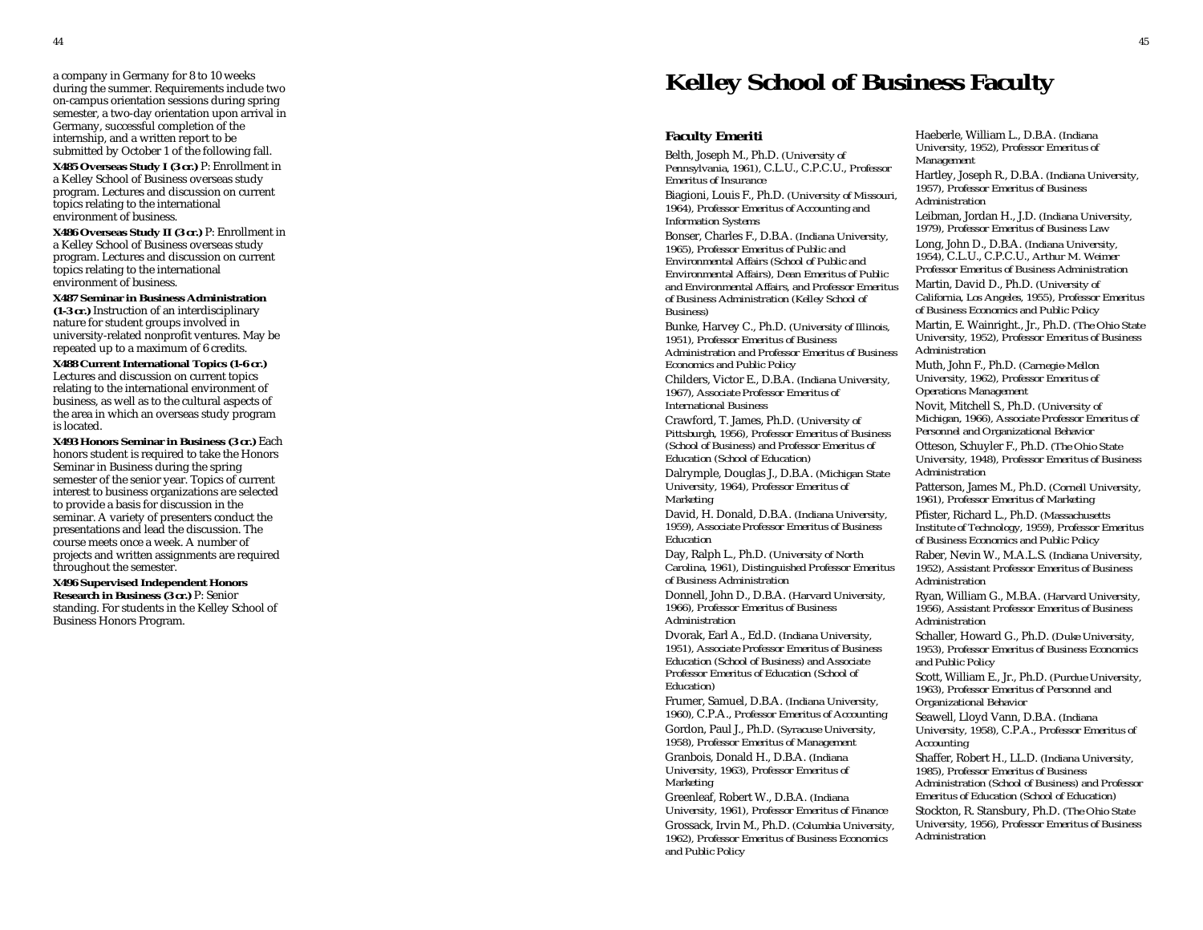a company in Germany for 8 to 10 weeks during the summer. Requirements include two on-campus orientation sessions during spring semester, a two-day orientation upon arrival in Germany, successful completion of the internship, and a written report to be submitted by October 1 of the following fall.

**X485 Overseas Study I (3 cr.)** P: Enrollment in a Kelley School of Business overseas study program. Lectures and discussion on current topics relating to the international environment of business.

**X486 Overseas Study II (3 cr.)** P: Enrollment in a Kelley School of Business overseas study program. Lectures and discussion on current topics relating to the international environment of business.

**X487 Seminar in Business Administration (1-3 cr.)** Instruction of an interdisciplinary nature for student groups involved in university-related nonprofit ventures. May be repeated up to a maximum of 6 credits.

**X488 Current International Topics (1-6 cr.)** Lectures and discussion on current topics relating to the international environment of business, as well as to the cultural aspects of the area in which an overseas study program is located.

**X493 Honors Seminar in Business (3 cr.)** Each honors student is required to take the Honors Seminar in Business during the spring semester of the senior year. Topics of current interest to business organizations are selected to provide a basis for discussion in the seminar. A variety of presenters conduct the presentations and lead the discussion. The course meets once a week. A number of projects and written assignments are required throughout the semester.

**X496 Supervised Independent Honors Research in Business (3 cr.)** P: Senior standing. For students in the Kelley School of Business Honors Program.

# Kelley School of Business Faculty

### Faculty Emeriti

Belth, Joseph M., Ph.D. (University of Pennsylvania, 1961), C.L.U., C.P.C.U., Professor Emeritus of Insurance

Biagioni, Louis F., Ph.D. (University of Missouri, 1964), Professor Emeritus of Accounting and Information Systems

Bonser, Charles F., D.B.A. (Indiana University, 1965), Professor Emeritus of Public and Environmental Affairs (School of Public and Environmental Affairs), Dean Emeritus of Public and Environmental Affairs, and Professor Emeritus of Business Administration (Kelley School of Business)

Bunke, Harvey C., Ph.D. (University of Illinois, 1951), Professor Emeritus of Business Administration and Professor Emeritus of Business Economics and Public Policy

Childers, Victor E., D.B.A. (Indiana University, 1967), Associate Professor Emeritus of International Business

Crawford, T. James, Ph.D. (University of Pittsburgh, 1956), Professor Emeritus of Business (School of Business) and Professor Emeritus of Education (School of Education)

Dalrymple, Douglas J., D.B.A. (Michigan State University, 1964), Professor Emeritus of Marketing

David, H. Donald, D.B.A. (Indiana University, 1959), Associate Professor Emeritus of Business Education

Day, Ralph L., Ph.D. (University of North Carolina, 1961), Distinguished Professor Emeritus of Business Administration

Donnell, John D., D.B.A. (Harvard University, 1966), Professor Emeritus of Business Administration

Dvorak, Earl A., Ed.D. (Indiana University, 1951), Associate Professor Emeritus of Business Education (School of Business) and Associate Professor Emeritus of Education (School of Education)

Frumer, Samuel, D.B.A. (Indiana University, 1960), C.P.A., Professor Emeritus of Accounting

Gordon, Paul J., Ph.D. (Syracuse University, 1958), Professor Emeritus of Management

Granbois, Donald H., D.B.A. (Indiana University, 1963), Professor Emeritus of Marketing

Greenleaf, Robert W., D.B.A. (Indiana University, 1961), Professor Emeritus of Finance

Grossack, Irvin M., Ph.D. (Columbia University, 1962), Professor Emeritus of Business Economics and Public Policy

Haeberle, William L., D.B.A. (Indiana University, 1952), Professor Emeritus of Management

Hartley, Joseph R., D.B.A. (Indiana University, 1957), Professor Emeritus of Business Administration

Leibman, Jordan H., J.D. (Indiana University, 1979), Professor Emeritus of Business Law

Long, John D., D.B.A. (Indiana University, 1954), C.L.U., C.P.C.U., Arthur M. Weimer Professor Emeritus of Business Administration

Martin, David D., Ph.D. (University of California, Los Angeles, 1955), Professor Emeritus of Business Economics and Public Policy

Martin, E. Wainright., Jr., Ph.D. (The Ohio State University, 1952), Professor Emeritus of Business Administration

Muth, John F., Ph.D. (Carnegie-Mellon University, 1962), Professor Emeritus of Operations Management

Novit, Mitchell S., Ph.D. (University of Michigan, 1966), Associate Professor Emeritus of Personnel and Organizational Behavior

Otteson, Schuyler F., Ph.D. (The Ohio State University, 1948), Professor Emeritus of Business Administration

Patterson, James M., Ph.D. (Cornell University, 1961), Professor Emeritus of Marketing

Pfister, Richard L., Ph.D. (Massachusetts Institute of Technology, 1959), Professor Emeritus of Business Economics and Public Policy

Raber, Nevin W., M.A.L.S. (Indiana University, 1952), Assistant Professor Emeritus of Business Administration

Ryan, William G., M.B.A. (Harvard University, 1956), Assistant Professor Emeritus of Business Administration

Schaller, Howard G., Ph.D. (Duke University, 1953), Professor Emeritus of Business Economics and Public Policy

Scott, William E., Jr., Ph.D. (Purdue University, 1963), Professor Emeritus of Personnel and Organizational Behavior

Seawell, Lloyd Vann, D.B.A. (Indiana University, 1958), C.P.A., Professor Emeritus of Accounting

Shaffer, Robert H., LL.D. (Indiana University, 1985), Professor Emeritus of Business Administration (School of Business) and Professor Emeritus of Education (School of Education)

Stockton, R. Stansbury, Ph.D. (The Ohio State University, 1956), Professor Emeritus of Business Administration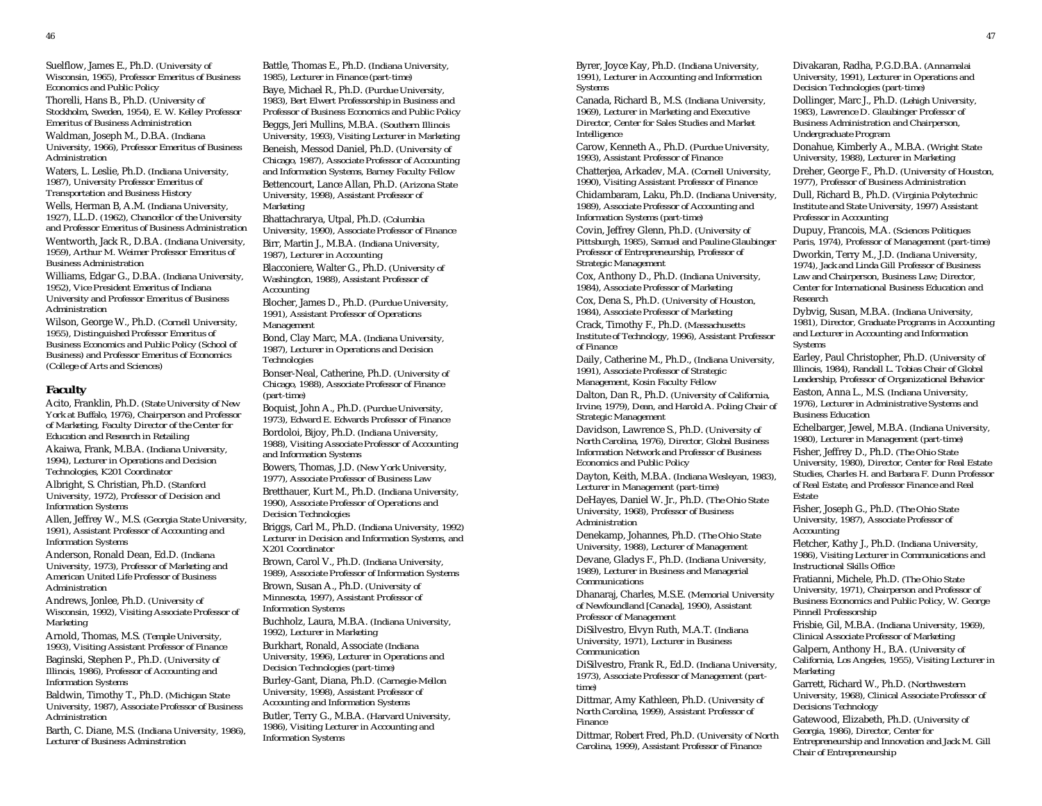Suelflow, James E., Ph.D. (University of Wisconsin, 1965), Professor Emeritus of Business Economics and Public Policy

Thorelli, Hans B., Ph.D. (University of Stockholm, Sweden, 1954), E. W. Kelley Professor Emeritus of Business Administration

Waldman, Joseph M., D.B.A. (Indiana University, 1966), Professor Emeritus of Business Administration

Waters, L. Leslie, Ph.D. (Indiana University, 1987), University Professor Emeritus of Transportation and Business History

Wells, Herman B, A.M. (Indiana University, 1927), LL.D. (1962), Chancellor of the University and Professor Emeritus of Business Administration

Wentworth, Jack R., D.B.A. (Indiana University, 1959), Arthur M. Weimer Professor Emeritus of Business Administration

Williams, Edgar G., D.B.A. (Indiana University, 1952), Vice President Emeritus of Indiana University and Professor Emeritus of Business Administration

Wilson, George W., Ph.D. (Cornell University, 1955), Distinguished Professor Emeritus of Business Economics and Public Policy (School of Business) and Professor Emeritus of Economics (College of Arts and Sciences)

## Faculty

Acito, Franklin, Ph.D. (State University of New York at Buffalo, 1976), Chairperson and Professor of Marketing, Faculty Director of the Center for Education and Research in Retailing

Akaiwa, Frank, M.B.A. (Indiana University, 1994), Lecturer in Operations and Decision Technologies, K201 Coordinator

Albright, S. Christian, Ph.D. (Stanford University, 1972), Professor of Decision and Information Systems

Allen, Jeffrey W., M.S. (Georgia State University, 1991), Assistant Professor of Accounting and Information Systems

Anderson, Ronald Dean, Ed.D. (Indiana University, 1973), Professor of Marketing and American United Life Professor of Business Administration

Andrews, Jonlee, Ph.D. (University of Wisconsin, 1992), Visiting Associate Professor of Marketing

Arnold, Thomas, M.S. (Temple University, 1993), Visiting Assistant Professor of Finance

Baginski, Stephen P., Ph.D. (University of Illinois, 1986), Professor of Accounting and Information Systems

Baldwin, Timothy T., Ph.D. (Michigan State University, 1987), Associate Professor of Business Administration

Barth, C. Diane, M.S. (Indiana University, 1986), Lecturer of Business Adminstration

Battle, Thomas E., Ph.D. (Indiana University, 1985), Lecturer in Finance (part-time)

Baye, Michael R., Ph.D. (Purdue University, 1983), Bert Elwert Professorship in Business and Professor of Business Economics and Public Policy

Beggs, Jeri Mullins, M.B.A. (Southern Illinois University, 1993), Visiting Lecturer in Marketing

Beneish, Messod Daniel, Ph.D. (University of Chicago, 1987), Associate Professor of Accounting and Information Systems, Barney Faculty Fellow

Bettencourt, Lance Allan, Ph.D. (Arizona State University, 1998), Assistant Professor of Marketing

Bhattachrarya, Utpal, Ph.D. (Columbia University, 1990), Associate Professor of Finance

Birr, Martin J., M.B.A. (Indiana University, 1987), Lecturer in Accounting

Blacconiere, Walter G., Ph.D. (University of Washington, 1988), Assistant Professor of Accounting

Blocher, James D., Ph.D. (Purdue University, 1991), Assistant Professor of Operations Management

Bond, Clay Marc, M.A. (Indiana University, 1987), Lecturer in Operations and Decision Technologies

Bonser-Neal, Catherine, Ph.D. (University of Chicago, 1988), Associate Professor of Finance (part-time)

Boquist, John A., Ph.D. (Purdue University, 1973), Edward E. Edwards Professor of Finance

Bordoloi, Bijoy, Ph.D. (Indiana University, 1988), Visiting Associate Professor of Accounting and Information Systems

Bowers, Thomas, J.D. (New York University, 1977), Associate Professor of Business Law

Bretthauer, Kurt M., Ph.D. (Indiana University, 1990), Associate Professor of Operations and Decision Technologies

Briggs, Carl M., Ph.D. (Indiana University, 1992) Lecturer in Decision and Information Systems, and X201 Coordinator

Brown, Carol V., Ph.D. (Indiana University, 1989), Associate Professor of Information Systems

Brown, Susan A., Ph.D. (University of Minnesota, 1997), Assistant Professor of Information Systems

Buchholz, Laura, M.B.A. (Indiana University, 1992), Lecturer in Marketing

Burkhart, Ronald, Associate (Indiana University, 1996), Lecturer in Operations and Decision Technologies (part-time)

Burley-Gant, Diana, Ph.D. (Carnegie-Mellon University, 1998), Assistant Professor of Accounting and Information Systems

Butler, Terry G., M.B.A. (Harvard University, 1986), Visiting Lecturer in Accounting and Information Systems

Byrer, Joyce Kay, Ph.D. (Indiana University, 1991), Lecturer in Accounting and Information Systems

Canada, Richard B., M.S. (Indiana University, 1969), Lecturer in Marketing and Executive Director, Center for Sales Studies and Market Intelligence

Carow, Kenneth A., Ph.D. (Purdue University, 1993), Assistant Professor of Finance

Chatterjea, Arkadev, M.A. (Cornell University, 1990), Visiting Assistant Professor of Finance

Chidambaram, Laku, Ph.D. (Indiana University, 1989), Associate Professor of Accounting and Information Systems (part-time)

Covin, Jeffrey Glenn, Ph.D. (University of Pittsburgh, 1985), Samuel and Pauline Glaubinger Professor of Entrepreneurship, Professor of Strategic Management

Cox, Anthony D., Ph.D. (Indiana University, 1984), Associate Professor of Marketing

Cox, Dena S., Ph.D. (University of Houston, 1984), Associate Professor of Marketing

Crack, Timothy F., Ph.D. (Massachusetts Institute of Technology, 1996), Assistant Professor of Finance

Daily, Catherine M., Ph.D., (Indiana University, 1991), Associate Professor of Strategic Management, Kosin Faculty Fellow

Dalton, Dan R., Ph.D. (University of California, Irvine, 1979), Dean, and Harold A. Poling Chair of Strategic Management

Davidson, Lawrence S., Ph.D. (University of North Carolina, 1976), Director, Global Business Information Network and Professor of Business Economics and Public Policy

Dayton, Keith, M.B.A. (Indiana Wesleyan, 1983), Lecturer in Management (part-time)

DeHayes, Daniel W. Jr., Ph.D. (The Ohio State University, 1968), Professor of Business Administration

Denekamp, Johannes, Ph.D. (The Ohio State University, 1988), Lecturer of Management

Devane, Gladys F., Ph.D. (Indiana University, 1989), Lecturer in Business and Managerial Communications

Dhanaraj, Charles, M.S.E. (Memorial University of Newfoundland [Canada], 1990), Assistant Professor of Management

DiSilvestro, Elvyn Ruth, M.A.T. (Indiana University, 1971), Lecturer in Business Communication

DiSilvestro, Frank R., Ed.D. (Indiana University, 1973), Associate Professor of Management (part-time)

Dittmar, Amy Kathleen, Ph.D. (University of North Carolina, 1999), Assistant Professor of Finance

Dittmar, Robert Fred, Ph.D. (University of North Carolina, 1999), Assistant Professor of Finance

Divakaran, Radha, P.G.D.B.A. (Annamalai University, 1991), Lecturer in Operations and Decision Technologies (part-time)

Dollinger, Marc J., Ph.D. (Lehigh University, 1983), Lawrence D. Glaubinger Professor of Business Administration and Chairperson, Undergraduate Program

Donahue, Kimberly A., M.B.A. (Wright State University, 1988), Lecturer in Marketing

Dreher, George F., Ph.D. (University of Houston, 1977), Professor of Business Administration

Dull, Richard B., Ph.D. (Virginia Polytechnic Institute and State University, 1997) Assistant Professor in Accounting

Dupuy, Francois, M.A. (Sciences Politiques Paris, 1974), Professor of Management (part-time)

Dworkin, Terry M., J.D. (Indiana University, 1974), Jack and Linda Gill Professor of Business Law and Chairperson, Business Law; Director, Center for International Business Education and Research

Dybvig, Susan, M.B.A. (Indiana University, 1981), Director, Graduate Programs in Accounting and Lecturer in Accounting and Information Systems

Earley, Paul Christopher, Ph.D. (University of Illinois, 1984), Randall L. Tobias Chair of Global Leadership, Professor of Organizational Behavior

Easton, Anna L., M.S. (Indiana University, 1976), Lecturer in Administrative Systems and Business Education

Echelbarger, Jewel, M.B.A. (Indiana University, 1980), Lecturer in Management (part-time)

Fisher, Jeffrey D., Ph.D. (The Ohio State University, 1980), Director, Center for Real Estate Studies, Charles H. and Barbara F. Dunn Professor of Real Estate, and Professor Finance and Real Estate

Fisher, Joseph G., Ph.D. (The Ohio State University, 1987), Associate Professor of Accounting

Fletcher, Kathy J., Ph.D. (Indiana University, 1986), Visiting Lecturer in Communications and Instructional Skills Office

Fratianni, Michele, Ph.D. (The Ohio State University, 1971), Chairperson and Professor of Business Economics and Public Policy, W. George Pinnell Professorship

Frisbie, Gil, M.B.A. (Indiana University, 1969), Clinical Associate Professor of Marketing

Galpern, Anthony H., B.A. (University of California, Los Angeles, 1955), Visiting Lecturer in Marketing

Garrett, Richard W., Ph.D. (Northwestern University, 1968), Clinical Associate Professor of Decisions Technology

Gatewood, Elizabeth, Ph.D. (University of Georgia, 1986), Director, Center for Entrepreneurship and Innovation and Jack M. Gill Chair of Entrepreneurship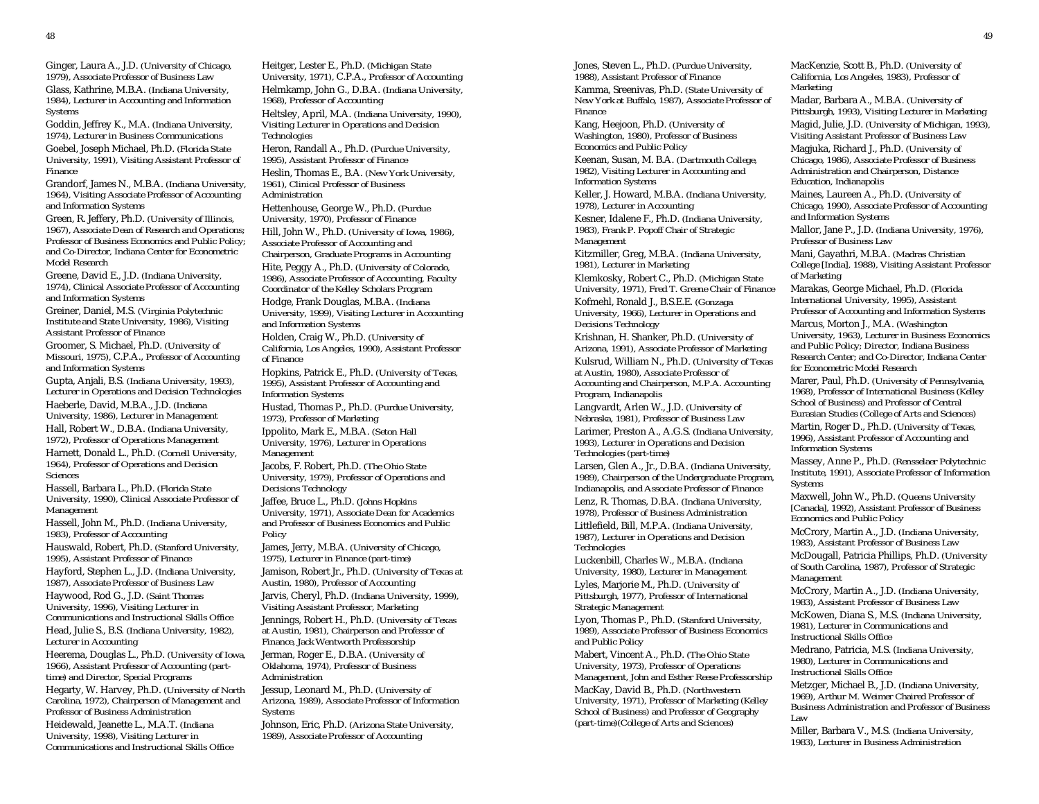Ginger, Laura A., J.D. (University of Chicago, 1979), Associate Professor of Business Law

Glass, Kathrine, M.B.A. (Indiana University, 1984), Lecturer in Accounting and Information Systems

Goddin, Jeffrey K., M.A. (Indiana University, 1974), Lecturer in Business Communications

Goebel, Joseph Michael, Ph.D. (Florida State University, 1991), Visiting Assistant Professor of Finance

Grandorf, James N., M.B.A. (Indiana University, 1964), Visiting Associate Professor of Accounting and Information Systems

Green, R. Jeffery, Ph.D. (University of Illinois, 1967), Associate Dean of Research and Operations; Professor of Business Economics and Public Policy; and Co-Director, Indiana Center for Econometric Model Research

Greene, David E., J.D. (Indiana University, 1974), Clinical Associate Professor of Accounting and Information Systems

Greiner, Daniel, M.S. (Virginia Polytechnic Institute and State University, 1986), Visiting Assistant Professor of Finance

Groomer, S. Michael, Ph.D. (University of Missouri, 1975), C.P.A., Professor of Accounting and Information Systems

Gupta, Anjali, B.S. (Indiana University, 1993), Lecturer in Operations and Decision Technologies

Haeberle, David, M.B.A., J.D. (Indiana University, 1986), Lecturer in Management

Hall, Robert W., D.B.A. (Indiana University, 1972), Professor of Operations Management

Harnett, Donald L., Ph.D. (Cornell University, 1964), Professor of Operations and Decision Sciences

Hassell, Barbara L., Ph.D. (Florida State University, 1990), Clinical Associate Professor of Management

Hassell, John M., Ph.D. (Indiana University, 1983), Professor of Accounting

Hauswald, Robert, Ph.D. (Stanford University, 1995), Assistant Professor of Finance

Hayford, Stephen L., J.D. (Indiana University, 1987), Associate Professor of Business Law

Haywood, Rod G., J.D. (Saint Thomas University, 1996), Visiting Lecturer in Communications and Instructional Skills Office

Head, Julie S., B.S. (Indiana University, 1982), Lecturer in Accounting

Heerema, Douglas L., Ph.D. (University of Iowa, 1966), Assistant Professor of Accounting (part-time) and Director, Special Programs

Hegarty, W. Harvey, Ph.D. (University of North Carolina, 1972), Chairperson of Management and Professor of Business Administration

Heidewald, Jeanette L., M.A.T. (Indiana University, 1998), Visiting Lecturer in Communications and Instructional Skills Office

Heitger, Lester E., Ph.D. (Michigan State University, 1971), C.P.A., Professor of Accounting

Helmkamp, John G., D.B.A. (Indiana University, 1968), Professor of Accounting

Heltsley, April, M.A. (Indiana University, 1990), Visiting Lecturer in Operations and Decision Technologies

Heron, Randall A., Ph.D. (Purdue University, 1995), Assistant Professor of Finance

Heslin, Thomas E., B.A. (New York University, 1961), Clinical Professor of Business Administration

Hettenhouse, George W., Ph.D. (Purdue University, 1970), Professor of Finance

Hill, John W., Ph.D. (University of Iowa, 1986), Associate Professor of Accounting and Chairperson, Graduate Programs in Accounting

Hite, Peggy A., Ph.D. (University of Colorado, 1986), Associate Professor of Accounting, Faculty Coordinator of the Kelley Scholars Program

Hodge, Frank Douglas, M.B.A. (Indiana University, 1999), Visiting Lecturer in Accounting and Information Systems

Holden, Craig W., Ph.D. (University of California, Los Angeles, 1990), Assistant Professor of Finance

Hopkins, Patrick E., Ph.D. (University of Texas, 1995), Assistant Professor of Accounting and Information Systems

Hustad, Thomas P., Ph.D. (Purdue University, 1973), Professor of Marketing

Ippolito, Mark E., M.B.A. (Seton Hall University, 1976), Lecturer in Operations Management

Jacobs, F. Robert, Ph.D. (The Ohio State University, 1979), Professor of Operations and Decisions Technology

Jaffee, Bruce L., Ph.D. (Johns Hopkins University, 1971), Associate Dean for Academics and Professor of Business Economics and Public Policy

James, Jerry, M.B.A. (University of Chicago, 1975), Lecturer in Finance (part-time)

Jamison, Robert Jr., Ph.D. (University of Texas at Austin, 1980), Professor of Accounting

Jarvis, Cheryl, Ph.D. (Indiana University, 1999), Visiting Assistant Professor, Marketing

Jennings, Robert H., Ph.D. (University of Texas at Austin, 1981), Chairperson and Professor of Finance, Jack Wentworth Professorship

Jerman, Roger E., D.B.A. (University of Oklahoma, 1974), Professor of Business Administration

Jessup, Leonard M., Ph.D. (University of Arizona, 1989), Associate Professor of Information Systems

Johnson, Eric, Ph.D. (Arizona State University, 1989), Associate Professor of Accounting

Jones, Steven L., Ph.D. (Purdue University, 1988), Assistant Professor of Finance

Kamma, Sreenivas, Ph.D. (State University of New York at Buffalo, 1987), Associate Professor of Finance

Kang, Heejoon, Ph.D. (University of Washington, 1980), Professor of Business Economics and Public Policy

Keenan, Susan, M. B.A. (Dartmouth College, 1982), Visiting Lecturer in Accounting and Information Systems

Keller, J. Howard, M.B.A. (Indiana University, 1978), Lecturer in Accounting

Kesner, Idalene F., Ph.D. (Indiana University, 1983), Frank P. Popoff Chair of Strategic Management

Kitzmiller, Greg, M.B.A. (Indiana University, 1981), Lecturer in Marketing

Klemkosky, Robert C., Ph.D. (Michigan State University, 1971), Fred T. Greene Chair of Finance

Kofmehl, Ronald J., B.S.E.E. (Gonzaga University, 1966), Lecturer in Operations and Decisions Technology

Krishnan, H. Shanker, Ph.D. (University of Arizona, 1991), Associate Professor of Marketing

Kulsrud, William N., Ph.D. (University of Texas at Austin, 1980), Associate Professor of Accounting and Chairperson, M.P.A. Accounting Program, Indianapolis

Langvardt, Arlen W., J.D. (University of Nebraska, 1981), Professor of Business Law

Larimer, Preston A., A.G.S. (Indiana University, 1993), Lecturer in Operations and Decision Technologies (part-time)

Larsen, Glen A., Jr., D.B.A. (Indiana University, 1989), Chairperson of the Undergraduate Program, Indianapolis, and Associate Professor of Finance

Lenz, R. Thomas, D.B.A. (Indiana University, 1978), Professor of Business Administration

Littlefield, Bill, M.P.A. (Indiana University, 1987), Lecturer in Operations and Decision Technologies

Luckenbill, Charles W., M.B.A. (Indiana University, 1980), Lecturer in Management

Lyles, Marjorie M., Ph.D. (University of Pittsburgh, 1977), Professor of International Strategic Management

Lyon, Thomas P., Ph.D. (Stanford University, 1989), Associate Professor of Business Economics and Public Policy

Mabert, Vincent A., Ph.D. (The Ohio State University, 1973), Professor of Operations Management, John and Esther Reese Professorship

MacKay, David B., Ph.D. (Northwestern University, 1971), Professor of Marketing (Kelley School of Business) and Professor of Geography (part-time)(College of Arts and Sciences)

MacKenzie, Scott B., Ph.D. (University of California, Los Angeles, 1983), Professor of Marketing

Madar, Barbara A., M.B.A. (University of Pittsburgh, 1993), Visiting Lecturer in Marketing

Magid, Julie, J.D. (University of Michigan, 1993), Visiting Assistant Professor of Business Law

Magjuka, Richard J., Ph.D. (University of Chicago, 1986), Associate Professor of Business Administration and Chairperson, Distance Education, Indianapolis

Maines, Laureen A., Ph.D. (University of Chicago, 1990), Associate Professor of Accounting and Information Systems

Mallor, Jane P., J.D. (Indiana University, 1976), Professor of Business Law

Mani, Gayathri, M.B.A. (Madras Christian College [India], 1988), Visiting Assistant Professor of Marketing

Marakas, George Michael, Ph.D. (Florida International University, 1995), Assistant Professor of Accounting and Information Systems

Marcus, Morton J., M.A. (Washington University, 1963), Lecturer in Business Economics and Public Policy; Director, Indiana Business Research Center; and Co-Director, Indiana Center for Econometric Model Research

Marer, Paul, Ph.D. (University of Pennsylvania, 1968), Professor of International Business (Kelley School of Business) and Professor of Central Eurasian Studies (College of Arts and Sciences)

Martin, Roger D., Ph.D. (University of Texas, 1996), Assistant Professor of Accounting and Information Systems

Massey, Anne P., Ph.D. (Rensselaer Polytechnic Institute, 1991), Associate Professor of Information Systems

Maxwell, John W., Ph.D. (Queens University [Canada], 1992), Assistant Professor of Business Economics and Public Policy

McCrory, Martin A., J.D. (Indiana University, 1983), Assistant Professor of Business Law

McDougall, Patricia Phillips, Ph.D. (University of South Carolina, 1987), Professor of Strategic Management

McCrory, Martin A., J.D. (Indiana University, 1983), Assistant Professor of Business Law

McKowen, Diana S., M.S. (Indiana University, 1981), Lecturer in Communications and Instructional Skills Office

Medrano, Patricia, M.S. (Indiana University, 1980), Lecturer in Communications and Instructional Skills Office

Metzger, Michael B., J.D. (Indiana University, 1969), Arthur M. Weimer Chaired Professor of Business Administration and Professor of Business Law

Miller, Barbara V., M.S. (Indiana University, 1983), Lecturer in Business Administration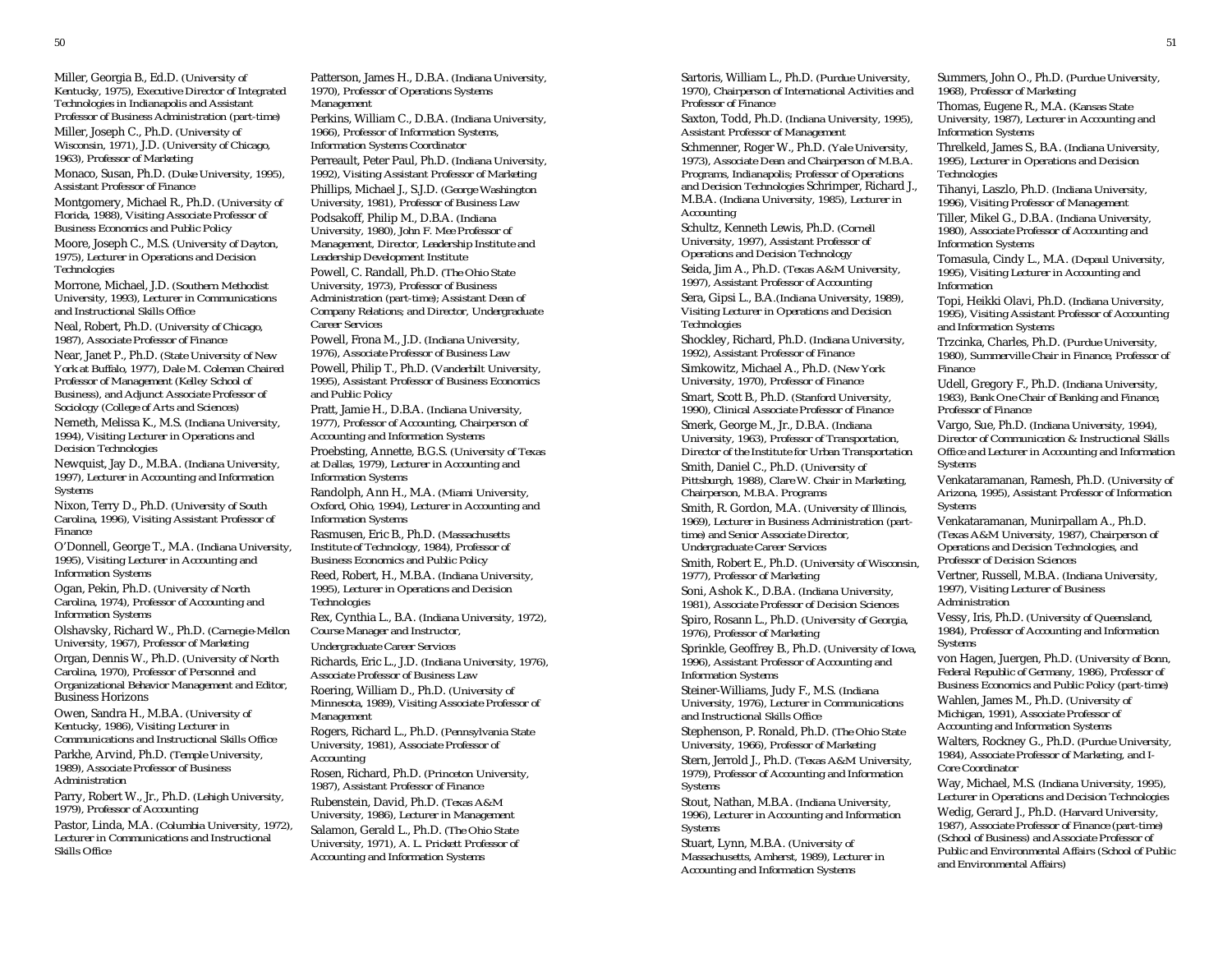Miller, Georgia B., Ed.D. (University of Kentucky, 1975), Executive Director of Integrated Technologies in Indianapolis and Assistant Professor of Business Administration (part-time)

Miller, Joseph C., Ph.D. (University of Wisconsin, 1971), J.D. (University of Chicago, 1963), Professor of Marketing

Monaco, Susan, Ph.D. (Duke University, 1995), Assistant Professor of Finance

Montgomery, Michael R., Ph.D. (University of Florida, 1988), Visiting Associate Professor of Business Economics and Public Policy

Moore, Joseph C., M.S. (University of Dayton, 1975), Lecturer in Operations and Decision Technologies

Morrone, Michael, J.D. (Southern Methodist University, 1993), Lecturer in Communications and Instructional Skills Office

Neal, Robert, Ph.D. (University of Chicago, 1987), Associate Professor of Finance

Near, Janet P., Ph.D. (State University of New York at Buffalo, 1977), Dale M. Coleman Chaired Professor of Management (Kelley School of Business), and Adjunct Associate Professor of Sociology (College of Arts and Sciences)

Nemeth, Melissa K., M.S. (Indiana University, 1994), Visiting Lecturer in Operations and Decision Technologies

Newquist, Jay D., M.B.A. (Indiana University, 1997), Lecturer in Accounting and Information Systems

Nixon, Terry D., Ph.D. (University of South Carolina, 1996), Visiting Assistant Professor of Finance

O'Donnell, George T., M.A. (Indiana University, 1995), Visiting Lecturer in Accounting and Information Systems

Ogan, Pekin, Ph.D. (University of North Carolina, 1974), Professor of Accounting and Information Systems

Olshavsky, Richard W., Ph.D. (Carnegie-Mellon University, 1967), Professor of Marketing

Organ, Dennis W., Ph.D. (University of North Carolina, 1970), Professor of Personnel and Organizational Behavior Management and Editor, *Business Horizons*

Owen, Sandra H., M.B.A. (University of Kentucky, 1986), Visiting Lecturer in Communications and Instructional Skills Office

Parkhe, Arvind, Ph.D. (Temple University, 1989), Associate Professor of Business Administration

Parry, Robert W., Jr., Ph.D. (Lehigh University, 1979), Professor of Accounting

Pastor, Linda, M.A. (Columbia University, 1972), Lecturer in Communications and Instructional Skills Office

Patterson, James H., D.B.A. (Indiana University, 1970), Professor of Operations Systems Management

Perkins, William C., D.B.A. (Indiana University, 1966), Professor of Information Systems, Information Systems Coordinator

Perreault, Peter Paul, Ph.D. (Indiana University, 1992), Visiting Assistant Professor of Marketing

Phillips, Michael J., S.J.D. (George Washington University, 1981), Professor of Business Law

Podsakoff, Philip M., D.B.A. (Indiana University, 1980), John F. Mee Professor of Management, Director, Leadership Institute and Leadership Development Institute

Powell, C. Randall, Ph.D. (The Ohio State University, 1973), Professor of Business Administration (part-time); Assistant Dean of Company Relations; and Director, Undergraduate Career Services

Powell, Frona M., J.D. (Indiana University, 1976), Associate Professor of Business Law

Powell, Philip T., Ph.D. (Vanderbilt University, 1995), Assistant Professor of Business Economics and Public Policy

Pratt, Jamie H., D.B.A. (Indiana University, 1977), Professor of Accounting, Chairperson of Accounting and Information Systems

Proebsting, Annette, B.G.S. (University of Texas at Dallas, 1979), Lecturer in Accounting and Information Systems

Randolph, Ann H., M.A. (Miami University, Oxford, Ohio, 1994), Lecturer in Accounting and Information Systems

Rasmusen, Eric B., Ph.D. (Massachusetts Institute of Technology, 1984), Professor of Business Economics and Public Policy

Reed, Robert, H., M.B.A. (Indiana University, 1995), Lecturer in Operations and Decision Technologies

Rex, Cynthia L., B.A. (Indiana University, 1972), Course Manager and Instructor, Undergraduate Career Services

Richards, Eric L., J.D. (Indiana University, 1976), Associate Professor of Business Law

Roering, William D., Ph.D. (University of Minnesota, 1989), Visiting Associate Professor of Management

Rogers, Richard L., Ph.D. (Pennsylvania State University, 1981), Associate Professor of Accounting

Rosen, Richard, Ph.D. (Princeton University, 1987), Assistant Professor of Finance

Rubenstein, David, Ph.D. (Texas A&M University, 1986), Lecturer in Management

Salamon, Gerald L., Ph.D. (The Ohio State University, 1971), A. L. Prickett Professor of Accounting and Information Systems

Sartoris, William L., Ph.D. (Purdue University, 1970), Chairperson of International Activities and Professor of Finance

Saxton, Todd, Ph.D. (Indiana University, 1995), Assistant Professor of Management

Schmenner, Roger W., Ph.D. (Yale University, 1973), Associate Dean and Chairperson of M.B.A. Programs, Indianapolis; Professor of Operations and Decision Technologies

Schrimper, Richard J., M.B.A. (Indiana University, 1985), Lecturer in Accounting

Schultz, Kenneth Lewis, Ph.D. (Cornell University, 1997), Assistant Professor of Operations and Decision Technology

Seida, Jim A., Ph.D. (Texas A&M University, 1997), Assistant Professor of Accounting

Sera, Gipsi L., B.A.(Indiana University, 1989), Visiting Lecturer in Operations and Decision Technologies

Shockley, Richard, Ph.D. (Indiana University, 1992), Assistant Professor of Finance

Simkowitz, Michael A., Ph.D. (New York University, 1970), Professor of Finance

Smart, Scott B., Ph.D. (Stanford University, 1990), Clinical Associate Professor of Finance

Smerk, George M., Jr., D.B.A. (Indiana University, 1963), Professor of Transportation, Director of the Institute for Urban Transportation

Smith, Daniel C., Ph.D. (University of Pittsburgh, 1988), Clare W. Chair in Marketing, Chairperson, M.B.A. Programs

Smith, R. Gordon, M.A. (University of Illinois, 1969), Lecturer in Business Administration (part-time) and Senior Associate Director, Undergraduate Career Services

Smith, Robert E., Ph.D. (University of Wisconsin, 1977), Professor of Marketing

Soni, Ashok K., D.B.A. (Indiana University, 1981), Associate Professor of Decision Sciences

Spiro, Rosann L., Ph.D. (University of Georgia, 1976), Professor of Marketing

Sprinkle, Geoffrey B., Ph.D. (University of Iowa, 1996), Assistant Professor of Accounting and Information Systems

Steiner-Williams, Judy F., M.S. (Indiana University, 1976), Lecturer in Communications and Instructional Skills Office

Stephenson, P. Ronald, Ph.D. (The Ohio State University, 1966), Professor of Marketing

Stern, Jerrold J., Ph.D. (Texas A&M University, 1979), Professor of Accounting and Information Systems

Stout, Nathan, M.B.A. (Indiana University, 1996), Lecturer in Accounting and Information Systems

Stuart, Lynn, M.B.A. (University of Massachusetts, Amherst, 1989), Lecturer in Accounting and Information Systems

Summers, John O., Ph.D. (Purdue University, 1968), Professor of Marketing

Thomas, Eugene R., M.A. (Kansas State University, 1987), Lecturer in Accounting and Information Systems

Threlkeld, James S., B.A. (Indiana University, 1995), Lecturer in Operations and Decision Technologies

Tihanyi, Laszlo, Ph.D. (Indiana University, 1996), Visiting Professor of Management

Tiller, Mikel G., D.B.A. (Indiana University, 1980), Associate Professor of Accounting and Information Systems

Tomasula, Cindy L., M.A. (Depaul University, 1995), Visiting Lecturer in Accounting and Information

Topi, Heikki Olavi, Ph.D. (Indiana University, 1995), Visiting Assistant Professor of Accounting and Information Systems

Trzcinka, Charles, Ph.D. (Purdue University, 1980), Summerville Chair in Finance, Professor of Finance

Udell, Gregory F., Ph.D. (Indiana University, 1983), Bank One Chair of Banking and Finance, Professor of Finance

Vargo, Sue, Ph.D. (Indiana University, 1994), Director of Communication & Instructional Skills Office and Lecturer in Accounting and Information Systems

Venkataramanan, Ramesh, Ph.D. (University of Arizona, 1995), Assistant Professor of Information Systems

Venkataramanan, Munirpallam A., Ph.D. (Texas A&M University, 1987), Chairperson of Operations and Decision Technologies, and Professor of Decision Sciences

Vertner, Russell, M.B.A. (Indiana University, 1997), Visiting Lecturer of Business Administration

Vessy, Iris, Ph.D. (University of Queensland, 1984), Professor of Accounting and Information Systems

von Hagen, Juergen, Ph.D. (University of Bonn, Federal Republic of Germany, 1986), Professor of Business Economics and Public Policy (part-time)

Wahlen, James M., Ph.D. (University of Michigan, 1991), Associate Professor of Accounting and Information Systems

Walters, Rockney G., Ph.D. (Purdue University, 1984), Associate Professor of Marketing, and I-Core Coordinator

Way, Michael, M.S. (Indiana University, 1995), Lecturer in Operations and Decision Technologies

Wedig, Gerard J., Ph.D. (Harvard University, 1987), Associate Professor of Finance (part-time) (School of Business) and Associate Professor of Public and Environmental Affairs (School of Public and Environmental Affairs)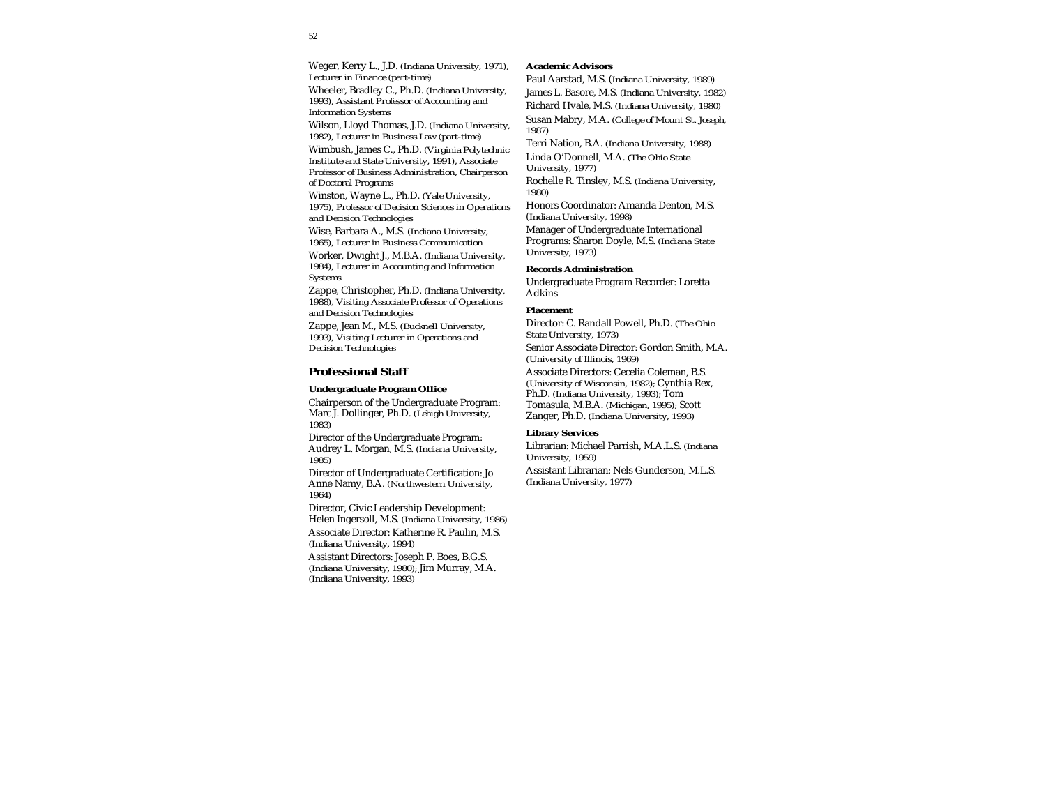Weger, Kerry L., J.D. (Indiana University, 1971), Lecturer in Finance (part-time)

Wheeler, Bradley C., Ph.D. (Indiana University, 1993), Assistant Professor of Accounting and Information Systems

Wilson, Lloyd Thomas, J.D. (Indiana University, 1982), Lecturer in Business Law (part-time)

Wimbush, James C., Ph.D. (Virginia Polytechnic Institute and State University, 1991), Associate Professor of Business Administration, Chairperson of Doctoral Programs

Winston, Wayne L., Ph.D. (Yale University, 1975), Professor of Decision Sciences in Operations and Decision Technologies

Wise, Barbara A., M.S. (Indiana University, 1965), Lecturer in Business Communication

Worker, Dwight J., M.B.A. (Indiana University, 1984), Lecturer in Accounting and Information Systems

Zappe, Christopher, Ph.D. (Indiana University, 1988), Visiting Associate Professor of Operations and Decision Technologies

Zappe, Jean M., M.S. (Bucknell University, 1993), Visiting Lecturer in Operations and Decision Technologies

## Professional Staff

**Undergraduate Program Office**

Chairperson of the Undergraduate Program: Marc J. Dollinger, Ph.D. (Lehigh University, 1983)

Director of the Undergraduate Program: Audrey L. Morgan, M.S. (Indiana University, 1985)

Director of Undergraduate Certification: Jo Anne Namy, B.A. (Northwestern University, 1964)

Director, Civic Leadership Development: Helen Ingersoll, M.S. (Indiana University, 1986)

Associate Director: Katherine R. Paulin, M.S. (Indiana University, 1994)

Assistant Directors: Joseph P. Boes, B.G.S. (Indiana University, 1980); Jim Murray, M.A. (Indiana University, 1993)

**Academic Advisors**

Paul Aarstad, M.S. (Indiana University, 1989)

James L. Basore, M.S. (Indiana University, 1982)

Richard Hvale, M.S. (Indiana University, 1980)

Susan Mabry, M.A. (College of Mount St. Joseph, 1987)

Terri Nation, B.A. (Indiana University, 1988)

Linda O'Donnell, M.A. (The Ohio State University, 1977)

Rochelle R. Tinsley, M.S. (Indiana University, 1980)

Honors Coordinator: Amanda Denton, M.S. (Indiana University, 1998)

Manager of Undergraduate International Programs: Sharon Doyle, M.S. (Indiana State University, 1973)

**Records Administration**

Undergraduate Program Recorder: Loretta Adkins

**Placement**

Director: C. Randall Powell, Ph.D. (The Ohio State University, 1973)

Senior Associate Director: Gordon Smith, M.A. (University of Illinois, 1969)

Associate Directors: Cecelia Coleman, B.S. (University of Wisconsin, 1982); Cynthia Rex, Ph.D. (Indiana University, 1993); Tom Tomasula, M.B.A. (Michigan, 1995); Scott Zanger, Ph.D. (Indiana University, 1993)

**Library Services**

Librarian: Michael Parrish, M.A.L.S. (Indiana University, 1959)

Assistant Librarian: Nels Gunderson, M.L.S. (Indiana University, 1977)